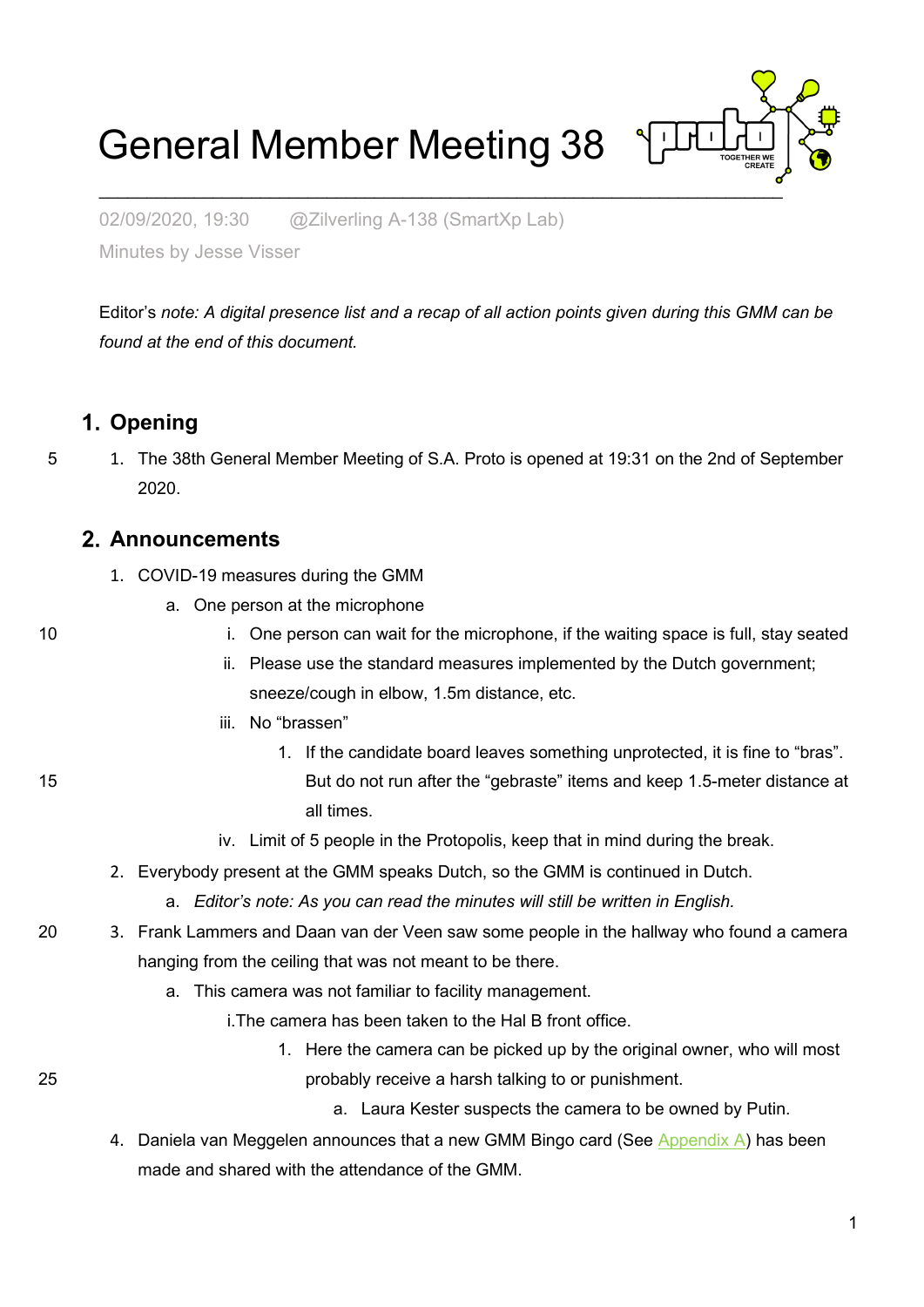# General Member Meeting 38

02/09/2020, 19:30 @Zilverling A-138 (SmartXp Lab)

Minutes by Jesse Visser

Editor's *note: A digital presence list and a recap of all action points given during this GMM can be found at the end of this document.*

## 1. Opening

1. The 38th General Member Meeting of S.A. Proto is opened at 19:31 on the 2nd of September 2020.

## 2. Announcements

1. COVID-19 measures during the GMM
    a. One person at the microphone
        i. One person can wait for the microphone, if the waiting space is full, stay seated
        ii. Please use the standard measures implemented by the Dutch government; sneeze/cough in elbow, 1.5m distance, etc.
        iii. No "brassen"
            1. If the candidate board leaves something unprotected, it is fine to "bras". But do not run after the "gebraste" items and keep 1.5-meter distance at all times.
        iv. Limit of 5 people in the Protopolis, keep that in mind during the break.
2. Everybody present at the GMM speaks Dutch, so the GMM is continued in Dutch.
    a. *Editor's note: As you can read the minutes will still be written in English.*
3. Frank Lammers and Daan van der Veen saw some people in the hallway who found a camera hanging from the ceiling that was not meant to be there.
    a. This camera was not familiar to facility management.
        i. The camera has been taken to the Hal B front office.
            1. Here the camera can be picked up by the original owner, who will most probably receive a harsh talking to or punishment.
                a. Laura Kester suspects the camera to be owned by Putin.
4. Daniela van Meggelen announces that a new GMM Bingo card (See Appendix A) has been made and shared with the attendance of the GMM.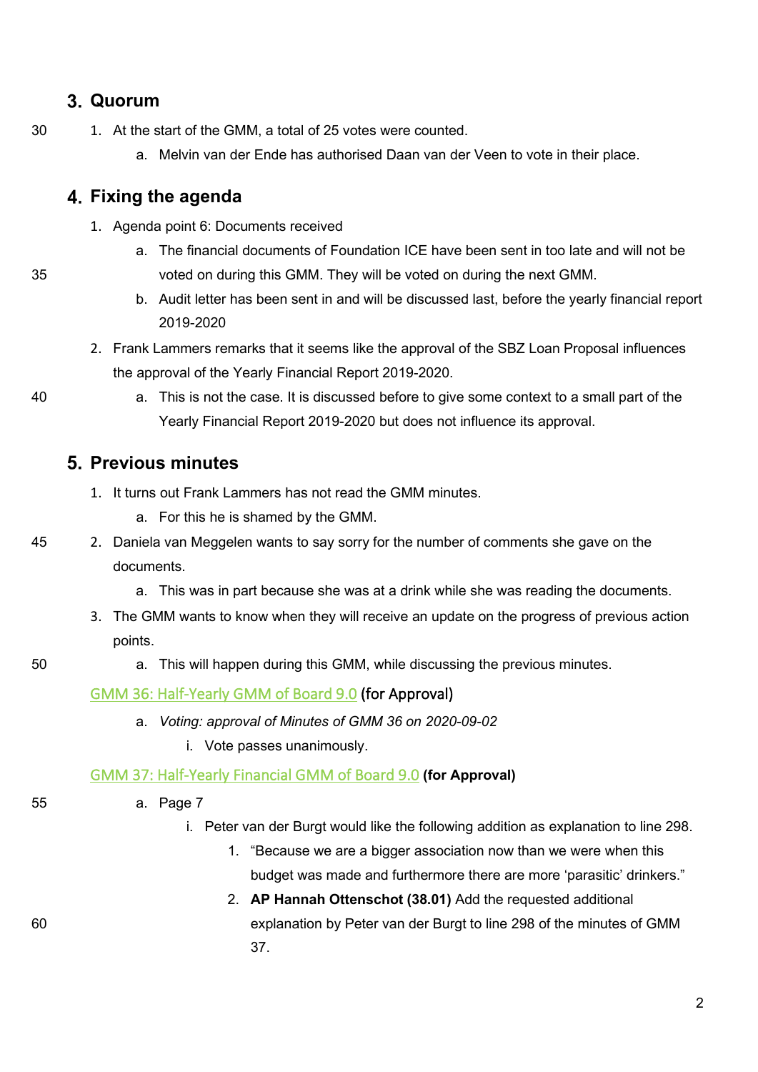## 3. Quorum

1. At the start of the GMM, a total of 25 votes were counted.
    a. Melvin van der Ende has authorised Daan van der Veen to vote in their place.

## 4. Fixing the agenda

1. Agenda point 6: Documents received
    a. The financial documents of Foundation ICE have been sent in too late and will not be voted on during this GMM. They will be voted on during the next GMM.
    b. Audit letter has been sent in and will be discussed last, before the yearly financial report 2019-2020
2. Frank Lammers remarks that it seems like the approval of the SBZ Loan Proposal influences the approval of the Yearly Financial Report 2019-2020.
    a. This is not the case. It is discussed before to give some context to a small part of the Yearly Financial Report 2019-2020 but does not influence its approval.

## 5. Previous minutes

1. It turns out Frank Lammers has not read the GMM minutes.
    a. For this he is shamed by the GMM.
2. Daniela van Meggelen wants to say sorry for the number of comments she gave on the documents.
    a. This was in part because she was at a drink while she was reading the documents.
3. The GMM wants to know when they will receive an update on the progress of previous action points.
    a. This will happen during this GMM, while discussing the previous minutes.

GMM 36: Half-Yearly GMM of Board 9.0 (for Approval)

a. *Voting: approval of Minutes of GMM 36 on 2020-09-02*
    i. Vote passes unanimously.

GMM 37: Half-Yearly Financial GMM of Board 9.0 **(for Approval)**

a. Page 7
    i. Peter van der Burgt would like the following addition as explanation to line 298.
        1. "Because we are a bigger association now than we were when this budget was made and furthermore there are more 'parasitic' drinkers."
        2. **AP Hannah Ottenschot (38.01)** Add the requested additional explanation by Peter van der Burgt to line 298 of the minutes of GMM 37.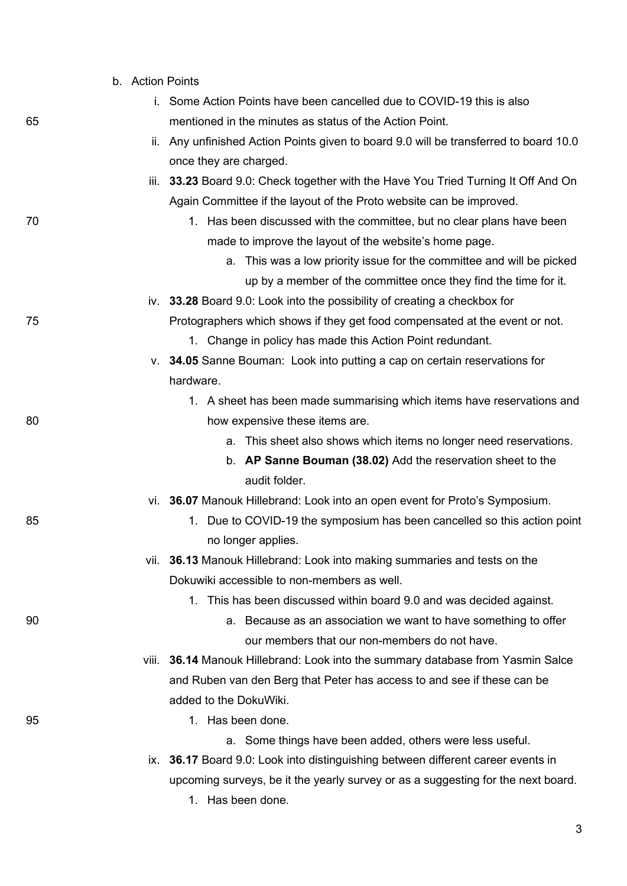b. Action Points

i. Some Action Points have been cancelled due to COVID-19 this is also mentioned in the minutes as status of the Action Point.

ii. Any unfinished Action Points given to board 9.0 will be transferred to board 10.0 once they are charged.

iii. **33.23** Board 9.0: Check together with the Have You Tried Turning It Off And On Again Committee if the layout of the Proto website can be improved.

   1. Has been discussed with the committee, but no clear plans have been made to improve the layout of the website's home page.

      a. This was a low priority issue for the committee and will be picked up by a member of the committee once they find the time for it.

iv. **33.28** Board 9.0: Look into the possibility of creating a checkbox for Protographers which shows if they get food compensated at the event or not.

   1. Change in policy has made this Action Point redundant.

v. **34.05** Sanne Bouman: Look into putting a cap on certain reservations for hardware.

   1. A sheet has been made summarising which items have reservations and how expensive these items are.

      a. This sheet also shows which items no longer need reservations.

      b. **AP Sanne Bouman (38.02)** Add the reservation sheet to the audit folder.

vi. **36.07** Manouk Hillebrand: Look into an open event for Proto's Symposium.

   1. Due to COVID-19 the symposium has been cancelled so this action point no longer applies.

vii. **36.13** Manouk Hillebrand: Look into making summaries and tests on the Dokuwiki accessible to non-members as well.

   1. This has been discussed within board 9.0 and was decided against.

      a. Because as an association we want to have something to offer our members that our non-members do not have.

viii. **36.14** Manouk Hillebrand: Look into the summary database from Yasmin Salce and Ruben van den Berg that Peter has access to and see if these can be added to the DokuWiki.

   1. Has been done.

      a. Some things have been added, others were less useful.

ix. **36.17** Board 9.0: Look into distinguishing between different career events in upcoming surveys, be it the yearly survey or as a suggesting for the next board.

   1. Has been done.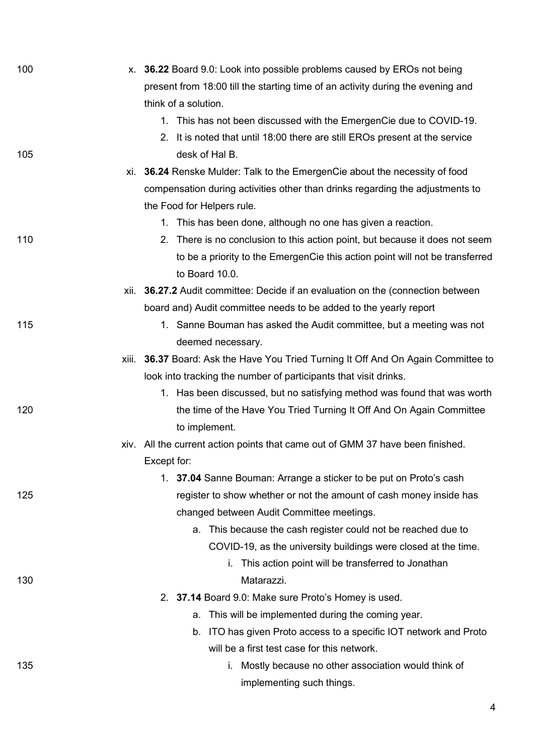x. **36.22** Board 9.0: Look into possible problems caused by EROs not being present from 18:00 till the starting time of an activity during the evening and think of a solution.
   1. This has not been discussed with the EmergenCie due to COVID-19.
   2. It is noted that until 18:00 there are still EROs present at the service desk of Hal B.

xi. **36.24** Renske Mulder: Talk to the EmergenCie about the necessity of food compensation during activities other than drinks regarding the adjustments to the Food for Helpers rule.
   1. This has been done, although no one has given a reaction.
   2. There is no conclusion to this action point, but because it does not seem to be a priority to the EmergenCie this action point will not be transferred to Board 10.0.

xii. **36.27.2** Audit committee: Decide if an evaluation on the (connection between board and) Audit committee needs to be added to the yearly report
   1. Sanne Bouman has asked the Audit committee, but a meeting was not deemed necessary.

xiii. **36.37** Board: Ask the Have You Tried Turning It Off And On Again Committee to look into tracking the number of participants that visit drinks.
   1. Has been discussed, but no satisfying method was found that was worth the time of the Have You Tried Turning It Off And On Again Committee to implement.

xiv. All the current action points that came out of GMM 37 have been finished. Except for:
   1. **37.04** Sanne Bouman: Arrange a sticker to be put on Proto's cash register to show whether or not the amount of cash money inside has changed between Audit Committee meetings.
      a. This because the cash register could not be reached due to COVID-19, as the university buildings were closed at the time.
         i. This action point will be transferred to Jonathan Matarazzi.
   2. **37.14** Board 9.0: Make sure Proto's Homey is used.
      a. This will be implemented during the coming year.
      b. ITO has given Proto access to a specific IOT network and Proto will be a first test case for this network.
         i. Mostly because no other association would think of implementing such things.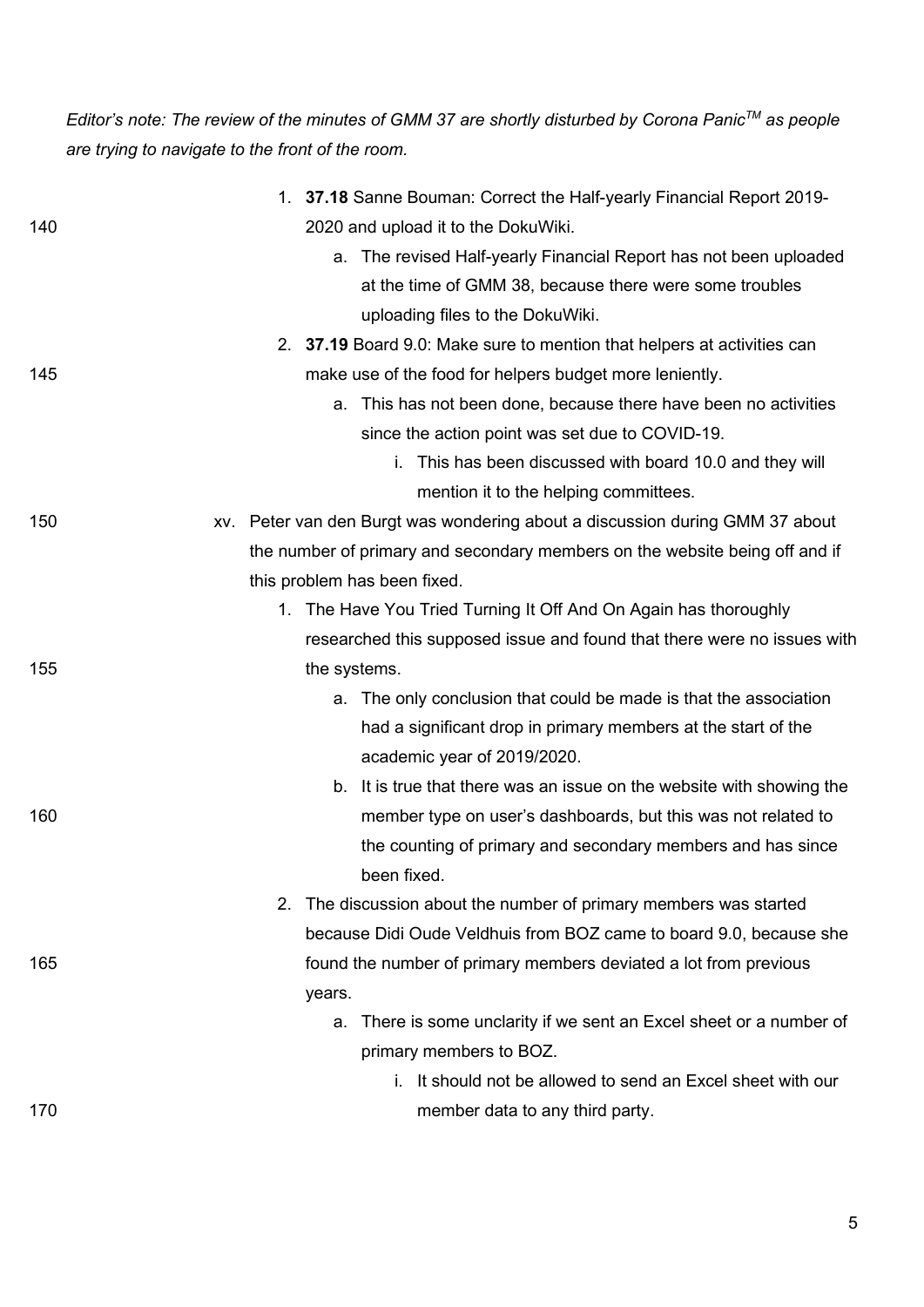*Editor's note: The review of the minutes of GMM 37 are shortly disturbed by Corona Panic™ as people are trying to navigate to the front of the room.*

1. **37.18** Sanne Bouman: Correct the Half-yearly Financial Report 2019-2020 and upload it to the DokuWiki.
    a. The revised Half-yearly Financial Report has not been uploaded at the time of GMM 38, because there were some troubles uploading files to the DokuWiki.
2. **37.19** Board 9.0: Make sure to mention that helpers at activities can make use of the food for helpers budget more leniently.
    a. This has not been done, because there have been no activities since the action point was set due to COVID-19.
        i. This has been discussed with board 10.0 and they will mention it to the helping committees.

xv. Peter van den Burgt was wondering about a discussion during GMM 37 about the number of primary and secondary members on the website being off and if this problem has been fixed.

1. The Have You Tried Turning It Off And On Again has thoroughly researched this supposed issue and found that there were no issues with the systems.
    a. The only conclusion that could be made is that the association had a significant drop in primary members at the start of the academic year of 2019/2020.
    b. It is true that there was an issue on the website with showing the member type on user's dashboards, but this was not related to the counting of primary and secondary members and has since been fixed.
2. The discussion about the number of primary members was started because Didi Oude Veldhuis from BOZ came to board 9.0, because she found the number of primary members deviated a lot from previous years.
    a. There is some unclarity if we sent an Excel sheet or a number of primary members to BOZ.
        i. It should not be allowed to send an Excel sheet with our member data to any third party.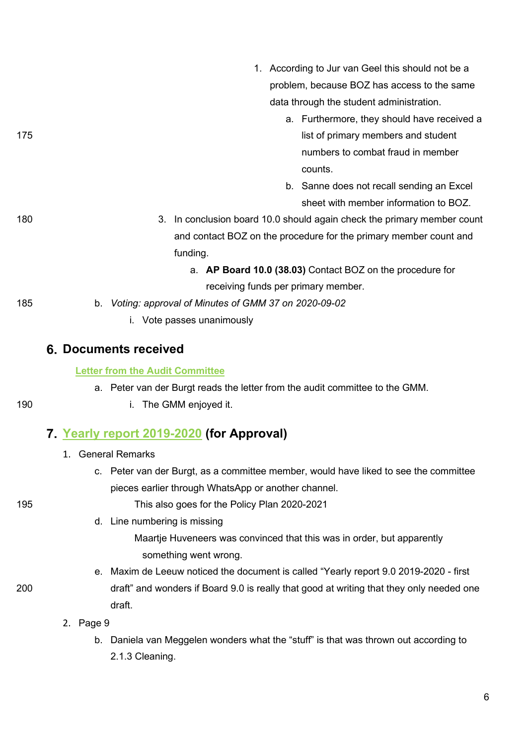1. According to Jur van Geel this should not be a problem, because BOZ has access to the same data through the student administration.
    a. Furthermore, they should have received a list of primary members and student numbers to combat fraud in member counts.
    b. Sanne does not recall sending an Excel sheet with member information to BOZ.

3. In conclusion board 10.0 should again check the primary member count and contact BOZ on the procedure for the primary member count and funding.
    a. **AP Board 10.0 (38.03)** Contact BOZ on the procedure for receiving funds per primary member.

b. *Voting: approval of Minutes of GMM 37 on 2020-09-02*
    i. Vote passes unanimously

## 6. Documents received

**Letter from the Audit Committee**

a. Peter van der Burgt reads the letter from the audit committee to the GMM.
    i. The GMM enjoyed it.

## 7. Yearly report 2019-2020 (for Approval)

1. General Remarks
    c. Peter van der Burgt, as a committee member, would have liked to see the committee pieces earlier through WhatsApp or another channel.
       This also goes for the Policy Plan 2020-2021
    d. Line numbering is missing
       Maartje Huveneers was convinced that this was in order, but apparently something went wrong.
    e. Maxim de Leeuw noticed the document is called "Yearly report 9.0 2019-2020 - first draft" and wonders if Board 9.0 is really that good at writing that they only needed one draft.
2. Page 9
    b. Daniela van Meggelen wonders what the "stuff" is that was thrown out according to 2.1.3 Cleaning.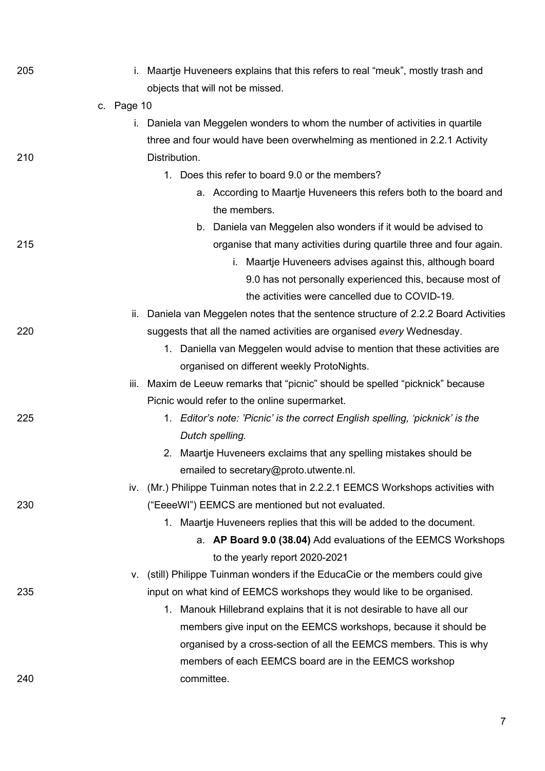i. Maartje Huveneers explains that this refers to real "meuk", mostly trash and objects that will not be missed.

c. Page 10
   i. Daniela van Meggelen wonders to whom the number of activities in quartile three and four would have been overwhelming as mentioned in 2.2.1 Activity Distribution.
      1. Does this refer to board 9.0 or the members?
         a. According to Maartje Huveneers this refers both to the board and the members.
         b. Daniela van Meggelen also wonders if it would be advised to organise that many activities during quartile three and four again.
            i. Maartje Huveneers advises against this, although board 9.0 has not personally experienced this, because most of the activities were cancelled due to COVID-19.
   ii. Daniela van Meggelen notes that the sentence structure of 2.2.2 Board Activities suggests that all the named activities are organised *every* Wednesday.
      1. Daniella van Meggelen would advise to mention that these activities are organised on different weekly ProtoNights.
   iii. Maxim de Leeuw remarks that "picnic" should be spelled "picknick" because Picnic would refer to the online supermarket.
      1. *Editor's note: 'Picnic' is the correct English spelling, 'picknick' is the Dutch spelling.*
      2. Maartje Huveneers exclaims that any spelling mistakes should be emailed to secretary@proto.utwente.nl.
   iv. (Mr.) Philippe Tuinman notes that in 2.2.2.1 EEMCS Workshops activities with ("EeeeWI") EEMCS are mentioned but not evaluated.
      1. Maartje Huveneers replies that this will be added to the document.
         a. **AP Board 9.0 (38.04)** Add evaluations of the EEMCS Workshops to the yearly report 2020-2021
   v. (still) Philippe Tuinman wonders if the EducaCie or the members could give input on what kind of EEMCS workshops they would like to be organised.
      1. Manouk Hillebrand explains that it is not desirable to have all our members give input on the EEMCS workshops, because it should be organised by a cross-section of all the EEMCS members. This is why members of each EEMCS board are in the EEMCS workshop committee.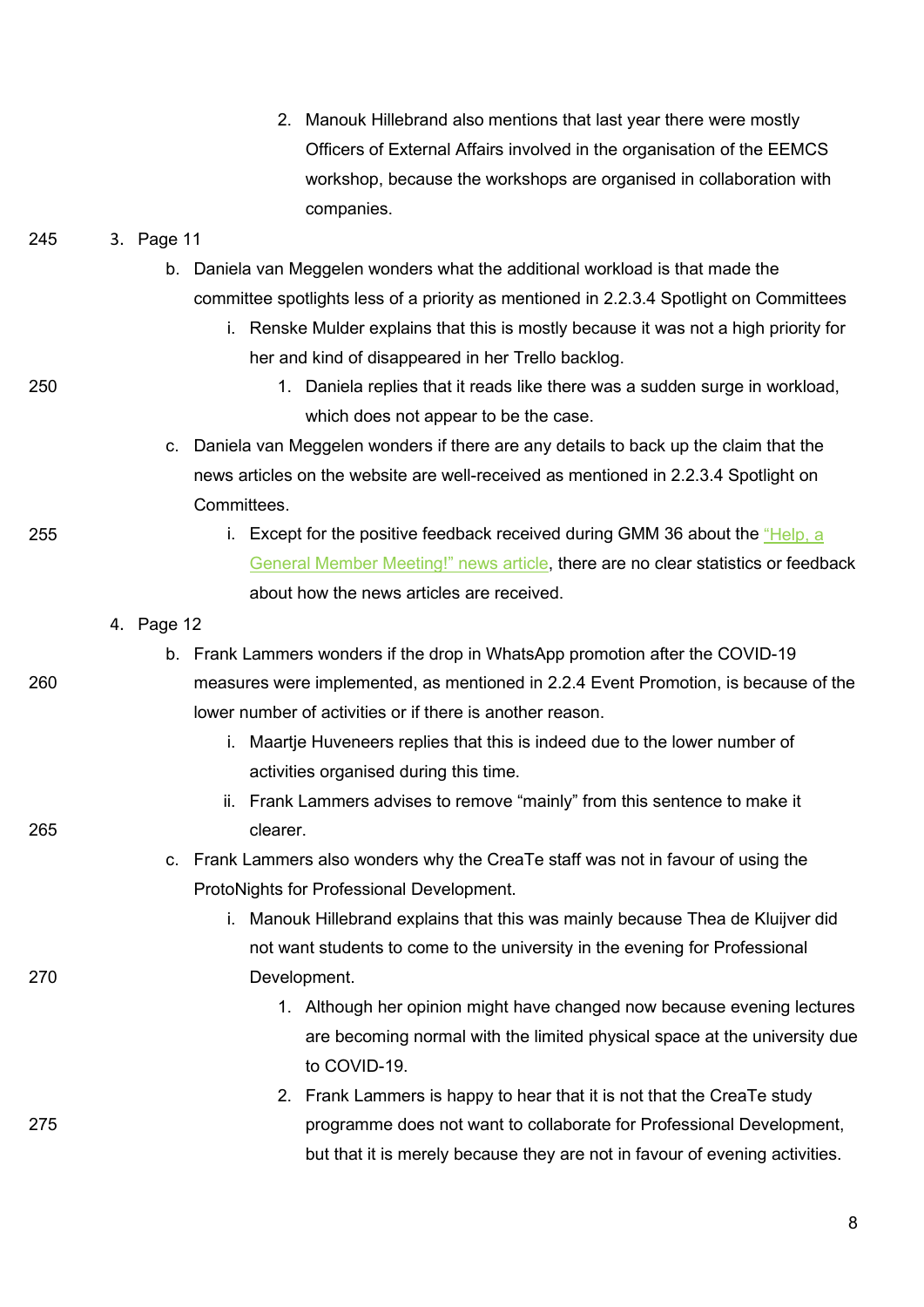2. Manouk Hillebrand also mentions that last year there were mostly Officers of External Affairs involved in the organisation of the EEMCS workshop, because the workshops are organised in collaboration with companies.

3. Page 11
   b. Daniela van Meggelen wonders what the additional workload is that made the committee spotlights less of a priority as mentioned in 2.2.3.4 Spotlight on Committees
      i. Renske Mulder explains that this is mostly because it was not a high priority for her and kind of disappeared in her Trello backlog.
         1. Daniela replies that it reads like there was a sudden surge in workload, which does not appear to be the case.
   c. Daniela van Meggelen wonders if there are any details to back up the claim that the news articles on the website are well-received as mentioned in 2.2.3.4 Spotlight on Committees.
      i. Except for the positive feedback received during GMM 36 about the "Help, a General Member Meeting!" news article, there are no clear statistics or feedback about how the news articles are received.

4. Page 12
   b. Frank Lammers wonders if the drop in WhatsApp promotion after the COVID-19 measures were implemented, as mentioned in 2.2.4 Event Promotion, is because of the lower number of activities or if there is another reason.
      i. Maartje Huveneers replies that this is indeed due to the lower number of activities organised during this time.
      ii. Frank Lammers advises to remove "mainly" from this sentence to make it clearer.
   c. Frank Lammers also wonders why the CreaTe staff was not in favour of using the ProtoNights for Professional Development.
      i. Manouk Hillebrand explains that this was mainly because Thea de Kluijver did not want students to come to the university in the evening for Professional Development.
         1. Although her opinion might have changed now because evening lectures are becoming normal with the limited physical space at the university due to COVID-19.
         2. Frank Lammers is happy to hear that it is not that the CreaTe study programme does not want to collaborate for Professional Development, but that it is merely because they are not in favour of evening activities.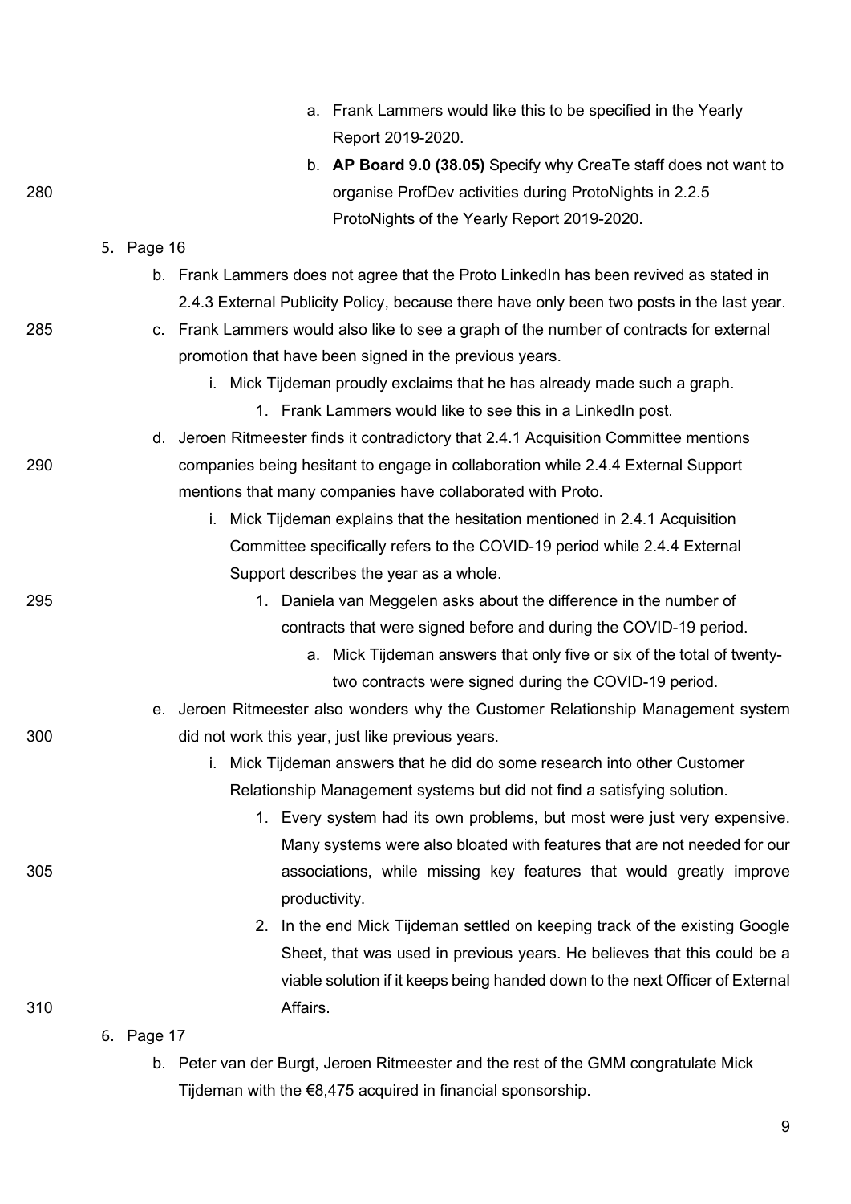a. Frank Lammers would like this to be specified in the Yearly Report 2019-2020.
b. **AP Board 9.0 (38.05)** Specify why CreaTe staff does not want to organise ProfDev activities during ProtoNights in 2.2.5 ProtoNights of the Yearly Report 2019-2020.

5. Page 16
   b. Frank Lammers does not agree that the Proto LinkedIn has been revived as stated in 2.4.3 External Publicity Policy, because there have only been two posts in the last year.
   c. Frank Lammers would also like to see a graph of the number of contracts for external promotion that have been signed in the previous years.
      i. Mick Tijdeman proudly exclaims that he has already made such a graph.
         1. Frank Lammers would like to see this in a LinkedIn post.
   d. Jeroen Ritmeester finds it contradictory that 2.4.1 Acquisition Committee mentions companies being hesitant to engage in collaboration while 2.4.4 External Support mentions that many companies have collaborated with Proto.
      i. Mick Tijdeman explains that the hesitation mentioned in 2.4.1 Acquisition Committee specifically refers to the COVID-19 period while 2.4.4 External Support describes the year as a whole.
         1. Daniela van Meggelen asks about the difference in the number of contracts that were signed before and during the COVID-19 period.
            a. Mick Tijdeman answers that only five or six of the total of twenty-two contracts were signed during the COVID-19 period.
   e. Jeroen Ritmeester also wonders why the Customer Relationship Management system did not work this year, just like previous years.
      i. Mick Tijdeman answers that he did do some research into other Customer Relationship Management systems but did not find a satisfying solution.
         1. Every system had its own problems, but most were just very expensive. Many systems were also bloated with features that are not needed for our associations, while missing key features that would greatly improve productivity.
         2. In the end Mick Tijdeman settled on keeping track of the existing Google Sheet, that was used in previous years. He believes that this could be a viable solution if it keeps being handed down to the next Officer of External Affairs.
6. Page 17
   b. Peter van der Burgt, Jeroen Ritmeester and the rest of the GMM congratulate Mick Tijdeman with the €8,475 acquired in financial sponsorship.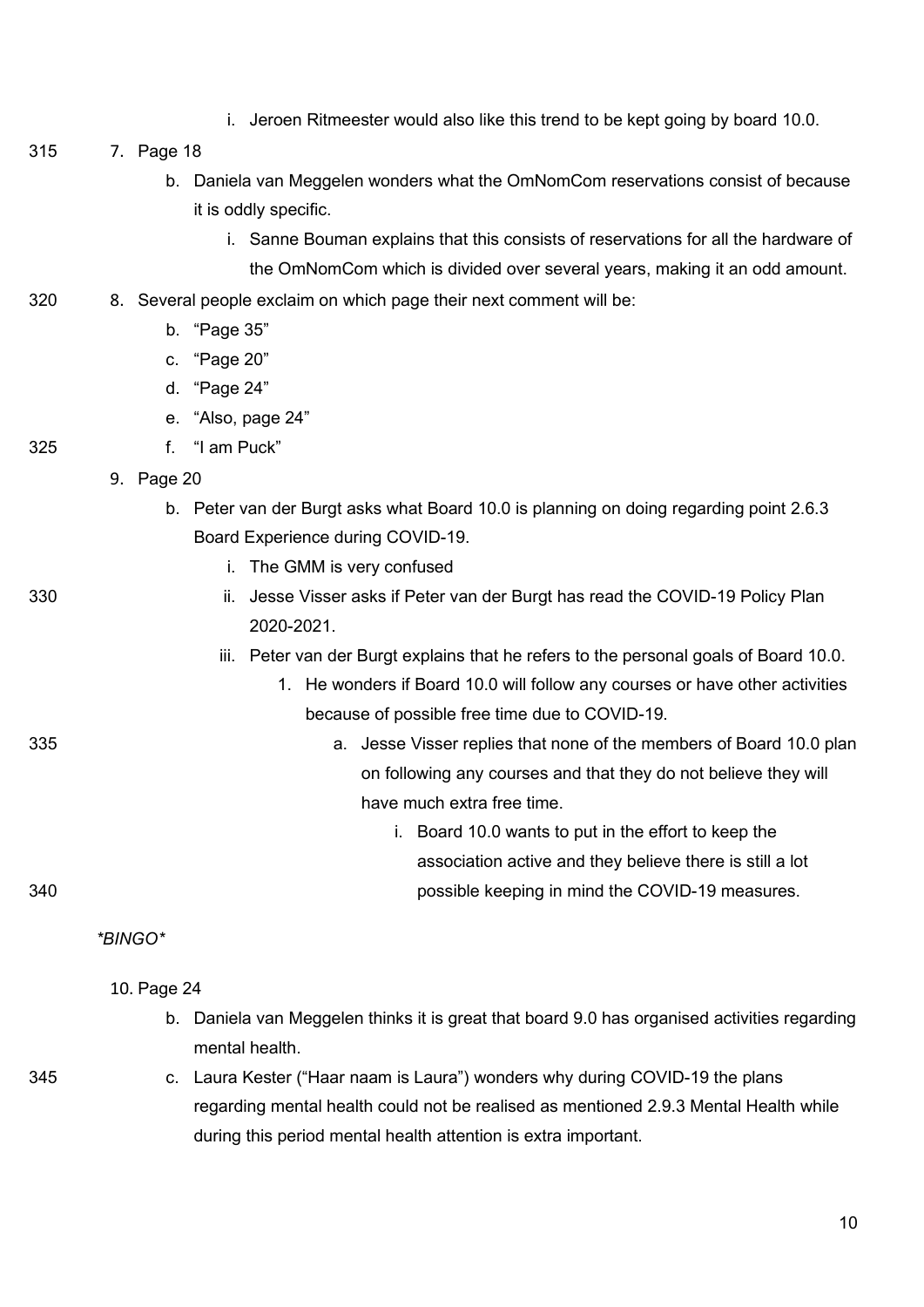i. Jeroen Ritmeester would also like this trend to be kept going by board 10.0.

7. Page 18
    b. Daniela van Meggelen wonders what the OmNomCom reservations consist of because it is oddly specific.
        i. Sanne Bouman explains that this consists of reservations for all the hardware of the OmNomCom which is divided over several years, making it an odd amount.
8. Several people exclaim on which page their next comment will be:
    b. “Page 35”
    c. “Page 20”
    d. “Page 24”
    e. “Also, page 24”
    f. “I am Puck”
9. Page 20
    b. Peter van der Burgt asks what Board 10.0 is planning on doing regarding point 2.6.3 Board Experience during COVID-19.
        i. The GMM is very confused
        ii. Jesse Visser asks if Peter van der Burgt has read the COVID-19 Policy Plan 2020-2021.
        iii. Peter van der Burgt explains that he refers to the personal goals of Board 10.0.
            1. He wonders if Board 10.0 will follow any courses or have other activities because of possible free time due to COVID-19.
                a. Jesse Visser replies that none of the members of Board 10.0 plan on following any courses and that they do not believe they will have much extra free time.
                    i. Board 10.0 wants to put in the effort to keep the association active and they believe there is still a lot possible keeping in mind the COVID-19 measures.

*\*BINGO\**

10. Page 24
    b. Daniela van Meggelen thinks it is great that board 9.0 has organised activities regarding mental health.
    c. Laura Kester (“Haar naam is Laura”) wonders why during COVID-19 the plans regarding mental health could not be realised as mentioned 2.9.3 Mental Health while during this period mental health attention is extra important.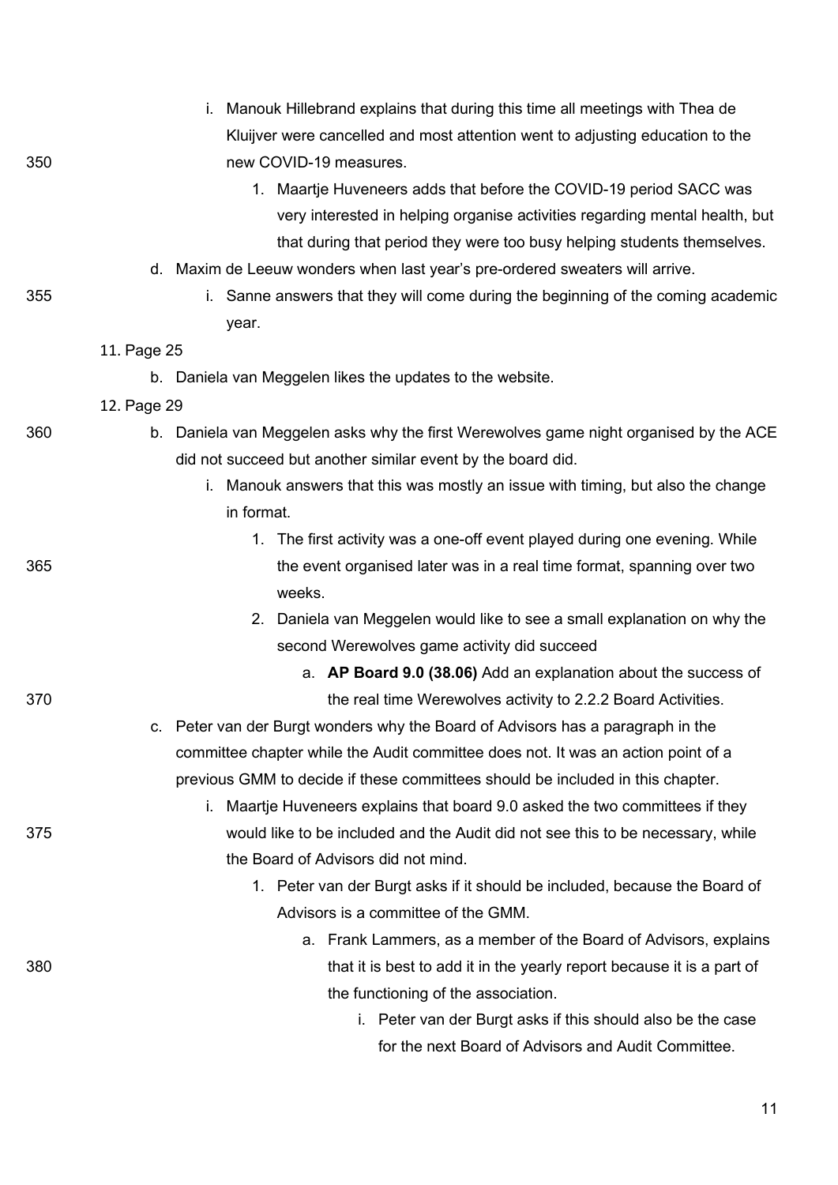i. Manouk Hillebrand explains that during this time all meetings with Thea de Kluijver were cancelled and most attention went to adjusting education to the new COVID-19 measures.
                1. Maartje Huveneers adds that before the COVID-19 period SACC was very interested in helping organise activities regarding mental health, but that during that period they were too busy helping students themselves.
        d. Maxim de Leeuw wonders when last year's pre-ordered sweaters will arrive.
            i. Sanne answers that they will come during the beginning of the coming academic year.

11. Page 25
    b. Daniela van Meggelen likes the updates to the website.

12. Page 29
    b. Daniela van Meggelen asks why the first Werewolves game night organised by the ACE did not succeed but another similar event by the board did.
        i. Manouk answers that this was mostly an issue with timing, but also the change in format.
            1. The first activity was a one-off event played during one evening. While the event organised later was in a real time format, spanning over two weeks.
            2. Daniela van Meggelen would like to see a small explanation on why the second Werewolves game activity did succeed
                a. **AP Board 9.0 (38.06)** Add an explanation about the success of the real time Werewolves activity to 2.2.2 Board Activities.
    c. Peter van der Burgt wonders why the Board of Advisors has a paragraph in the committee chapter while the Audit committee does not. It was an action point of a previous GMM to decide if these committees should be included in this chapter.
        i. Maartje Huveneers explains that board 9.0 asked the two committees if they would like to be included and the Audit did not see this to be necessary, while the Board of Advisors did not mind.
            1. Peter van der Burgt asks if it should be included, because the Board of Advisors is a committee of the GMM.
                a. Frank Lammers, as a member of the Board of Advisors, explains that it is best to add it in the yearly report because it is a part of the functioning of the association.
                    i. Peter van der Burgt asks if this should also be the case for the next Board of Advisors and Audit Committee.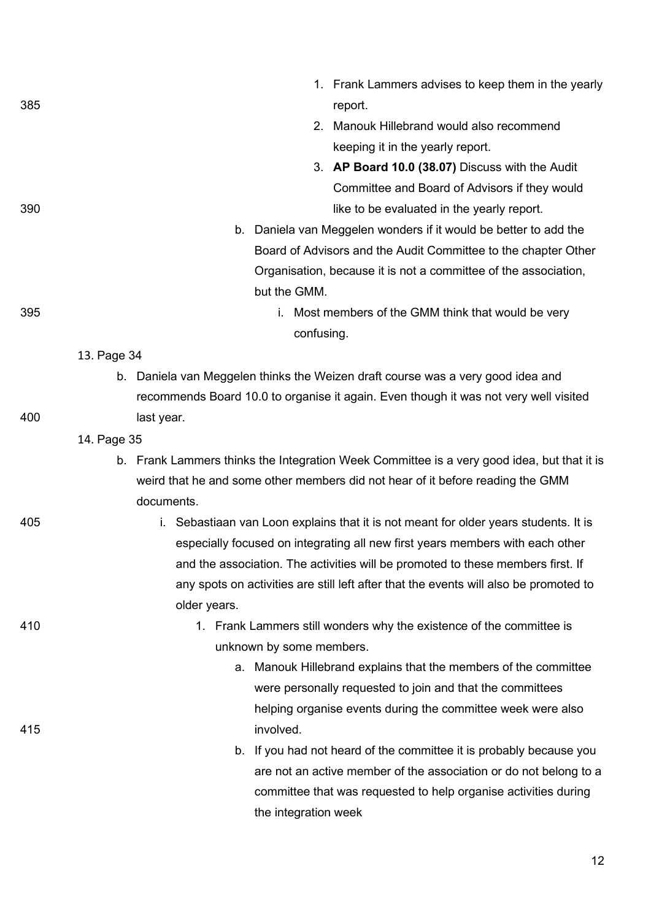1. Frank Lammers advises to keep them in the yearly report.
2. Manouk Hillebrand would also recommend keeping it in the yearly report.
3. **AP Board 10.0 (38.07)** Discuss with the Audit Committee and Board of Advisors if they would like to be evaluated in the yearly report.

b. Daniela van Meggelen wonders if it would be better to add the Board of Advisors and the Audit Committee to the chapter Other Organisation, because it is not a committee of the association, but the GMM.

i. Most members of the GMM think that would be very confusing.

13. Page 34

b. Daniela van Meggelen thinks the Weizen draft course was a very good idea and recommends Board 10.0 to organise it again. Even though it was not very well visited last year.

14. Page 35

b. Frank Lammers thinks the Integration Week Committee is a very good idea, but that it is weird that he and some other members did not hear of it before reading the GMM documents.

i. Sebastiaan van Loon explains that it is not meant for older years students. It is especially focused on integrating all new first years members with each other and the association. The activities will be promoted to these members first. If any spots on activities are still left after that the events will also be promoted to older years.

1. Frank Lammers still wonders why the existence of the committee is unknown by some members.

a. Manouk Hillebrand explains that the members of the committee were personally requested to join and that the committees helping organise events during the committee week were also involved.

b. If you had not heard of the committee it is probably because you are not an active member of the association or do not belong to a committee that was requested to help organise activities during the integration week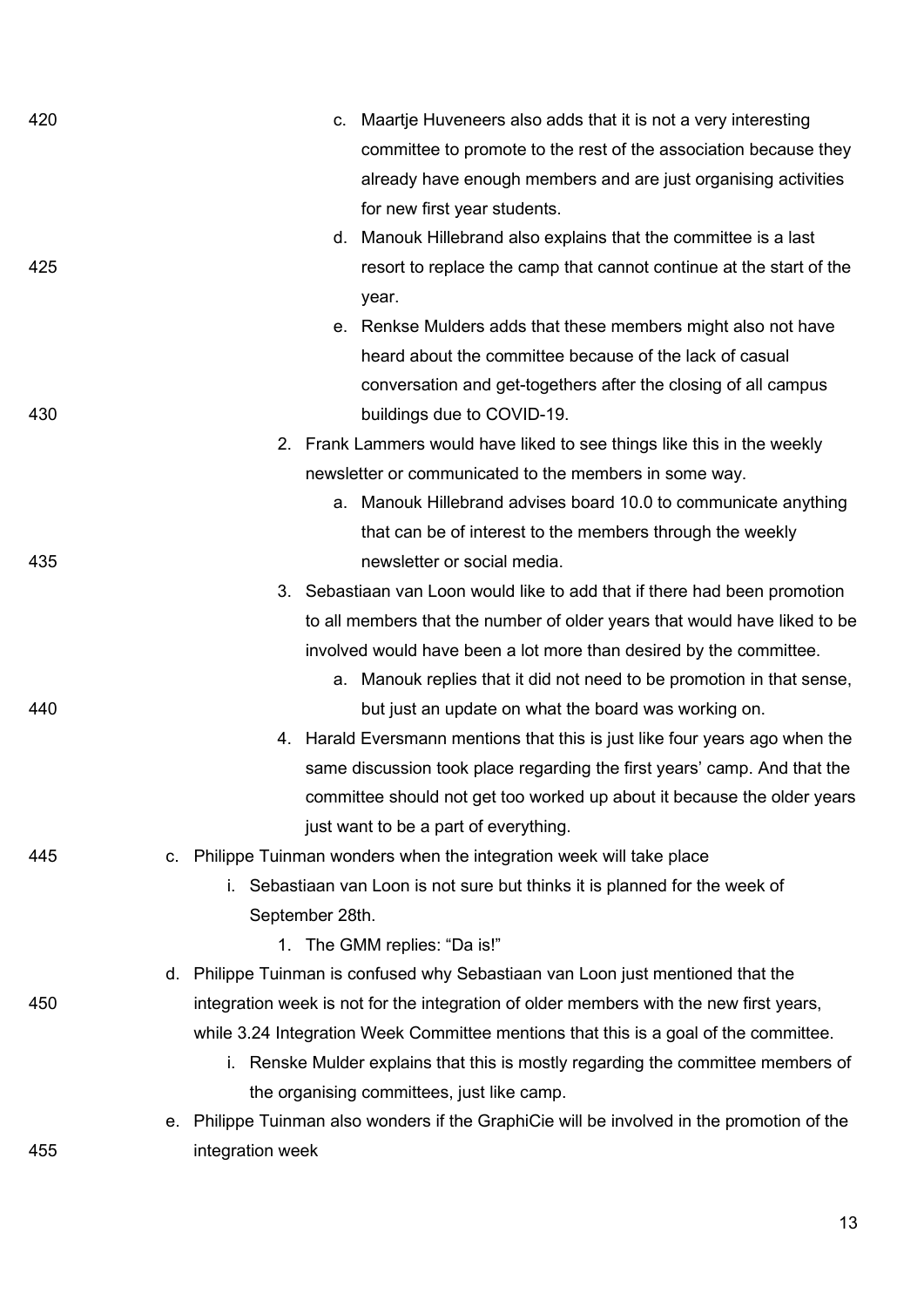c. Maartje Huveneers also adds that it is not a very interesting committee to promote to the rest of the association because they already have enough members and are just organising activities for new first year students.

d. Manouk Hillebrand also explains that the committee is a last resort to replace the camp that cannot continue at the start of the year.

e. Renkse Mulders adds that these members might also not have heard about the committee because of the lack of casual conversation and get-togethers after the closing of all campus buildings due to COVID-19.

2. Frank Lammers would have liked to see things like this in the weekly newsletter or communicated to the members in some way.
    a. Manouk Hillebrand advises board 10.0 to communicate anything that can be of interest to the members through the weekly newsletter or social media.
3. Sebastiaan van Loon would like to add that if there had been promotion to all members that the number of older years that would have liked to be involved would have been a lot more than desired by the committee.
    a. Manouk replies that it did not need to be promotion in that sense, but just an update on what the board was working on.
4. Harald Eversmann mentions that this is just like four years ago when the same discussion took place regarding the first years' camp. And that the committee should not get too worked up about it because the older years just want to be a part of everything.

c. Philippe Tuinman wonders when the integration week will take place
    i. Sebastiaan van Loon is not sure but thinks it is planned for the week of September 28th.
        1. The GMM replies: "Da is!"

d. Philippe Tuinman is confused why Sebastiaan van Loon just mentioned that the integration week is not for the integration of older members with the new first years, while 3.24 Integration Week Committee mentions that this is a goal of the committee.
    i. Renske Mulder explains that this is mostly regarding the committee members of the organising committees, just like camp.

e. Philippe Tuinman also wonders if the GraphiCie will be involved in the promotion of the integration week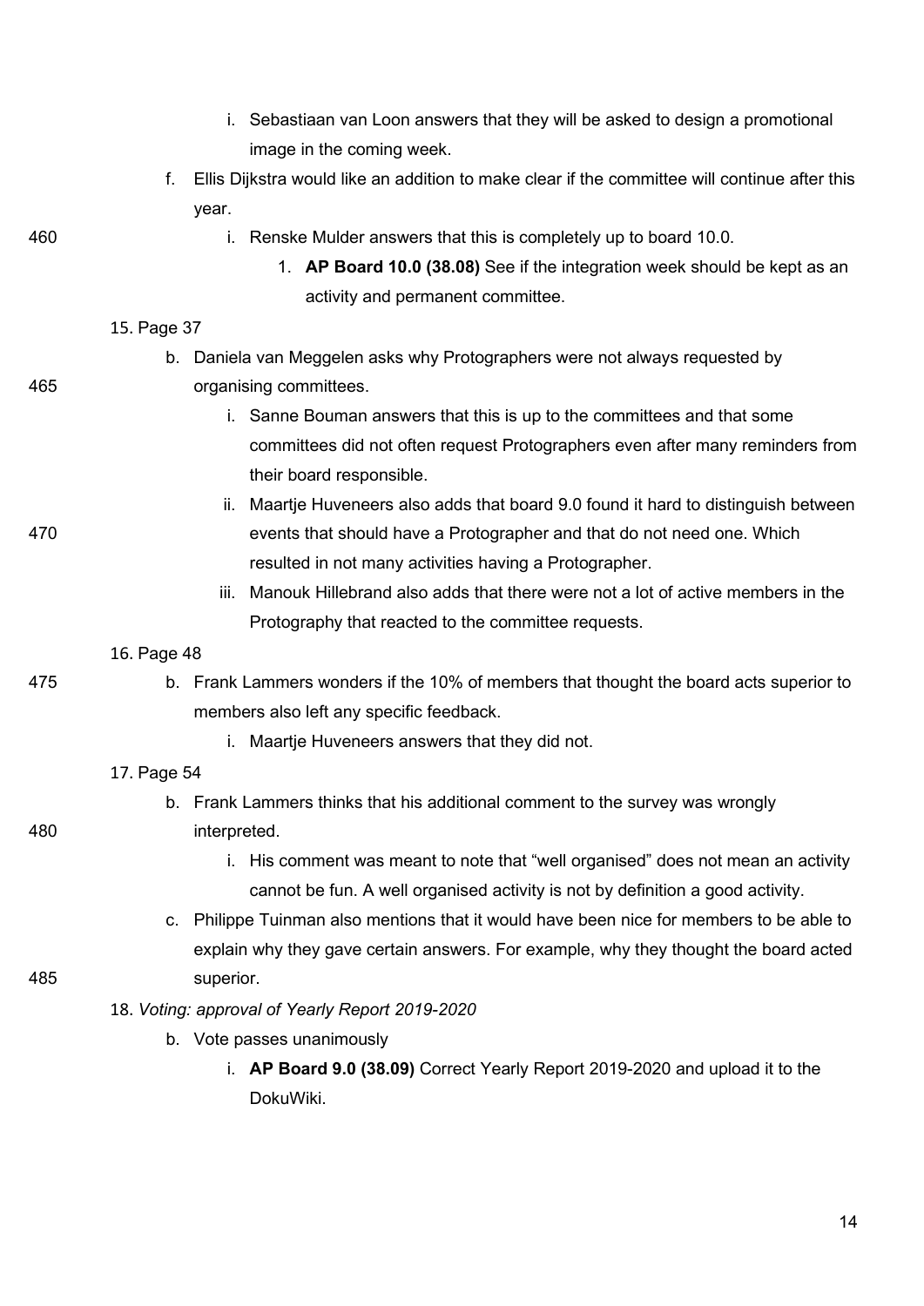i. Sebastiaan van Loon answers that they will be asked to design a promotional image in the coming week.

    f. Ellis Dijkstra would like an addition to make clear if the committee will continue after this year.

        i. Renske Mulder answers that this is completely up to board 10.0.

            1. **AP Board 10.0 (38.08)** See if the integration week should be kept as an activity and permanent committee.

15. Page 37

    b. Daniela van Meggelen asks why Protographers were not always requested by organising committees.

        i. Sanne Bouman answers that this is up to the committees and that some committees did not often request Protographers even after many reminders from their board responsible.

        ii. Maartje Huveneers also adds that board 9.0 found it hard to distinguish between events that should have a Protographer and that do not need one. Which resulted in not many activities having a Protographer.

        iii. Manouk Hillebrand also adds that there were not a lot of active members in the Protography that reacted to the committee requests.

16. Page 48

    b. Frank Lammers wonders if the 10% of members that thought the board acts superior to members also left any specific feedback.

        i. Maartje Huveneers answers that they did not.

17. Page 54

    b. Frank Lammers thinks that his additional comment to the survey was wrongly interpreted.

        i. His comment was meant to note that “well organised” does not mean an activity cannot be fun. A well organised activity is not by definition a good activity.

    c. Philippe Tuinman also mentions that it would have been nice for members to be able to explain why they gave certain answers. For example, why they thought the board acted superior.

18. *Voting: approval of Yearly Report 2019-2020*

    b. Vote passes unanimously

        i. **AP Board 9.0 (38.09)** Correct Yearly Report 2019-2020 and upload it to the DokuWiki.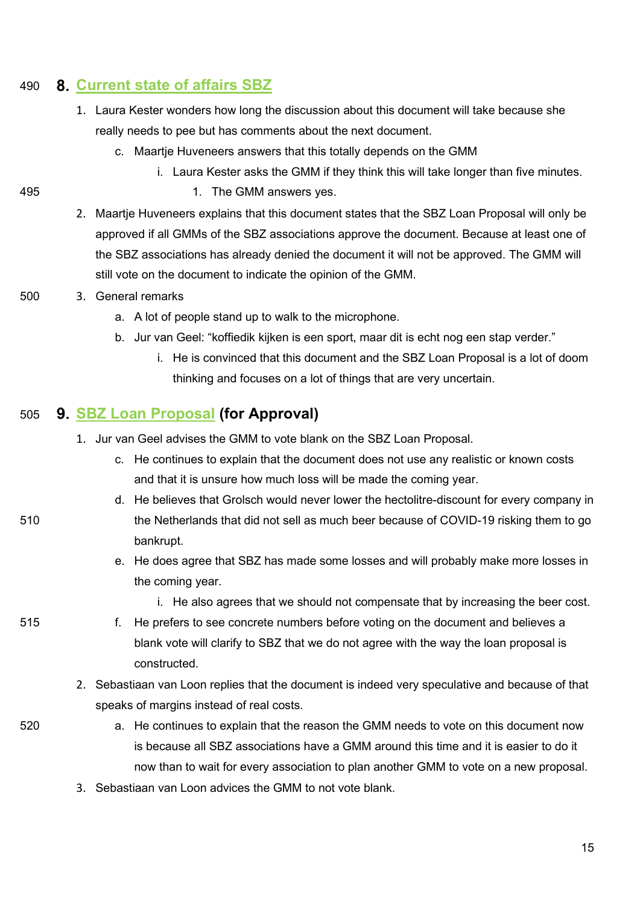## 8. Current state of affairs SBZ

1. Laura Kester wonders how long the discussion about this document will take because she really needs to pee but has comments about the next document.
    c. Maartje Huveneers answers that this totally depends on the GMM
        i. Laura Kester asks the GMM if they think this will take longer than five minutes.
            1. The GMM answers yes.
2. Maartje Huveneers explains that this document states that the SBZ Loan Proposal will only be approved if all GMMs of the SBZ associations approve the document. Because at least one of the SBZ associations has already denied the document it will not be approved. The GMM will still vote on the document to indicate the opinion of the GMM.
3. General remarks
    a. A lot of people stand up to walk to the microphone.
    b. Jur van Geel: "koffiedik kijken is een sport, maar dit is echt nog een stap verder."
        i. He is convinced that this document and the SBZ Loan Proposal is a lot of doom thinking and focuses on a lot of things that are very uncertain.

## 9. SBZ Loan Proposal **(for Approval)**

1. Jur van Geel advises the GMM to vote blank on the SBZ Loan Proposal.
    c. He continues to explain that the document does not use any realistic or known costs and that it is unsure how much loss will be made the coming year.
    d. He believes that Grolsch would never lower the hectolitre-discount for every company in the Netherlands that did not sell as much beer because of COVID-19 risking them to go bankrupt.
    e. He does agree that SBZ has made some losses and will probably make more losses in the coming year.
        i. He also agrees that we should not compensate that by increasing the beer cost.
    f. He prefers to see concrete numbers before voting on the document and believes a blank vote will clarify to SBZ that we do not agree with the way the loan proposal is constructed.
2. Sebastiaan van Loon replies that the document is indeed very speculative and because of that speaks of margins instead of real costs.
    a. He continues to explain that the reason the GMM needs to vote on this document now is because all SBZ associations have a GMM around this time and it is easier to do it now than to wait for every association to plan another GMM to vote on a new proposal.
3. Sebastiaan van Loon advices the GMM to not vote blank.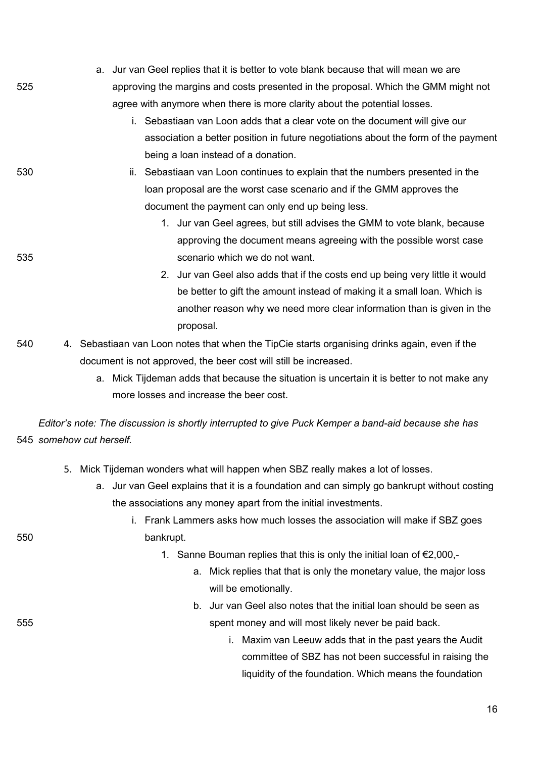a. Jur van Geel replies that it is better to vote blank because that will mean we are approving the margins and costs presented in the proposal. Which the GMM might not agree with anymore when there is more clarity about the potential losses.
    i. Sebastiaan van Loon adds that a clear vote on the document will give our association a better position in future negotiations about the form of the payment being a loan instead of a donation.
    ii. Sebastiaan van Loon continues to explain that the numbers presented in the loan proposal are the worst case scenario and if the GMM approves the document the payment can only end up being less.
        1. Jur van Geel agrees, but still advises the GMM to vote blank, because approving the document means agreeing with the possible worst case scenario which we do not want.
        2. Jur van Geel also adds that if the costs end up being very little it would be better to gift the amount instead of making it a small loan. Which is another reason why we need more clear information than is given in the proposal.

4. Sebastiaan van Loon notes that when the TipCie starts organising drinks again, even if the document is not approved, the beer cost will still be increased.
    a. Mick Tijdeman adds that because the situation is uncertain it is better to not make any more losses and increase the beer cost.

*Editor's note: The discussion is shortly interrupted to give Puck Kemper a band-aid because she has somehow cut herself.*

5. Mick Tijdeman wonders what will happen when SBZ really makes a lot of losses.
    a. Jur van Geel explains that it is a foundation and can simply go bankrupt without costing the associations any money apart from the initial investments.
        i. Frank Lammers asks how much losses the association will make if SBZ goes bankrupt.
            1. Sanne Bouman replies that this is only the initial loan of €2,000,-
                a. Mick replies that that is only the monetary value, the major loss will be emotionally.
                b. Jur van Geel also notes that the initial loan should be seen as spent money and will most likely never be paid back.
                    i. Maxim van Leeuw adds that in the past years the Audit committee of SBZ has not been successful in raising the liquidity of the foundation. Which means the foundation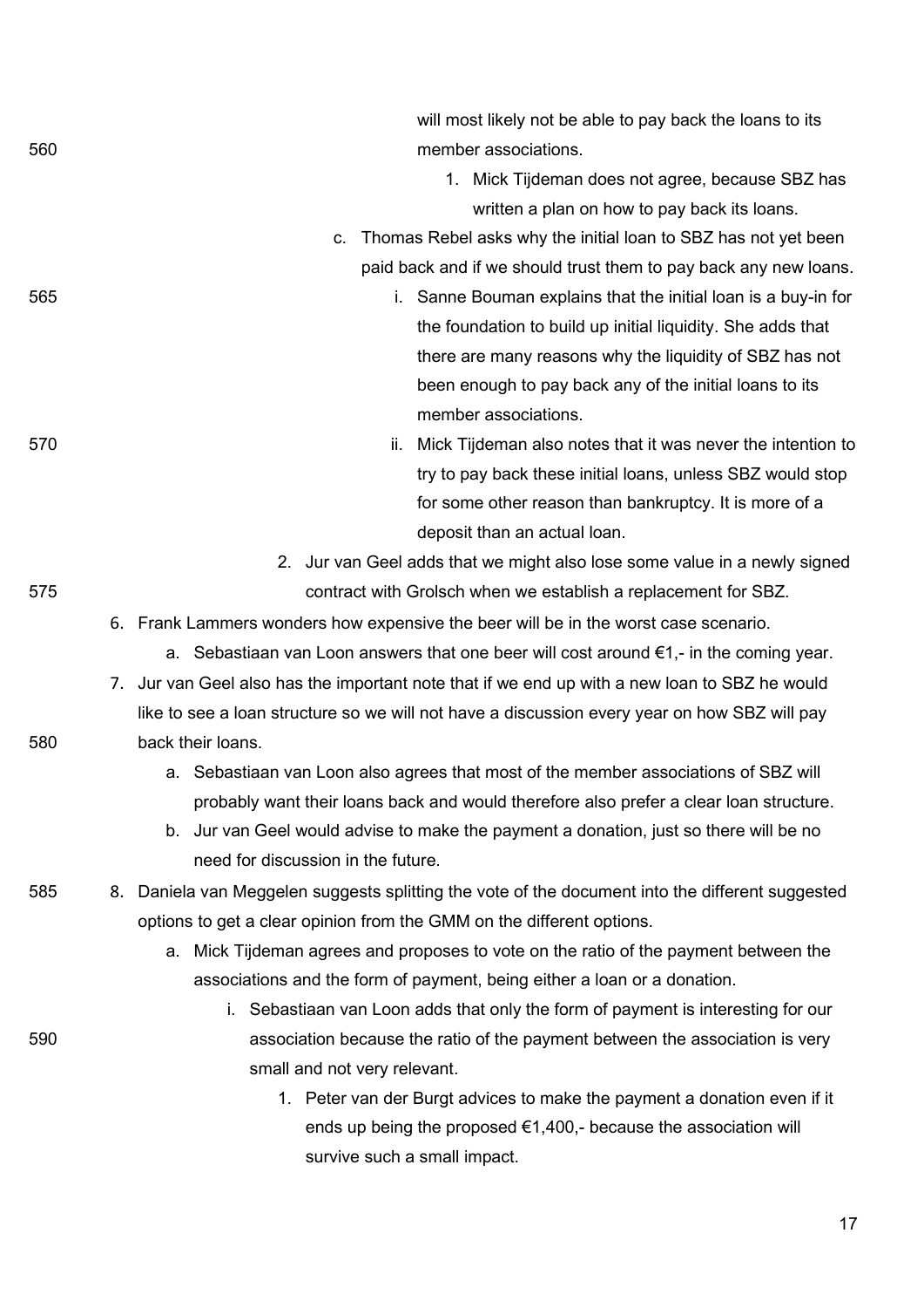will most likely not be able to pay back the loans to its member associations.

1. Mick Tijdeman does not agree, because SBZ has written a plan on how to pay back its loans.

c. Thomas Rebel asks why the initial loan to SBZ has not yet been paid back and if we should trust them to pay back any new loans.

   i. Sanne Bouman explains that the initial loan is a buy-in for the foundation to build up initial liquidity. She adds that there are many reasons why the liquidity of SBZ has not been enough to pay back any of the initial loans to its member associations.

   ii. Mick Tijdeman also notes that it was never the intention to try to pay back these initial loans, unless SBZ would stop for some other reason than bankruptcy. It is more of a deposit than an actual loan.

2. Jur van Geel adds that we might also lose some value in a newly signed contract with Grolsch when we establish a replacement for SBZ.

6. Frank Lammers wonders how expensive the beer will be in the worst case scenario.
   a. Sebastiaan van Loon answers that one beer will cost around €1,- in the coming year.
7. Jur van Geel also has the important note that if we end up with a new loan to SBZ he would like to see a loan structure so we will not have a discussion every year on how SBZ will pay back their loans.
   a. Sebastiaan van Loon also agrees that most of the member associations of SBZ will probably want their loans back and would therefore also prefer a clear loan structure.
   b. Jur van Geel would advise to make the payment a donation, just so there will be no need for discussion in the future.
8. Daniela van Meggelen suggests splitting the vote of the document into the different suggested options to get a clear opinion from the GMM on the different options.
   a. Mick Tijdeman agrees and proposes to vote on the ratio of the payment between the associations and the form of payment, being either a loan or a donation.
      i. Sebastiaan van Loon adds that only the form of payment is interesting for our association because the ratio of the payment between the association is very small and not very relevant.
         1. Peter van der Burgt advices to make the payment a donation even if it ends up being the proposed €1,400,- because the association will survive such a small impact.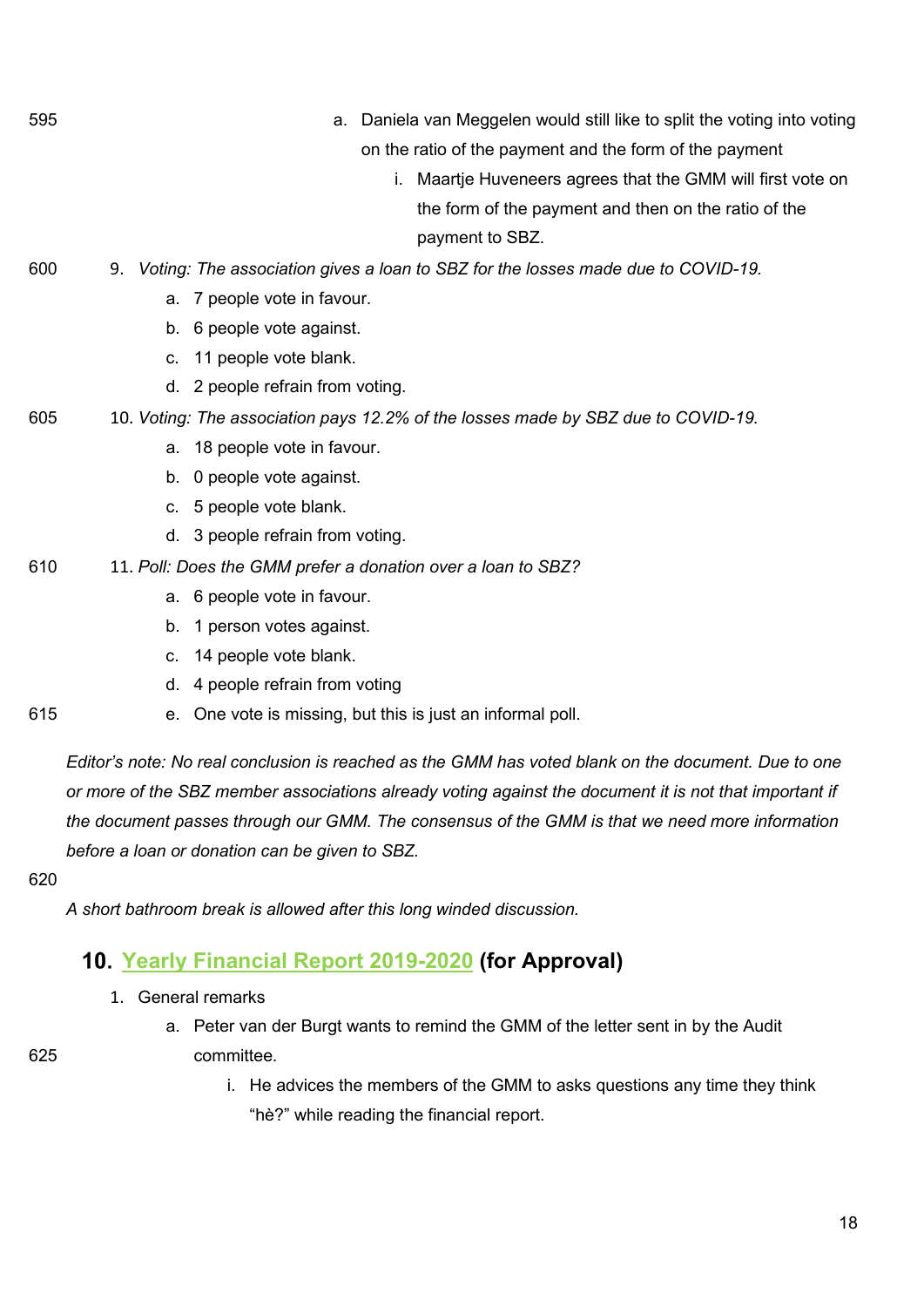a. Daniela van Meggelen would still like to split the voting into voting on the ratio of the payment and the form of the payment
    i. Maartje Huveneers agrees that the GMM will first vote on the form of the payment and then on the ratio of the payment to SBZ.

9. *Voting: The association gives a loan to SBZ for the losses made due to COVID-19.*
    a. 7 people vote in favour.
    b. 6 people vote against.
    c. 11 people vote blank.
    d. 2 people refrain from voting.
10. *Voting: The association pays 12.2% of the losses made by SBZ due to COVID-19.*
    a. 18 people vote in favour.
    b. 0 people vote against.
    c. 5 people vote blank.
    d. 3 people refrain from voting.
11. *Poll: Does the GMM prefer a donation over a loan to SBZ?*
    a. 6 people vote in favour.
    b. 1 person votes against.
    c. 14 people vote blank.
    d. 4 people refrain from voting
    e. One vote is missing, but this is just an informal poll.

*Editor's note: No real conclusion is reached as the GMM has voted blank on the document. Due to one or more of the SBZ member associations already voting against the document it is not that important if the document passes through our GMM. The consensus of the GMM is that we need more information before a loan or donation can be given to SBZ.*

*A short bathroom break is allowed after this long winded discussion.*

## 10. Yearly Financial Report 2019-2020 (for Approval)

1. General remarks
    a. Peter van der Burgt wants to remind the GMM of the letter sent in by the Audit committee.
        i. He advices the members of the GMM to asks questions any time they think "hè?" while reading the financial report.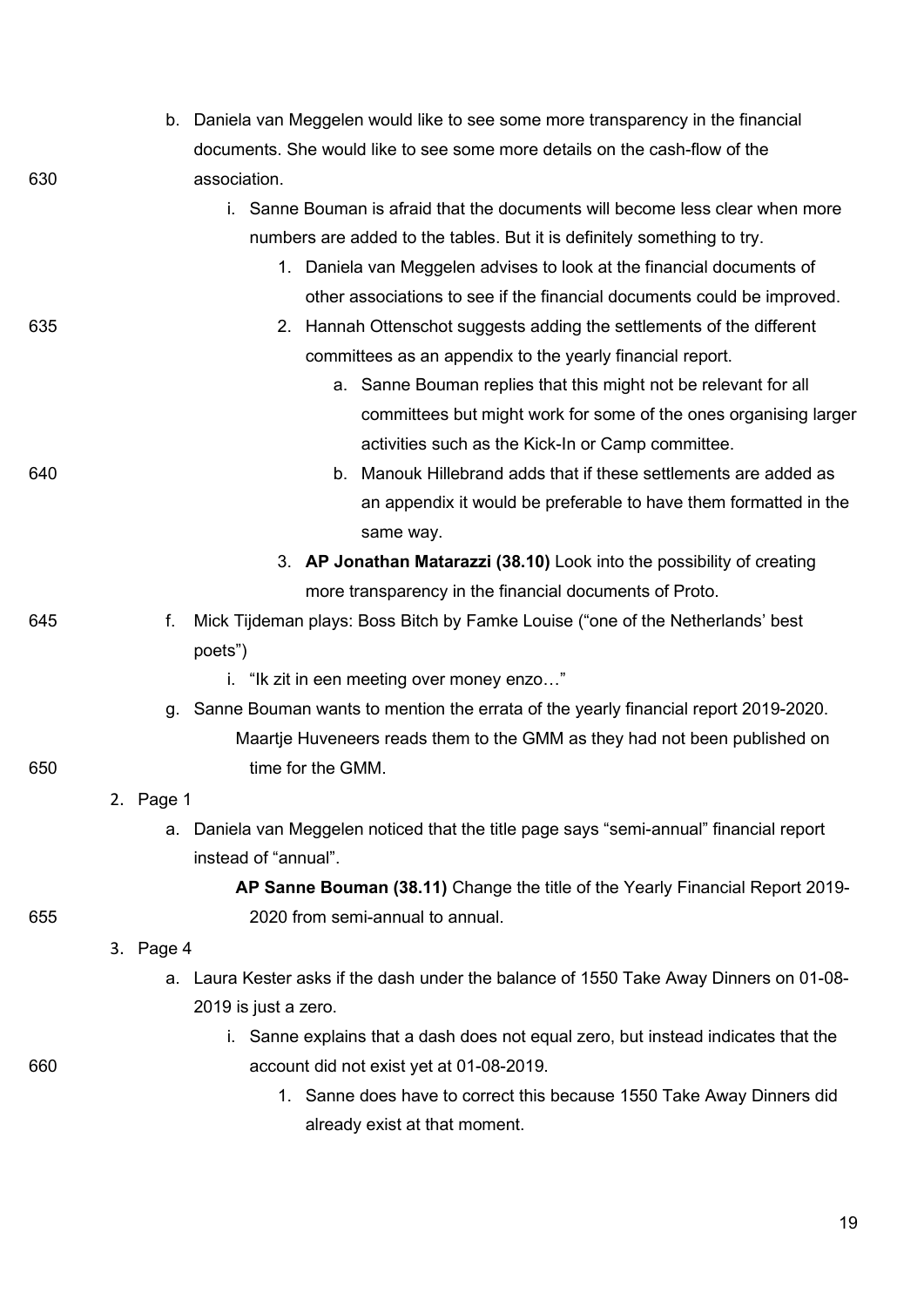b. Daniela van Meggelen would like to see some more transparency in the financial documents. She would like to see some more details on the cash-flow of the association.
   i. Sanne Bouman is afraid that the documents will become less clear when more numbers are added to the tables. But it is definitely something to try.
      1. Daniela van Meggelen advises to look at the financial documents of other associations to see if the financial documents could be improved.
      2. Hannah Ottenschot suggests adding the settlements of the different committees as an appendix to the yearly financial report.
         a. Sanne Bouman replies that this might not be relevant for all committees but might work for some of the ones organising larger activities such as the Kick-In or Camp committee.
         b. Manouk Hillebrand adds that if these settlements are added as an appendix it would be preferable to have them formatted in the same way.
      3. **AP Jonathan Matarazzi (38.10)** Look into the possibility of creating more transparency in the financial documents of Proto.

f. Mick Tijdeman plays: Boss Bitch by Famke Louise ("one of the Netherlands' best poets")
   i. "Ik zit in een meeting over money enzo…"

g. Sanne Bouman wants to mention the errata of the yearly financial report 2019-2020. Maartje Huveneers reads them to the GMM as they had not been published on time for the GMM.

2. Page 1
   a. Daniela van Meggelen noticed that the title page says "semi-annual" financial report instead of "annual".

      **AP Sanne Bouman (38.11)** Change the title of the Yearly Financial Report 2019-2020 from semi-annual to annual.

3. Page 4
   a. Laura Kester asks if the dash under the balance of 1550 Take Away Dinners on 01-08-2019 is just a zero.
      i. Sanne explains that a dash does not equal zero, but instead indicates that the account did not exist yet at 01-08-2019.
         1. Sanne does have to correct this because 1550 Take Away Dinners did already exist at that moment.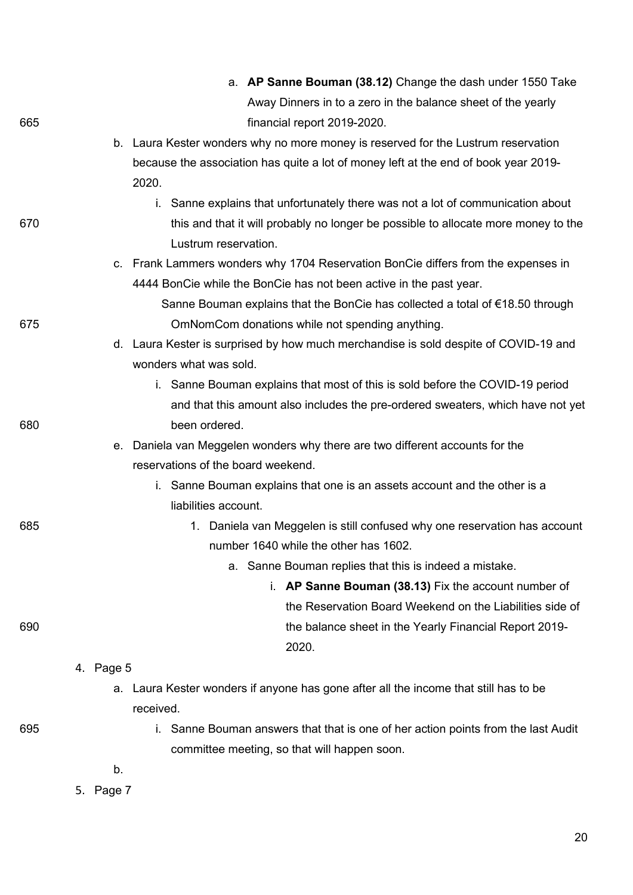a. **AP Sanne Bouman (38.12)** Change the dash under 1550 Take Away Dinners in to a zero in the balance sheet of the yearly financial report 2019-2020.

b. Laura Kester wonders why no more money is reserved for the Lustrum reservation because the association has quite a lot of money left at the end of book year 2019-2020.
   - i. Sanne explains that unfortunately there was not a lot of communication about this and that it will probably no longer be possible to allocate more money to the Lustrum reservation.

c. Frank Lammers wonders why 1704 Reservation BonCie differs from the expenses in 4444 BonCie while the BonCie has not been active in the past year.
   - Sanne Bouman explains that the BonCie has collected a total of €18.50 through OmNomCom donations while not spending anything.

d. Laura Kester is surprised by how much merchandise is sold despite of COVID-19 and wonders what was sold.
   - i. Sanne Bouman explains that most of this is sold before the COVID-19 period and that this amount also includes the pre-ordered sweaters, which have not yet been ordered.

e. Daniela van Meggelen wonders why there are two different accounts for the reservations of the board weekend.
   - i. Sanne Bouman explains that one is an assets account and the other is a liabilities account.
     1. Daniela van Meggelen is still confused why one reservation has account number 1640 while the other has 1602.
        - a. Sanne Bouman replies that this is indeed a mistake.
          - i. **AP Sanne Bouman (38.13)** Fix the account number of the Reservation Board Weekend on the Liabilities side of the balance sheet in the Yearly Financial Report 2019-2020.

4. Page 5
   - a. Laura Kester wonders if anyone has gone after all the income that still has to be received.
     - i. Sanne Bouman answers that that is one of her action points from the last Audit committee meeting, so that will happen soon.
   - b.

5. Page 7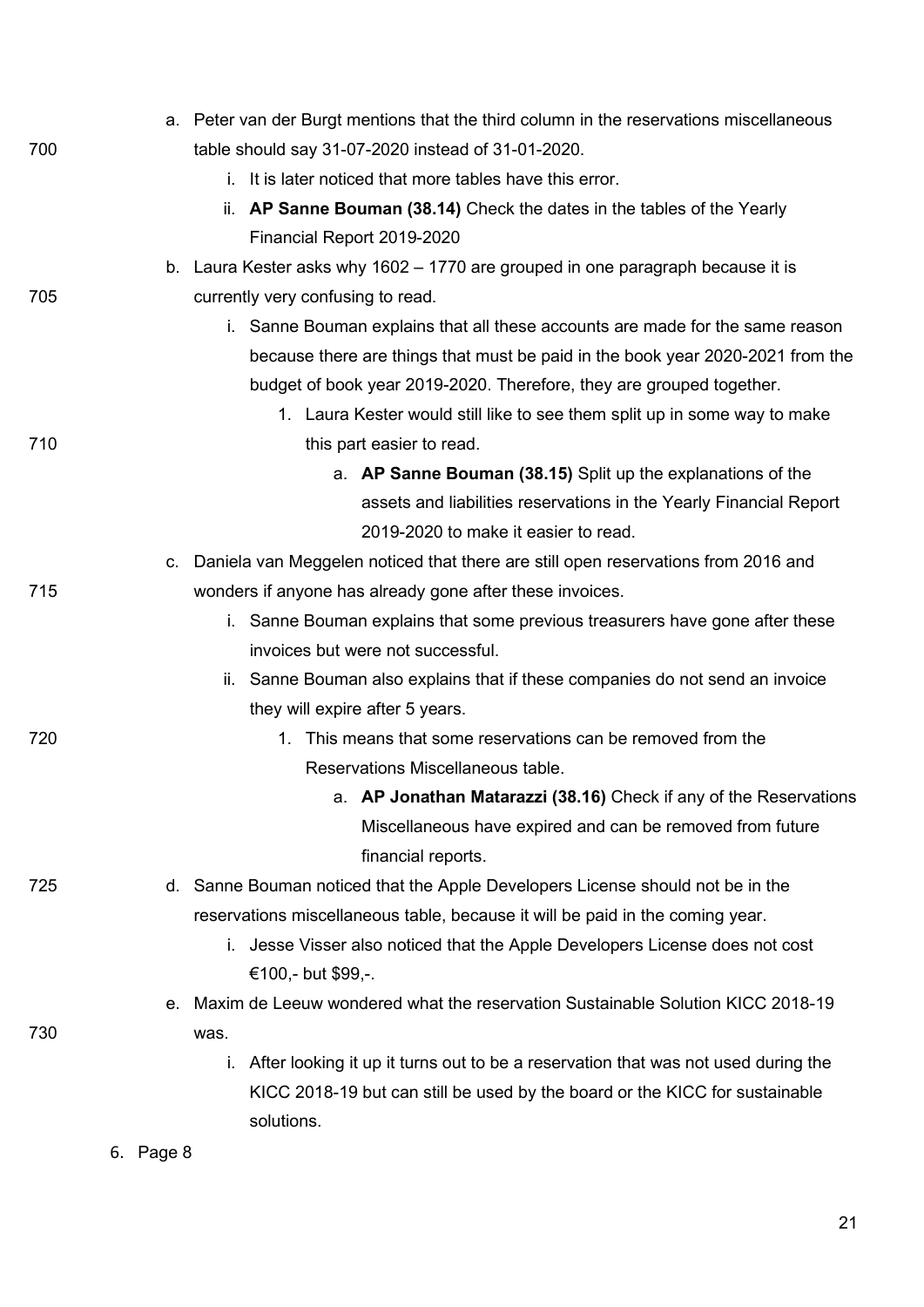a. Peter van der Burgt mentions that the third column in the reservations miscellaneous table should say 31-07-2020 instead of 31-01-2020.
    i. It is later noticed that more tables have this error.
    ii. **AP Sanne Bouman (38.14)** Check the dates in the tables of the Yearly Financial Report 2019-2020
b. Laura Kester asks why 1602 – 1770 are grouped in one paragraph because it is currently very confusing to read.
    i. Sanne Bouman explains that all these accounts are made for the same reason because there are things that must be paid in the book year 2020-2021 from the budget of book year 2019-2020. Therefore, they are grouped together.
        1. Laura Kester would still like to see them split up in some way to make this part easier to read.
            a. **AP Sanne Bouman (38.15)** Split up the explanations of the assets and liabilities reservations in the Yearly Financial Report 2019-2020 to make it easier to read.
c. Daniela van Meggelen noticed that there are still open reservations from 2016 and wonders if anyone has already gone after these invoices.
    i. Sanne Bouman explains that some previous treasurers have gone after these invoices but were not successful.
    ii. Sanne Bouman also explains that if these companies do not send an invoice they will expire after 5 years.
        1. This means that some reservations can be removed from the Reservations Miscellaneous table.
            a. **AP Jonathan Matarazzi (38.16)** Check if any of the Reservations Miscellaneous have expired and can be removed from future financial reports.
d. Sanne Bouman noticed that the Apple Developers License should not be in the reservations miscellaneous table, because it will be paid in the coming year.
    i. Jesse Visser also noticed that the Apple Developers License does not cost €100,- but $99,-.
e. Maxim de Leeuw wondered what the reservation Sustainable Solution KICC 2018-19 was.
    i. After looking it up it turns out to be a reservation that was not used during the KICC 2018-19 but can still be used by the board or the KICC for sustainable solutions.

6. Page 8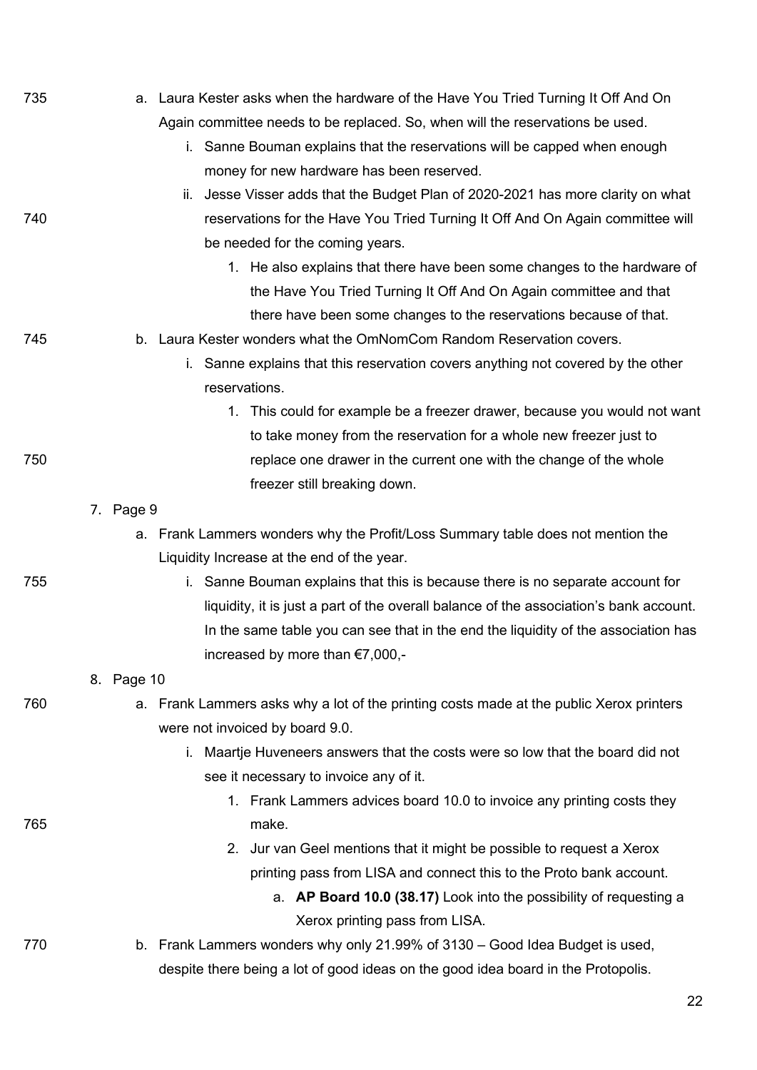a. Laura Kester asks when the hardware of the Have You Tried Turning It Off And On Again committee needs to be replaced. So, when will the reservations be used.
    i. Sanne Bouman explains that the reservations will be capped when enough money for new hardware has been reserved.
    ii. Jesse Visser adds that the Budget Plan of 2020-2021 has more clarity on what reservations for the Have You Tried Turning It Off And On Again committee will be needed for the coming years.
        1. He also explains that there have been some changes to the hardware of the Have You Tried Turning It Off And On Again committee and that there have been some changes to the reservations because of that.

b. Laura Kester wonders what the OmNomCom Random Reservation covers.
    i. Sanne explains that this reservation covers anything not covered by the other reservations.
        1. This could for example be a freezer drawer, because you would not want to take money from the reservation for a whole new freezer just to replace one drawer in the current one with the change of the whole freezer still breaking down.

7. Page 9
    a. Frank Lammers wonders why the Profit/Loss Summary table does not mention the Liquidity Increase at the end of the year.
        i. Sanne Bouman explains that this is because there is no separate account for liquidity, it is just a part of the overall balance of the association's bank account. In the same table you can see that in the end the liquidity of the association has increased by more than €7,000,-

8. Page 10
    a. Frank Lammers asks why a lot of the printing costs made at the public Xerox printers were not invoiced by board 9.0.
        i. Maartje Huveneers answers that the costs were so low that the board did not see it necessary to invoice any of it.
            1. Frank Lammers advices board 10.0 to invoice any printing costs they make.
            2. Jur van Geel mentions that it might be possible to request a Xerox printing pass from LISA and connect this to the Proto bank account.
                a. **AP Board 10.0 (38.17)** Look into the possibility of requesting a Xerox printing pass from LISA.
    b. Frank Lammers wonders why only 21.99% of 3130 – Good Idea Budget is used, despite there being a lot of good ideas on the good idea board in the Protopolis.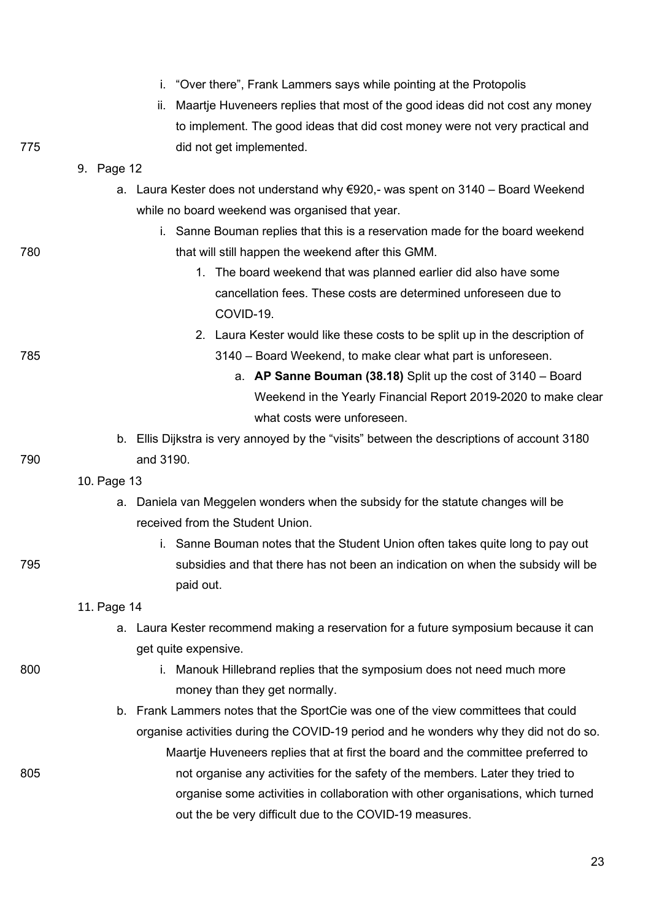i. "Over there", Frank Lammers says while pointing at the Protopolis
    ii. Maartje Huveneers replies that most of the good ideas did not cost any money to implement. The good ideas that did cost money were not very practical and did not get implemented.

9. Page 12
    a. Laura Kester does not understand why €920,- was spent on 3140 – Board Weekend while no board weekend was organised that year.
        i. Sanne Bouman replies that this is a reservation made for the board weekend that will still happen the weekend after this GMM.
            1. The board weekend that was planned earlier did also have some cancellation fees. These costs are determined unforeseen due to COVID-19.
            2. Laura Kester would like these costs to be split up in the description of 3140 – Board Weekend, to make clear what part is unforeseen.
                a. **AP Sanne Bouman (38.18)** Split up the cost of 3140 – Board Weekend in the Yearly Financial Report 2019-2020 to make clear what costs were unforeseen.
    b. Ellis Dijkstra is very annoyed by the "visits" between the descriptions of account 3180 and 3190.

10. Page 13
    a. Daniela van Meggelen wonders when the subsidy for the statute changes will be received from the Student Union.
        i. Sanne Bouman notes that the Student Union often takes quite long to pay out subsidies and that there has not been an indication on when the subsidy will be paid out.

11. Page 14
    a. Laura Kester recommend making a reservation for a future symposium because it can get quite expensive.
        i. Manouk Hillebrand replies that the symposium does not need much more money than they get normally.
    b. Frank Lammers notes that the SportCie was one of the view committees that could organise activities during the COVID-19 period and he wonders why they did not do so.
        Maartje Huveneers replies that at first the board and the committee preferred to not organise any activities for the safety of the members. Later they tried to organise some activities in collaboration with other organisations, which turned out the be very difficult due to the COVID-19 measures.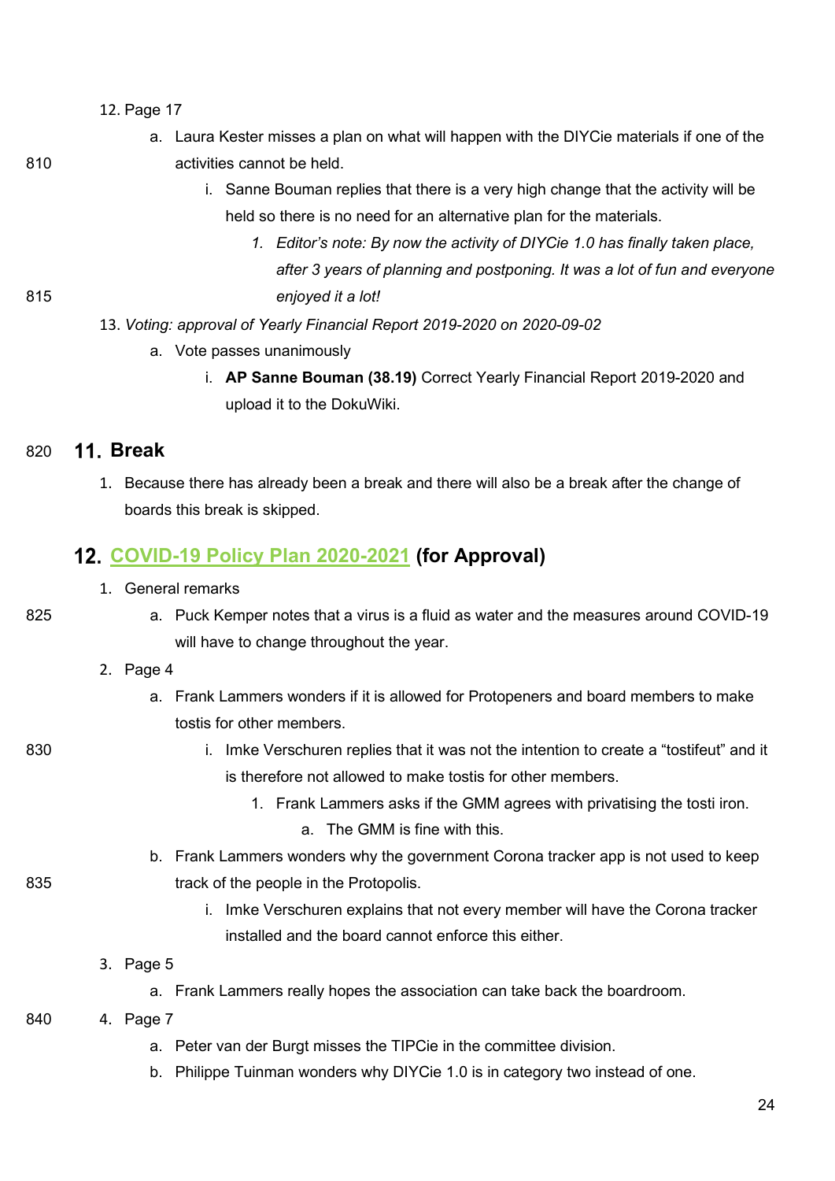12. Page 17
    a. Laura Kester misses a plan on what will happen with the DIYCie materials if one of the activities cannot be held.
        i. Sanne Bouman replies that there is a very high change that the activity will be held so there is no need for an alternative plan for the materials.
            1. *Editor's note: By now the activity of DIYCie 1.0 has finally taken place, after 3 years of planning and postponing. It was a lot of fun and everyone enjoyed it a lot!*
13. *Voting: approval of Yearly Financial Report 2019-2020 on 2020-09-02*
    a. Vote passes unanimously
        i. **AP Sanne Bouman (38.19)** Correct Yearly Financial Report 2019-2020 and upload it to the DokuWiki.

## 11. Break

1. Because there has already been a break and there will also be a break after the change of boards this break is skipped.

## 12. COVID-19 Policy Plan 2020-2021 (for Approval)

1. General remarks
    a. Puck Kemper notes that a virus is a fluid as water and the measures around COVID-19 will have to change throughout the year.
2. Page 4
    a. Frank Lammers wonders if it is allowed for Protopeners and board members to make tostis for other members.
        i. Imke Verschuren replies that it was not the intention to create a "tostifeut" and it is therefore not allowed to make tostis for other members.
            1. Frank Lammers asks if the GMM agrees with privatising the tosti iron.
                a. The GMM is fine with this.
    b. Frank Lammers wonders why the government Corona tracker app is not used to keep track of the people in the Protopolis.
        i. Imke Verschuren explains that not every member will have the Corona tracker installed and the board cannot enforce this either.
3. Page 5
    a. Frank Lammers really hopes the association can take back the boardroom.
4. Page 7
    a. Peter van der Burgt misses the TIPCie in the committee division.
    b. Philippe Tuinman wonders why DIYCie 1.0 is in category two instead of one.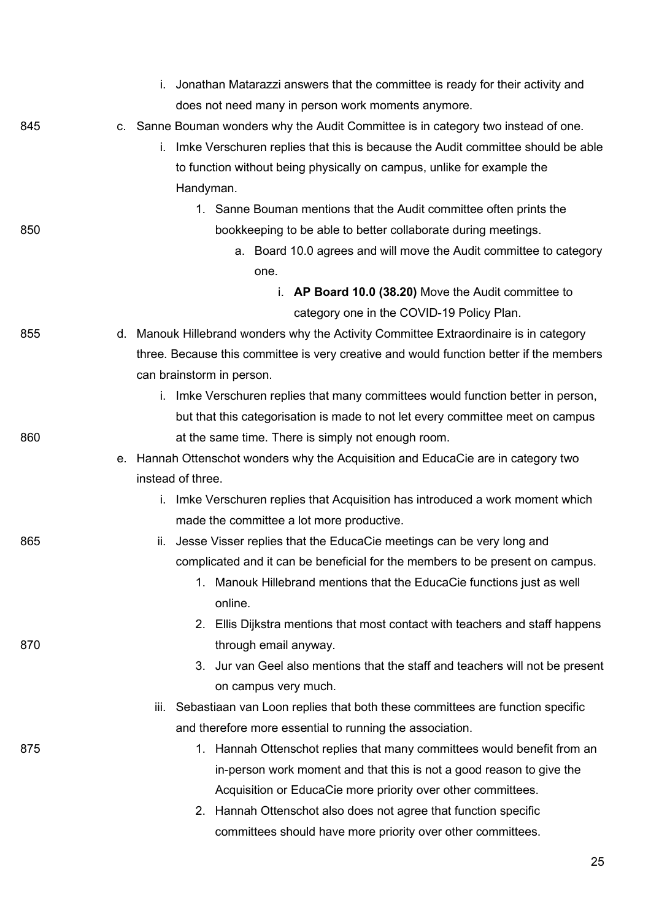i. Jonathan Matarazzi answers that the committee is ready for their activity and does not need many in person work moments anymore.

c. Sanne Bouman wonders why the Audit Committee is in category two instead of one.

    i. Imke Verschuren replies that this is because the Audit committee should be able to function without being physically on campus, unlike for example the Handyman.

        1. Sanne Bouman mentions that the Audit committee often prints the bookkeeping to be able to better collaborate during meetings.

            a. Board 10.0 agrees and will move the Audit committee to category one.

                i. **AP Board 10.0 (38.20)** Move the Audit committee to category one in the COVID-19 Policy Plan.

d. Manouk Hillebrand wonders why the Activity Committee Extraordinaire is in category three. Because this committee is very creative and would function better if the members can brainstorm in person.

    i. Imke Verschuren replies that many committees would function better in person, but that this categorisation is made to not let every committee meet on campus at the same time. There is simply not enough room.

e. Hannah Ottenschot wonders why the Acquisition and EducaCie are in category two instead of three.

    i. Imke Verschuren replies that Acquisition has introduced a work moment which made the committee a lot more productive.

    ii. Jesse Visser replies that the EducaCie meetings can be very long and complicated and it can be beneficial for the members to be present on campus.

        1. Manouk Hillebrand mentions that the EducaCie functions just as well online.

        2. Ellis Dijkstra mentions that most contact with teachers and staff happens through email anyway.

        3. Jur van Geel also mentions that the staff and teachers will not be present on campus very much.

    iii. Sebastiaan van Loon replies that both these committees are function specific and therefore more essential to running the association.

        1. Hannah Ottenschot replies that many committees would benefit from an in-person work moment and that this is not a good reason to give the Acquisition or EducaCie more priority over other committees.

        2. Hannah Ottenschot also does not agree that function specific committees should have more priority over other committees.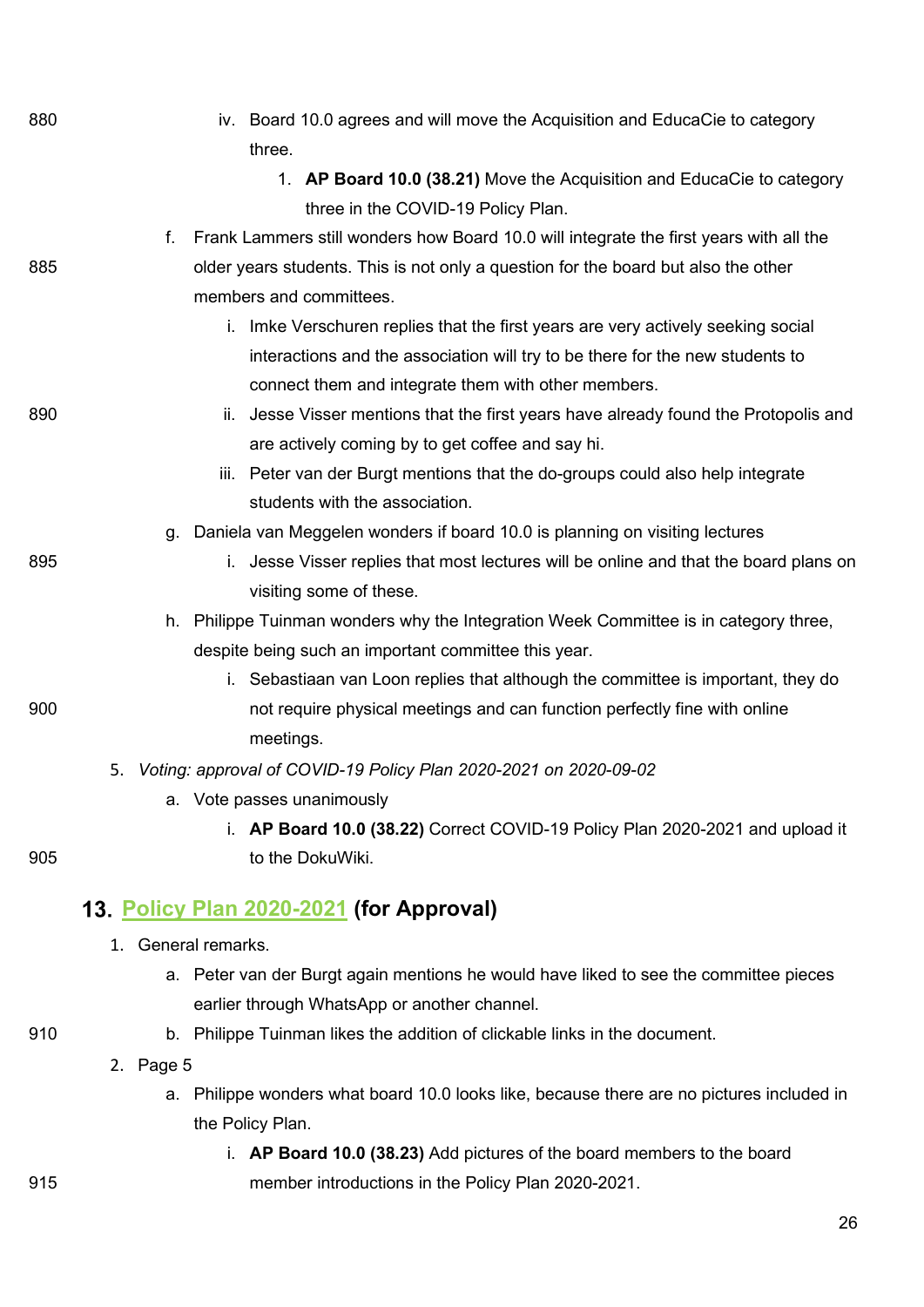iv. Board 10.0 agrees and will move the Acquisition and EducaCie to category three.

1. **AP Board 10.0 (38.21)** Move the Acquisition and EducaCie to category three in the COVID-19 Policy Plan.

f. Frank Lammers still wonders how Board 10.0 will integrate the first years with all the older years students. This is not only a question for the board but also the other members and committees.

i. Imke Verschuren replies that the first years are very actively seeking social interactions and the association will try to be there for the new students to connect them and integrate them with other members.

ii. Jesse Visser mentions that the first years have already found the Protopolis and are actively coming by to get coffee and say hi.

iii. Peter van der Burgt mentions that the do-groups could also help integrate students with the association.

g. Daniela van Meggelen wonders if board 10.0 is planning on visiting lectures

i. Jesse Visser replies that most lectures will be online and that the board plans on visiting some of these.

h. Philippe Tuinman wonders why the Integration Week Committee is in category three, despite being such an important committee this year.

i. Sebastiaan van Loon replies that although the committee is important, they do not require physical meetings and can function perfectly fine with online meetings.

5. *Voting: approval of COVID-19 Policy Plan 2020-2021 on 2020-09-02*

a. Vote passes unanimously

i. **AP Board 10.0 (38.22)** Correct COVID-19 Policy Plan 2020-2021 and upload it to the DokuWiki.

## 13. Policy Plan 2020-2021 (for Approval)

1. General remarks.

a. Peter van der Burgt again mentions he would have liked to see the committee pieces earlier through WhatsApp or another channel.

b. Philippe Tuinman likes the addition of clickable links in the document.

2. Page 5

a. Philippe wonders what board 10.0 looks like, because there are no pictures included in the Policy Plan.

i. **AP Board 10.0 (38.23)** Add pictures of the board members to the board member introductions in the Policy Plan 2020-2021.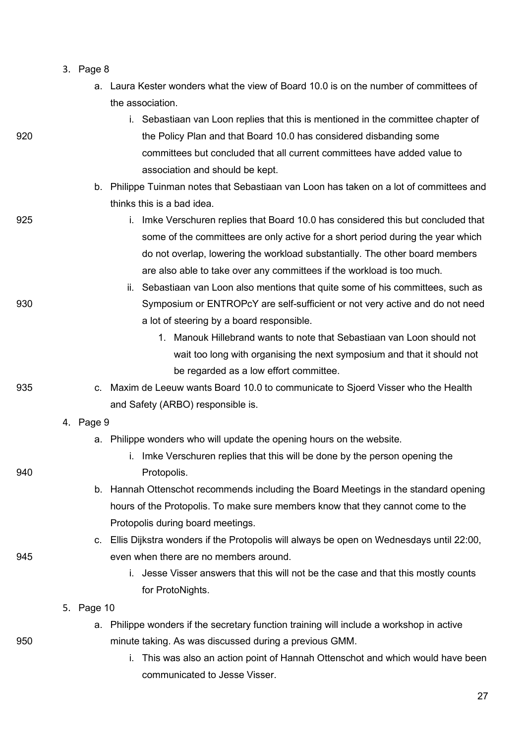3. Page 8
    a. Laura Kester wonders what the view of Board 10.0 is on the number of committees of the association.
        i. Sebastiaan van Loon replies that this is mentioned in the committee chapter of the Policy Plan and that Board 10.0 has considered disbanding some committees but concluded that all current committees have added value to association and should be kept.
    b. Philippe Tuinman notes that Sebastiaan van Loon has taken on a lot of committees and thinks this is a bad idea.
        i. Imke Verschuren replies that Board 10.0 has considered this but concluded that some of the committees are only active for a short period during the year which do not overlap, lowering the workload substantially. The other board members are also able to take over any committees if the workload is too much.
        ii. Sebastiaan van Loon also mentions that quite some of his committees, such as Symposium or ENTROPcY are self-sufficient or not very active and do not need a lot of steering by a board responsible.
            1. Manouk Hillebrand wants to note that Sebastiaan van Loon should not wait too long with organising the next symposium and that it should not be regarded as a low effort committee.
    c. Maxim de Leeuw wants Board 10.0 to communicate to Sjoerd Visser who the Health and Safety (ARBO) responsible is.
4. Page 9
    a. Philippe wonders who will update the opening hours on the website.
        i. Imke Verschuren replies that this will be done by the person opening the Protopolis.
    b. Hannah Ottenschot recommends including the Board Meetings in the standard opening hours of the Protopolis. To make sure members know that they cannot come to the Protopolis during board meetings.
    c. Ellis Dijkstra wonders if the Protopolis will always be open on Wednesdays until 22:00, even when there are no members around.
        i. Jesse Visser answers that this will not be the case and that this mostly counts for ProtoNights.
5. Page 10
    a. Philippe wonders if the secretary function training will include a workshop in active minute taking. As was discussed during a previous GMM.
        i. This was also an action point of Hannah Ottenschot and which would have been communicated to Jesse Visser.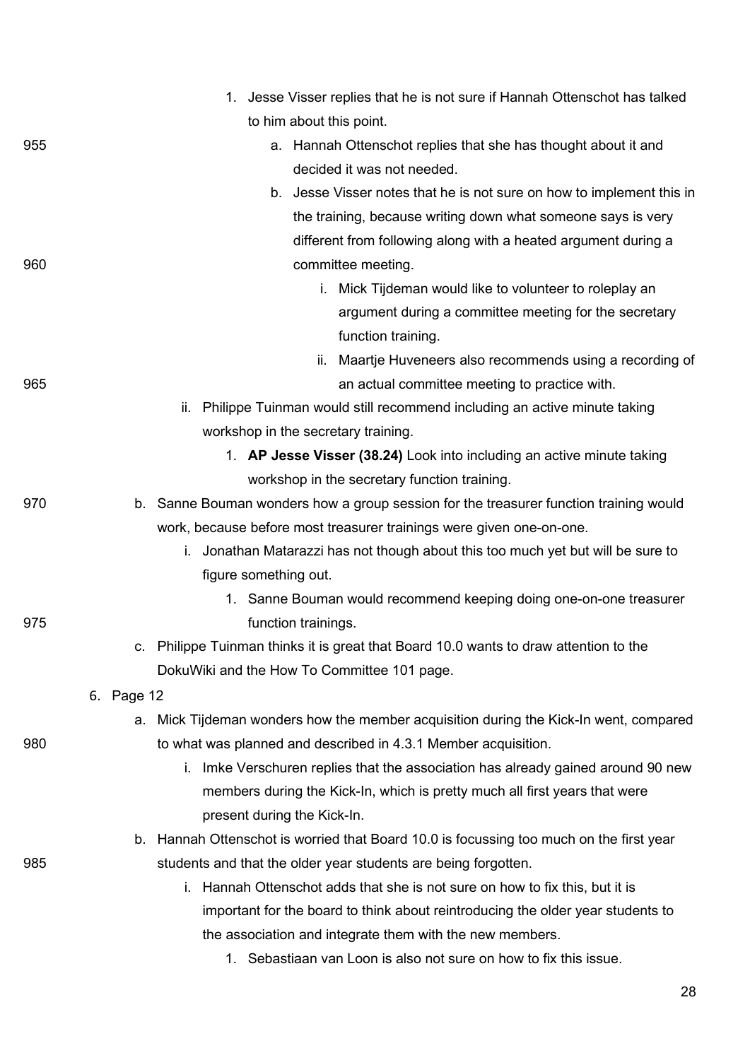1. Jesse Visser replies that he is not sure if Hannah Ottenschot has talked to him about this point.
    a. Hannah Ottenschot replies that she has thought about it and decided it was not needed.
    b. Jesse Visser notes that he is not sure on how to implement this in the training, because writing down what someone says is very different from following along with a heated argument during a committee meeting.
        i. Mick Tijdeman would like to volunteer to roleplay an argument during a committee meeting for the secretary function training.
        ii. Maartje Huveneers also recommends using a recording of an actual committee meeting to practice with.

ii. Philippe Tuinman would still recommend including an active minute taking workshop in the secretary training.
    1. **AP Jesse Visser (38.24)** Look into including an active minute taking workshop in the secretary function training.

b. Sanne Bouman wonders how a group session for the treasurer function training would work, because before most treasurer trainings were given one-on-one.
    i. Jonathan Matarazzi has not though about this too much yet but will be sure to figure something out.
        1. Sanne Bouman would recommend keeping doing one-on-one treasurer function trainings.

c. Philippe Tuinman thinks it is great that Board 10.0 wants to draw attention to the DokuWiki and the How To Committee 101 page.

6. Page 12
    a. Mick Tijdeman wonders how the member acquisition during the Kick-In went, compared to what was planned and described in 4.3.1 Member acquisition.
        i. Imke Verschuren replies that the association has already gained around 90 new members during the Kick-In, which is pretty much all first years that were present during the Kick-In.
    b. Hannah Ottenschot is worried that Board 10.0 is focussing too much on the first year students and that the older year students are being forgotten.
        i. Hannah Ottenschot adds that she is not sure on how to fix this, but it is important for the board to think about reintroducing the older year students to the association and integrate them with the new members.
            1. Sebastiaan van Loon is also not sure on how to fix this issue.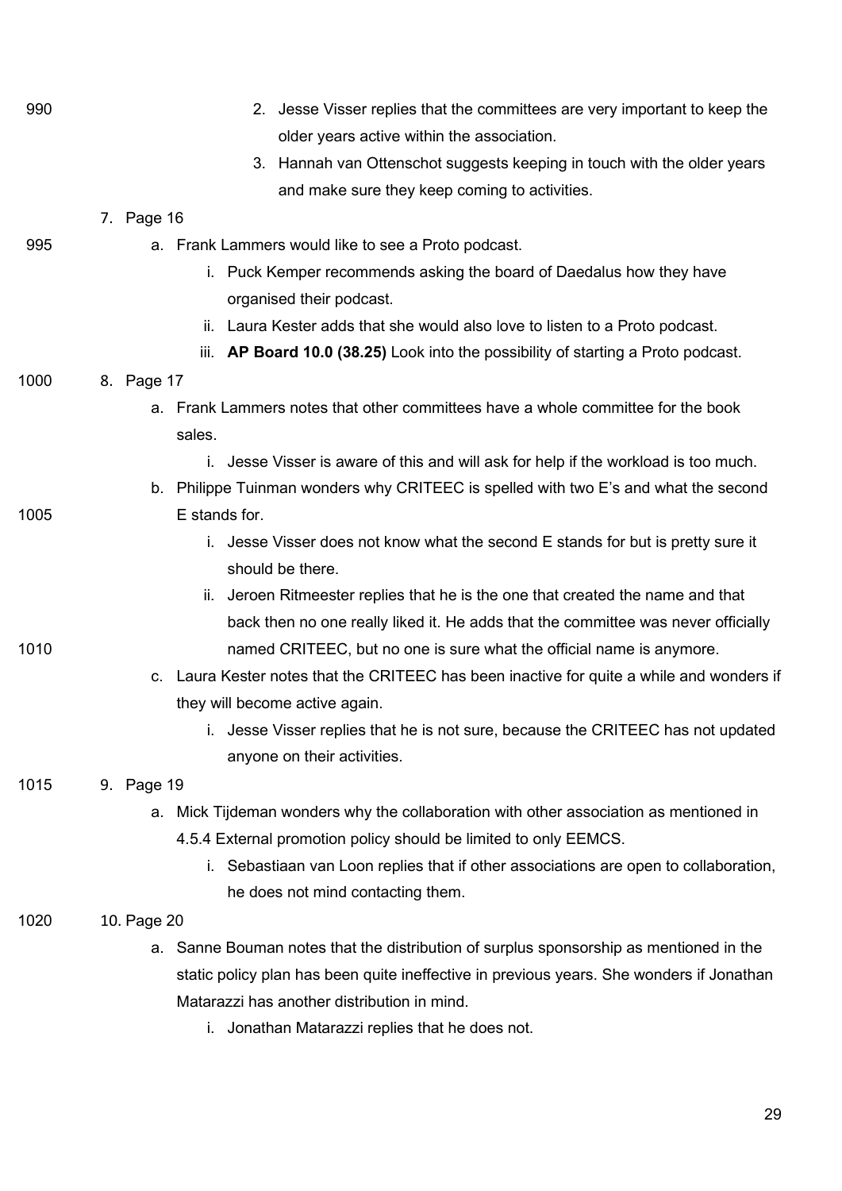2. Jesse Visser replies that the committees are very important to keep the older years active within the association.
3. Hannah van Ottenschot suggests keeping in touch with the older years and make sure they keep coming to activities.

7. Page 16
   a. Frank Lammers would like to see a Proto podcast.
      i. Puck Kemper recommends asking the board of Daedalus how they have organised their podcast.
      ii. Laura Kester adds that she would also love to listen to a Proto podcast.
      iii. **AP Board 10.0 (38.25)** Look into the possibility of starting a Proto podcast.
8. Page 17
   a. Frank Lammers notes that other committees have a whole committee for the book sales.
      i. Jesse Visser is aware of this and will ask for help if the workload is too much.
   b. Philippe Tuinman wonders why CRITEEC is spelled with two E's and what the second E stands for.
      i. Jesse Visser does not know what the second E stands for but is pretty sure it should be there.
      ii. Jeroen Ritmeester replies that he is the one that created the name and that back then no one really liked it. He adds that the committee was never officially named CRITEEC, but no one is sure what the official name is anymore.
   c. Laura Kester notes that the CRITEEC has been inactive for quite a while and wonders if they will become active again.
      i. Jesse Visser replies that he is not sure, because the CRITEEC has not updated anyone on their activities.
9. Page 19
   a. Mick Tijdeman wonders why the collaboration with other association as mentioned in 4.5.4 External promotion policy should be limited to only EEMCS.
      i. Sebastiaan van Loon replies that if other associations are open to collaboration, he does not mind contacting them.
10. Page 20
    a. Sanne Bouman notes that the distribution of surplus sponsorship as mentioned in the static policy plan has been quite ineffective in previous years. She wonders if Jonathan Matarazzi has another distribution in mind.
       i. Jonathan Matarazzi replies that he does not.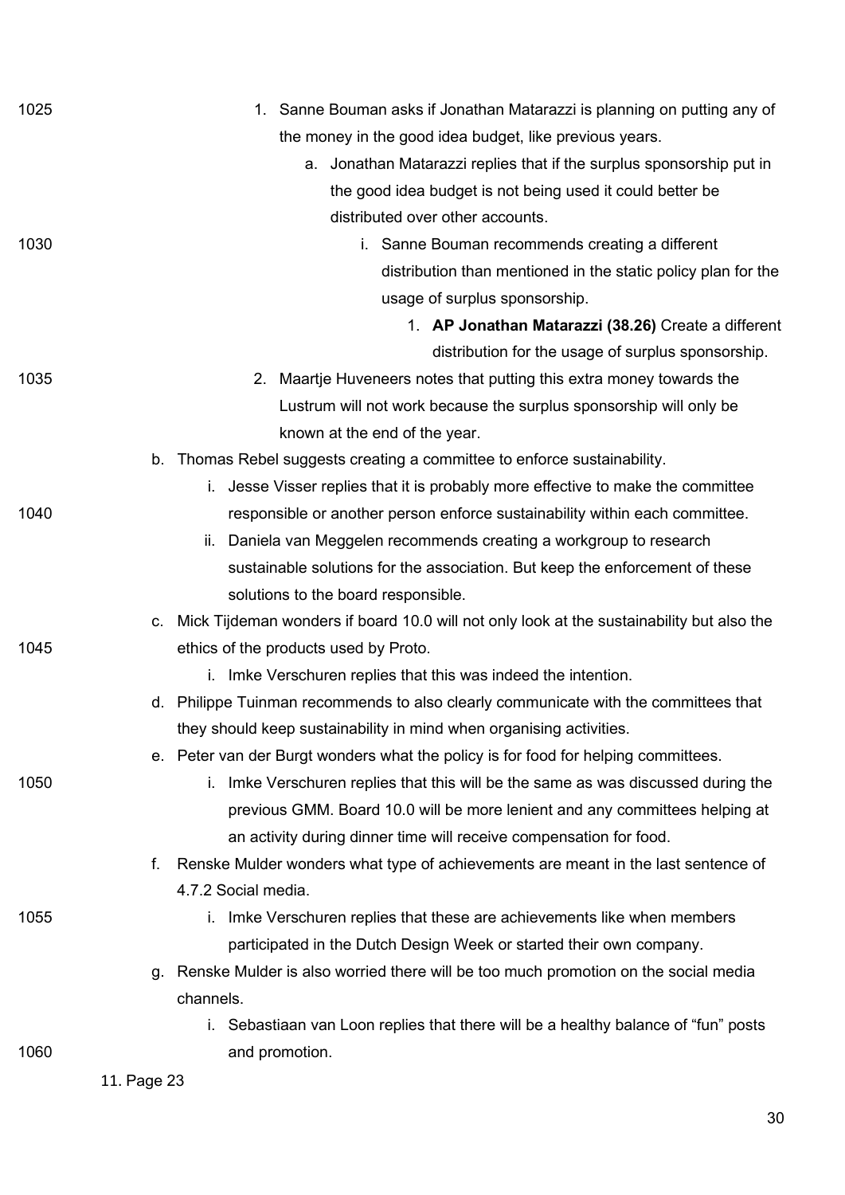1. Sanne Bouman asks if Jonathan Matarazzi is planning on putting any of the money in the good idea budget, like previous years.
    a. Jonathan Matarazzi replies that if the surplus sponsorship put in the good idea budget is not being used it could better be distributed over other accounts.
        i. Sanne Bouman recommends creating a different distribution than mentioned in the static policy plan for the usage of surplus sponsorship.
            1. **AP Jonathan Matarazzi (38.26)** Create a different distribution for the usage of surplus sponsorship.
2. Maartje Huveneers notes that putting this extra money towards the Lustrum will not work because the surplus sponsorship will only be known at the end of the year.

b. Thomas Rebel suggests creating a committee to enforce sustainability.
    i. Jesse Visser replies that it is probably more effective to make the committee responsible or another person enforce sustainability within each committee.
    ii. Daniela van Meggelen recommends creating a workgroup to research sustainable solutions for the association. But keep the enforcement of these solutions to the board responsible.

c. Mick Tijdeman wonders if board 10.0 will not only look at the sustainability but also the ethics of the products used by Proto.
    i. Imke Verschuren replies that this was indeed the intention.

d. Philippe Tuinman recommends to also clearly communicate with the committees that they should keep sustainability in mind when organising activities.

e. Peter van der Burgt wonders what the policy is for food for helping committees.
    i. Imke Verschuren replies that this will be the same as was discussed during the previous GMM. Board 10.0 will be more lenient and any committees helping at an activity during dinner time will receive compensation for food.

f. Renske Mulder wonders what type of achievements are meant in the last sentence of 4.7.2 Social media.
    i. Imke Verschuren replies that these are achievements like when members participated in the Dutch Design Week or started their own company.

g. Renske Mulder is also worried there will be too much promotion on the social media channels.
    i. Sebastiaan van Loon replies that there will be a healthy balance of "fun" posts and promotion.

11. Page 23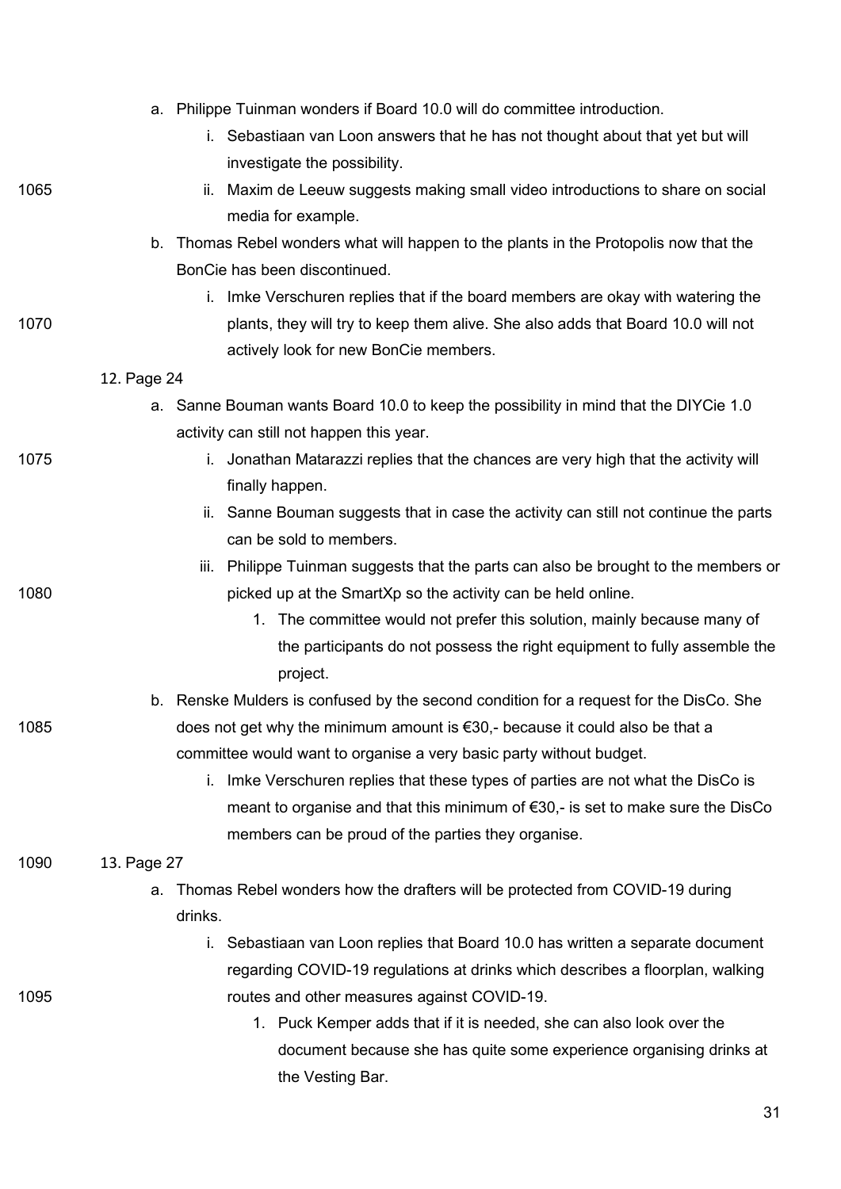a. Philippe Tuinman wonders if Board 10.0 will do committee introduction.
    i. Sebastiaan van Loon answers that he has not thought about that yet but will investigate the possibility.
    ii. Maxim de Leeuw suggests making small video introductions to share on social media for example.

b. Thomas Rebel wonders what will happen to the plants in the Protopolis now that the BonCie has been discontinued.
    i. Imke Verschuren replies that if the board members are okay with watering the plants, they will try to keep them alive. She also adds that Board 10.0 will not actively look for new BonCie members.

12. Page 24
    a. Sanne Bouman wants Board 10.0 to keep the possibility in mind that the DIYCie 1.0 activity can still not happen this year.
        i. Jonathan Matarazzi replies that the chances are very high that the activity will finally happen.
        ii. Sanne Bouman suggests that in case the activity can still not continue the parts can be sold to members.
        iii. Philippe Tuinman suggests that the parts can also be brought to the members or picked up at the SmartXp so the activity can be held online.
            1. The committee would not prefer this solution, mainly because many of the participants do not possess the right equipment to fully assemble the project.
    b. Renske Mulders is confused by the second condition for a request for the DisCo. She does not get why the minimum amount is €30,- because it could also be that a committee would want to organise a very basic party without budget.
        i. Imke Verschuren replies that these types of parties are not what the DisCo is meant to organise and that this minimum of €30,- is set to make sure the DisCo members can be proud of the parties they organise.

13. Page 27
    a. Thomas Rebel wonders how the drafters will be protected from COVID-19 during drinks.
        i. Sebastiaan van Loon replies that Board 10.0 has written a separate document regarding COVID-19 regulations at drinks which describes a floorplan, walking routes and other measures against COVID-19.
            1. Puck Kemper adds that if it is needed, she can also look over the document because she has quite some experience organising drinks at the Vesting Bar.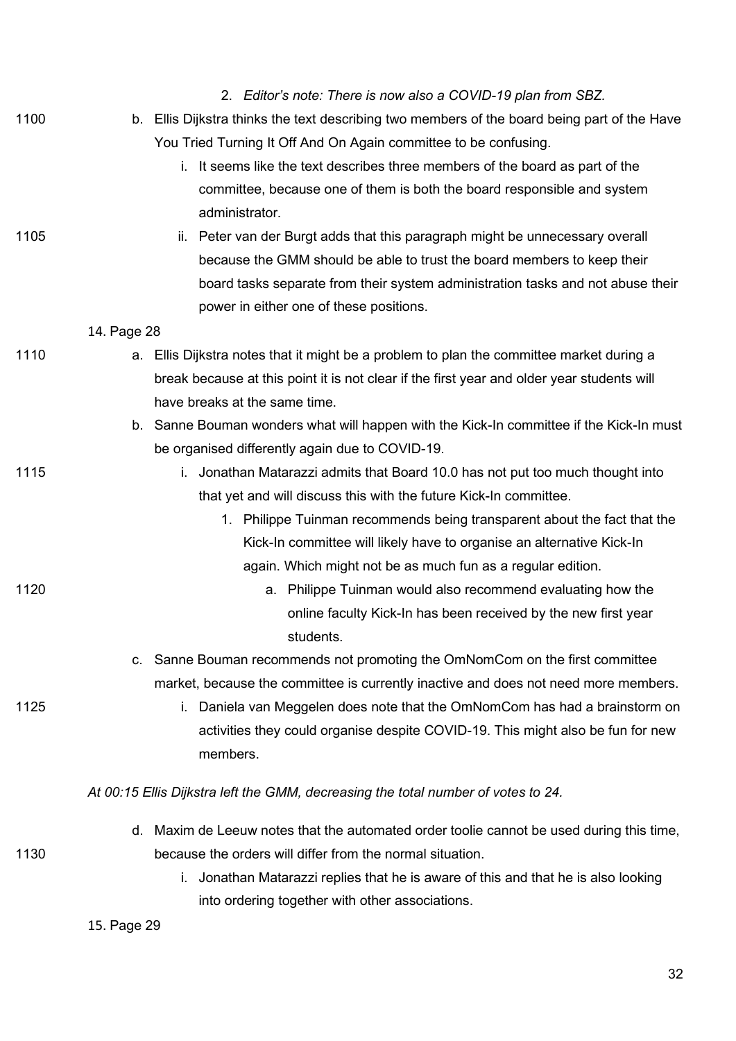2. *Editor's note: There is now also a COVID-19 plan from SBZ.*

b. Ellis Dijkstra thinks the text describing two members of the board being part of the Have You Tried Turning It Off And On Again committee to be confusing.

   i. It seems like the text describes three members of the board as part of the committee, because one of them is both the board responsible and system administrator.

   ii. Peter van der Burgt adds that this paragraph might be unnecessary overall because the GMM should be able to trust the board members to keep their board tasks separate from their system administration tasks and not abuse their power in either one of these positions.

14. Page 28

a. Ellis Dijkstra notes that it might be a problem to plan the committee market during a break because at this point it is not clear if the first year and older year students will have breaks at the same time.

b. Sanne Bouman wonders what will happen with the Kick-In committee if the Kick-In must be organised differently again due to COVID-19.

   i. Jonathan Matarazzi admits that Board 10.0 has not put too much thought into that yet and will discuss this with the future Kick-In committee.

      1. Philippe Tuinman recommends being transparent about the fact that the Kick-In committee will likely have to organise an alternative Kick-In again. Which might not be as much fun as a regular edition.

         a. Philippe Tuinman would also recommend evaluating how the online faculty Kick-In has been received by the new first year students.

c. Sanne Bouman recommends not promoting the OmNomCom on the first committee market, because the committee is currently inactive and does not need more members.

   i. Daniela van Meggelen does note that the OmNomCom has had a brainstorm on activities they could organise despite COVID-19. This might also be fun for new members.

*At 00:15 Ellis Dijkstra left the GMM, decreasing the total number of votes to 24.*

d. Maxim de Leeuw notes that the automated order toolie cannot be used during this time, because the orders will differ from the normal situation.

   i. Jonathan Matarazzi replies that he is aware of this and that he is also looking into ordering together with other associations.

15. Page 29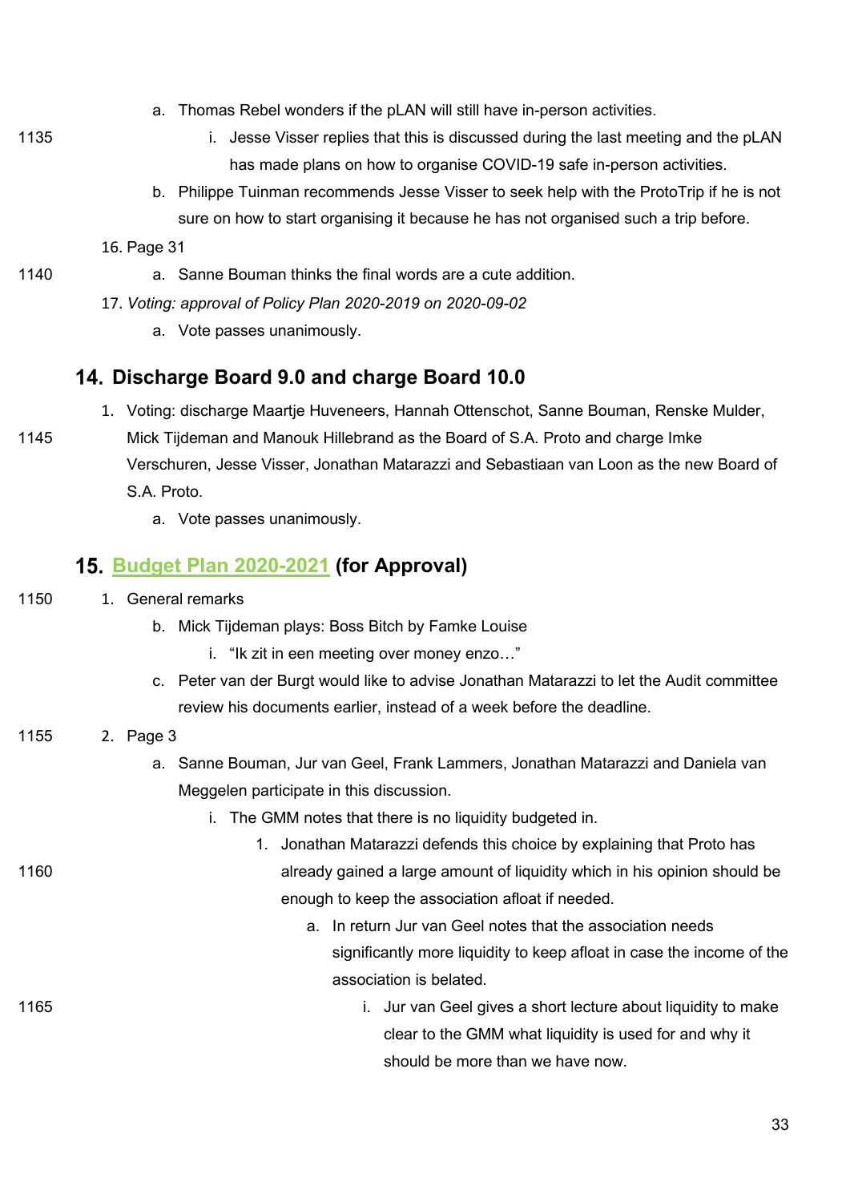a. Thomas Rebel wonders if the pLAN will still have in-person activities.
    i. Jesse Visser replies that this is discussed during the last meeting and the pLAN has made plans on how to organise COVID-19 safe in-person activities.
b. Philippe Tuinman recommends Jesse Visser to seek help with the ProtoTrip if he is not sure on how to start organising it because he has not organised such a trip before.

16. Page 31
    a. Sanne Bouman thinks the final words are a cute addition.
17. *Voting: approval of Policy Plan 2020-2019 on 2020-09-02*
    a. Vote passes unanimously.

## 14. Discharge Board 9.0 and charge Board 10.0

1. Voting: discharge Maartje Huveneers, Hannah Ottenschot, Sanne Bouman, Renske Mulder, Mick Tijdeman and Manouk Hillebrand as the Board of S.A. Proto and charge Imke Verschuren, Jesse Visser, Jonathan Matarazzi and Sebastiaan van Loon as the new Board of S.A. Proto.
    a. Vote passes unanimously.

## 15. Budget Plan 2020-2021 (for Approval)

1. General remarks
    b. Mick Tijdeman plays: Boss Bitch by Famke Louise
        i. "Ik zit in een meeting over money enzo…"
    c. Peter van der Burgt would like to advise Jonathan Matarazzi to let the Audit committee review his documents earlier, instead of a week before the deadline.
2. Page 3
    a. Sanne Bouman, Jur van Geel, Frank Lammers, Jonathan Matarazzi and Daniela van Meggelen participate in this discussion.
        i. The GMM notes that there is no liquidity budgeted in.
            1. Jonathan Matarazzi defends this choice by explaining that Proto has already gained a large amount of liquidity which in his opinion should be enough to keep the association afloat if needed.
                a. In return Jur van Geel notes that the association needs significantly more liquidity to keep afloat in case the income of the association is belated.
                    i. Jur van Geel gives a short lecture about liquidity to make clear to the GMM what liquidity is used for and why it should be more than we have now.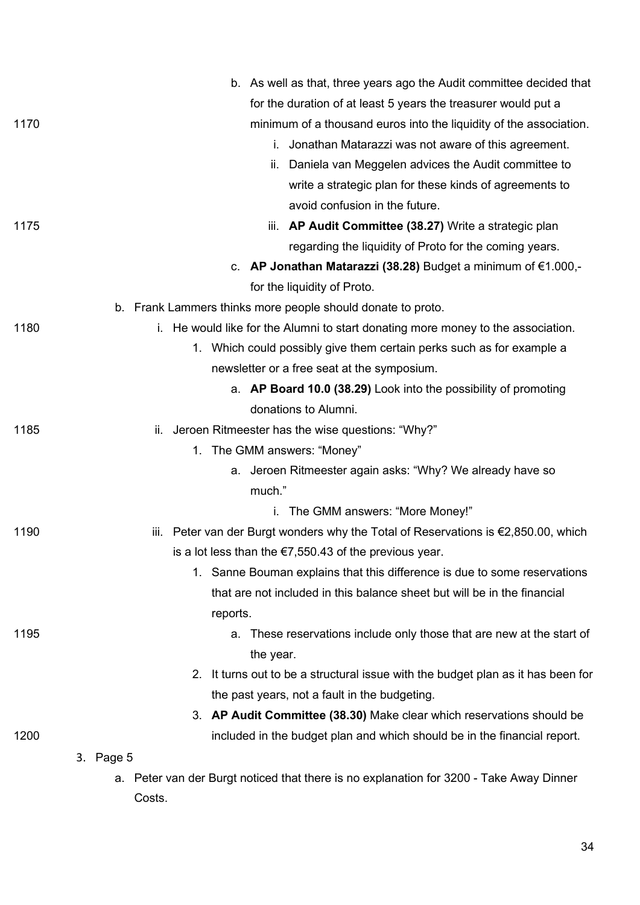b. As well as that, three years ago the Audit committee decided that for the duration of at least 5 years the treasurer would put a minimum of a thousand euros into the liquidity of the association.
    i. Jonathan Matarazzi was not aware of this agreement.
    ii. Daniela van Meggelen advices the Audit committee to write a strategic plan for these kinds of agreements to avoid confusion in the future.
    iii. **AP Audit Committee (38.27)** Write a strategic plan regarding the liquidity of Proto for the coming years.

c. **AP Jonathan Matarazzi (38.28)** Budget a minimum of €1.000,- for the liquidity of Proto.

b. Frank Lammers thinks more people should donate to proto.
    i. He would like for the Alumni to start donating more money to the association.
        1. Which could possibly give them certain perks such as for example a newsletter or a free seat at the symposium.
            a. **AP Board 10.0 (38.29)** Look into the possibility of promoting donations to Alumni.
    ii. Jeroen Ritmeester has the wise questions: "Why?"
        1. The GMM answers: "Money"
            a. Jeroen Ritmeester again asks: "Why? We already have so much."
                i. The GMM answers: "More Money!"
    iii. Peter van der Burgt wonders why the Total of Reservations is €2,850.00, which is a lot less than the €7,550.43 of the previous year.
        1. Sanne Bouman explains that this difference is due to some reservations that are not included in this balance sheet but will be in the financial reports.
            a. These reservations include only those that are new at the start of the year.
        2. It turns out to be a structural issue with the budget plan as it has been for the past years, not a fault in the budgeting.
        3. **AP Audit Committee (38.30)** Make clear which reservations should be included in the budget plan and which should be in the financial report.

3. Page 5
    a. Peter van der Burgt noticed that there is no explanation for 3200 - Take Away Dinner Costs.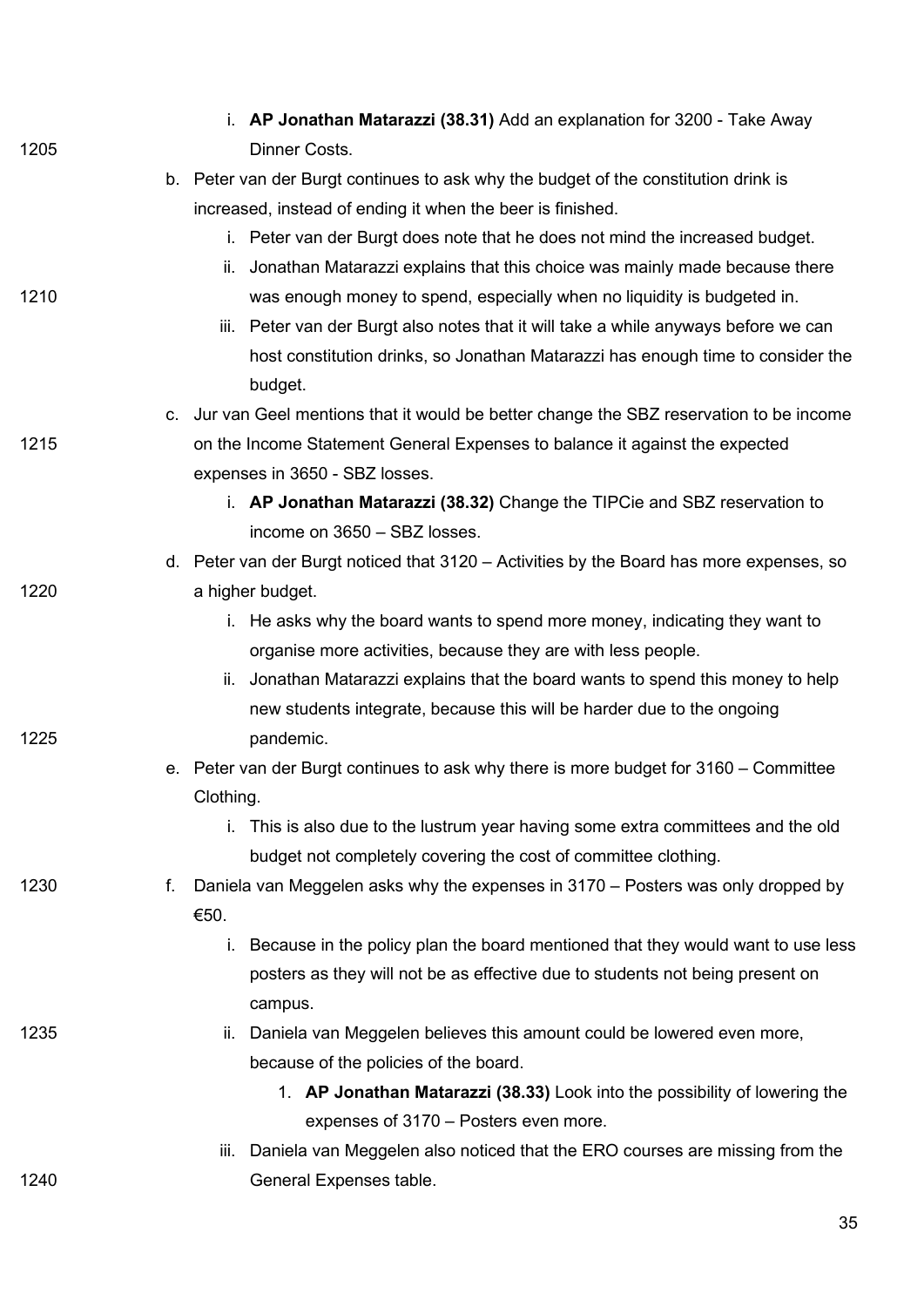i. **AP Jonathan Matarazzi (38.31)** Add an explanation for 3200 - Take Away Dinner Costs.

b. Peter van der Burgt continues to ask why the budget of the constitution drink is increased, instead of ending it when the beer is finished.
   i. Peter van der Burgt does note that he does not mind the increased budget.
   ii. Jonathan Matarazzi explains that this choice was mainly made because there was enough money to spend, especially when no liquidity is budgeted in.
   iii. Peter van der Burgt also notes that it will take a while anyways before we can host constitution drinks, so Jonathan Matarazzi has enough time to consider the budget.

c. Jur van Geel mentions that it would be better change the SBZ reservation to be income on the Income Statement General Expenses to balance it against the expected expenses in 3650 - SBZ losses.
   i. **AP Jonathan Matarazzi (38.32)** Change the TIPCie and SBZ reservation to income on 3650 – SBZ losses.

d. Peter van der Burgt noticed that 3120 – Activities by the Board has more expenses, so a higher budget.
   i. He asks why the board wants to spend more money, indicating they want to organise more activities, because they are with less people.
   ii. Jonathan Matarazzi explains that the board wants to spend this money to help new students integrate, because this will be harder due to the ongoing pandemic.

e. Peter van der Burgt continues to ask why there is more budget for 3160 – Committee Clothing.
   i. This is also due to the lustrum year having some extra committees and the old budget not completely covering the cost of committee clothing.

f. Daniela van Meggelen asks why the expenses in 3170 – Posters was only dropped by €50.
   i. Because in the policy plan the board mentioned that they would want to use less posters as they will not be as effective due to students not being present on campus.
   ii. Daniela van Meggelen believes this amount could be lowered even more, because of the policies of the board.
      1. **AP Jonathan Matarazzi (38.33)** Look into the possibility of lowering the expenses of 3170 – Posters even more.
   iii. Daniela van Meggelen also noticed that the ERO courses are missing from the General Expenses table.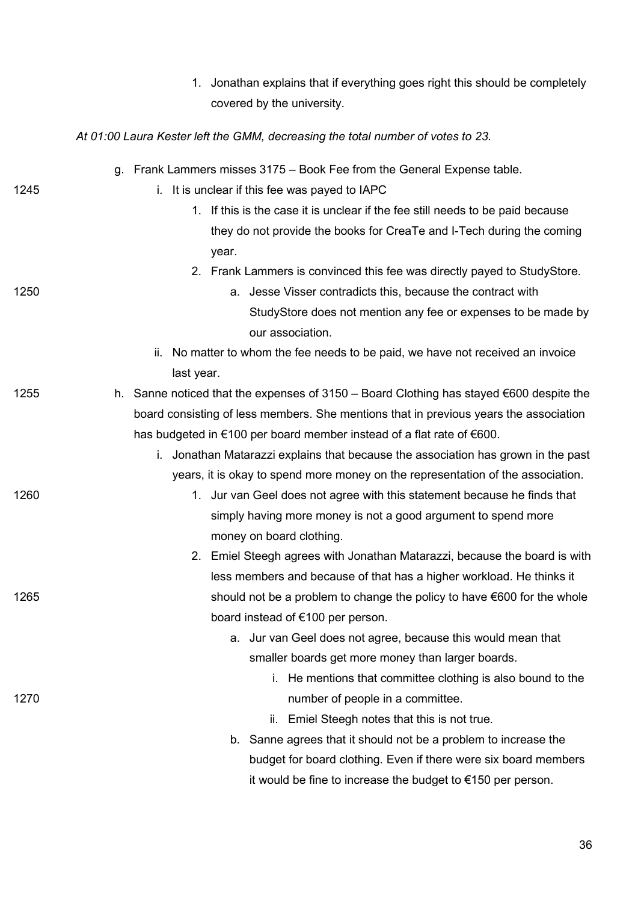1. Jonathan explains that if everything goes right this should be completely covered by the university.

*At 01:00 Laura Kester left the GMM, decreasing the total number of votes to 23.*

g. Frank Lammers misses 3175 – Book Fee from the General Expense table.
    i. It is unclear if this fee was payed to IAPC
        1. If this is the case it is unclear if the fee still needs to be paid because they do not provide the books for CreaTe and I-Tech during the coming year.
        2. Frank Lammers is convinced this fee was directly payed to StudyStore.
            a. Jesse Visser contradicts this, because the contract with StudyStore does not mention any fee or expenses to be made by our association.
    ii. No matter to whom the fee needs to be paid, we have not received an invoice last year.

h. Sanne noticed that the expenses of 3150 – Board Clothing has stayed €600 despite the board consisting of less members. She mentions that in previous years the association has budgeted in €100 per board member instead of a flat rate of €600.
    i. Jonathan Matarazzi explains that because the association has grown in the past years, it is okay to spend more money on the representation of the association.
        1. Jur van Geel does not agree with this statement because he finds that simply having more money is not a good argument to spend more money on board clothing.
        2. Emiel Steegh agrees with Jonathan Matarazzi, because the board is with less members and because of that has a higher workload. He thinks it should not be a problem to change the policy to have €600 for the whole board instead of €100 per person.
            a. Jur van Geel does not agree, because this would mean that smaller boards get more money than larger boards.
                i. He mentions that committee clothing is also bound to the number of people in a committee.
                ii. Emiel Steegh notes that this is not true.
            b. Sanne agrees that it should not be a problem to increase the budget for board clothing. Even if there were six board members it would be fine to increase the budget to €150 per person.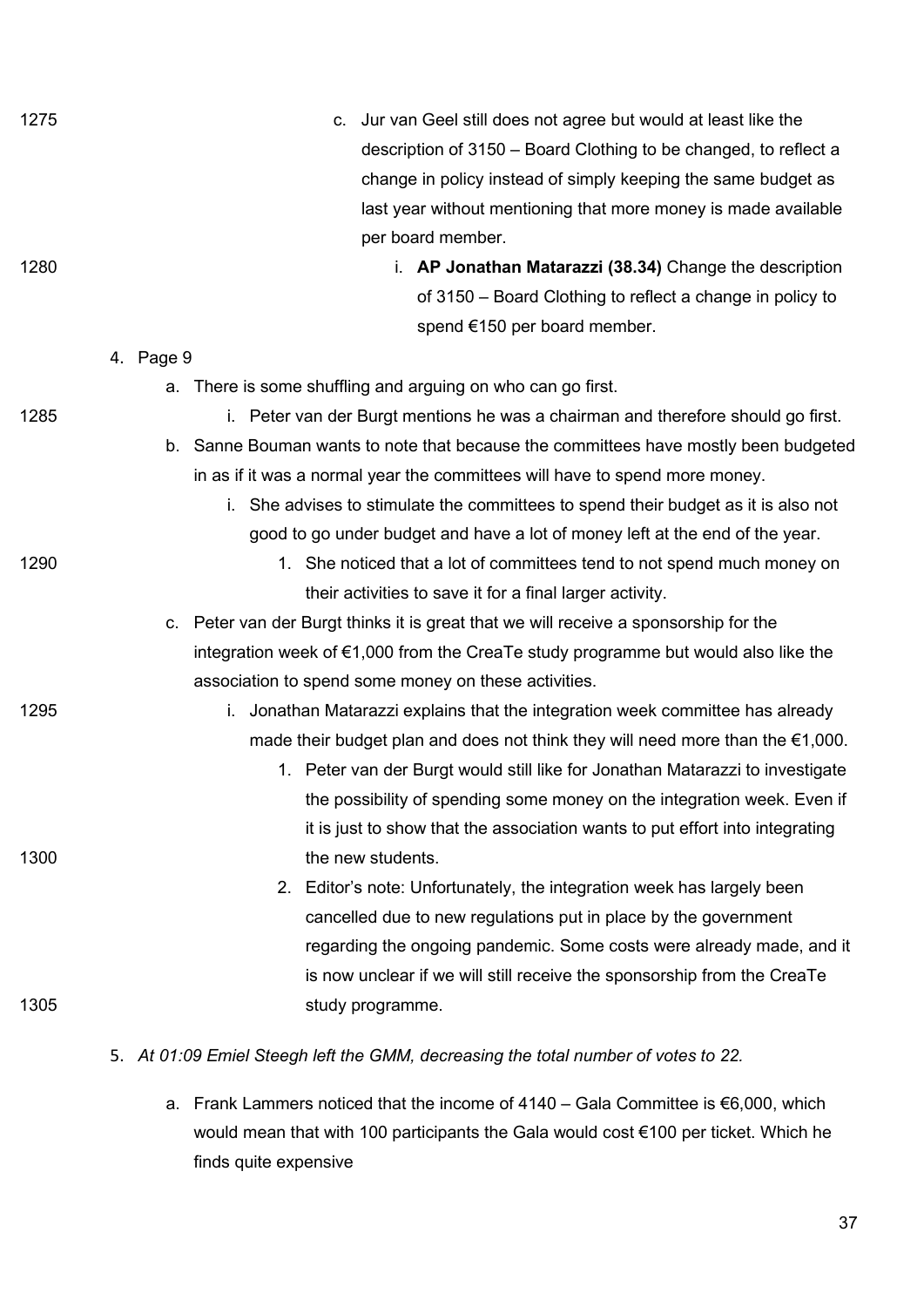c. Jur van Geel still does not agree but would at least like the description of 3150 – Board Clothing to be changed, to reflect a change in policy instead of simply keeping the same budget as last year without mentioning that more money is made available per board member.
    i. **AP Jonathan Matarazzi (38.34)** Change the description of 3150 – Board Clothing to reflect a change in policy to spend €150 per board member.

4. Page 9
    a. There is some shuffling and arguing on who can go first.
        i. Peter van der Burgt mentions he was a chairman and therefore should go first.
    b. Sanne Bouman wants to note that because the committees have mostly been budgeted in as if it was a normal year the committees will have to spend more money.
        i. She advises to stimulate the committees to spend their budget as it is also not good to go under budget and have a lot of money left at the end of the year.
            1. She noticed that a lot of committees tend to not spend much money on their activities to save it for a final larger activity.
    c. Peter van der Burgt thinks it is great that we will receive a sponsorship for the integration week of €1,000 from the CreaTe study programme but would also like the association to spend some money on these activities.
        i. Jonathan Matarazzi explains that the integration week committee has already made their budget plan and does not think they will need more than the €1,000.
            1. Peter van der Burgt would still like for Jonathan Matarazzi to investigate the possibility of spending some money on the integration week. Even if it is just to show that the association wants to put effort into integrating the new students.
            2. Editor's note: Unfortunately, the integration week has largely been cancelled due to new regulations put in place by the government regarding the ongoing pandemic. Some costs were already made, and it is now unclear if we will still receive the sponsorship from the CreaTe study programme.

5. *At 01:09 Emiel Steegh left the GMM, decreasing the total number of votes to 22.*
    a. Frank Lammers noticed that the income of 4140 – Gala Committee is €6,000, which would mean that with 100 participants the Gala would cost €100 per ticket. Which he finds quite expensive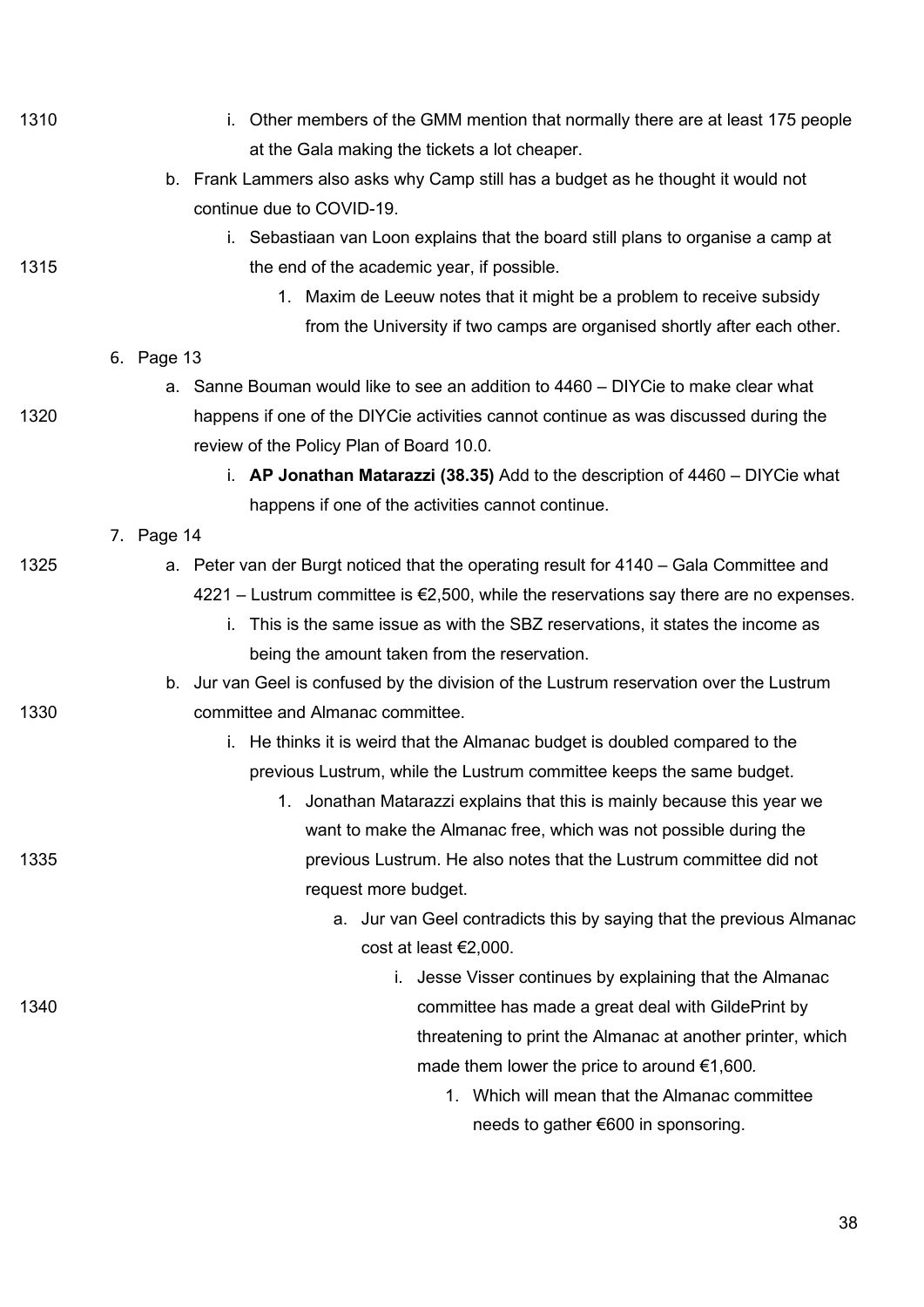i. Other members of the GMM mention that normally there are at least 175 people at the Gala making the tickets a lot cheaper.

    b. Frank Lammers also asks why Camp still has a budget as he thought it would not continue due to COVID-19.

        i. Sebastiaan van Loon explains that the board still plans to organise a camp at the end of the academic year, if possible.

            1. Maxim de Leeuw notes that it might be a problem to receive subsidy from the University if two camps are organised shortly after each other.

6. Page 13

    a. Sanne Bouman would like to see an addition to 4460 – DIYCie to make clear what happens if one of the DIYCie activities cannot continue as was discussed during the review of the Policy Plan of Board 10.0.

        i. **AP Jonathan Matarazzi (38.35)** Add to the description of 4460 – DIYCie what happens if one of the activities cannot continue.

7. Page 14

    a. Peter van der Burgt noticed that the operating result for 4140 – Gala Committee and 4221 – Lustrum committee is €2,500, while the reservations say there are no expenses.

        i. This is the same issue as with the SBZ reservations, it states the income as being the amount taken from the reservation.

    b. Jur van Geel is confused by the division of the Lustrum reservation over the Lustrum committee and Almanac committee.

        i. He thinks it is weird that the Almanac budget is doubled compared to the previous Lustrum, while the Lustrum committee keeps the same budget.

            1. Jonathan Matarazzi explains that this is mainly because this year we want to make the Almanac free, which was not possible during the previous Lustrum. He also notes that the Lustrum committee did not request more budget.

                a. Jur van Geel contradicts this by saying that the previous Almanac cost at least €2,000.

                    i. Jesse Visser continues by explaining that the Almanac committee has made a great deal with GildePrint by threatening to print the Almanac at another printer, which made them lower the price to around €1,600.

                        1. Which will mean that the Almanac committee needs to gather €600 in sponsoring.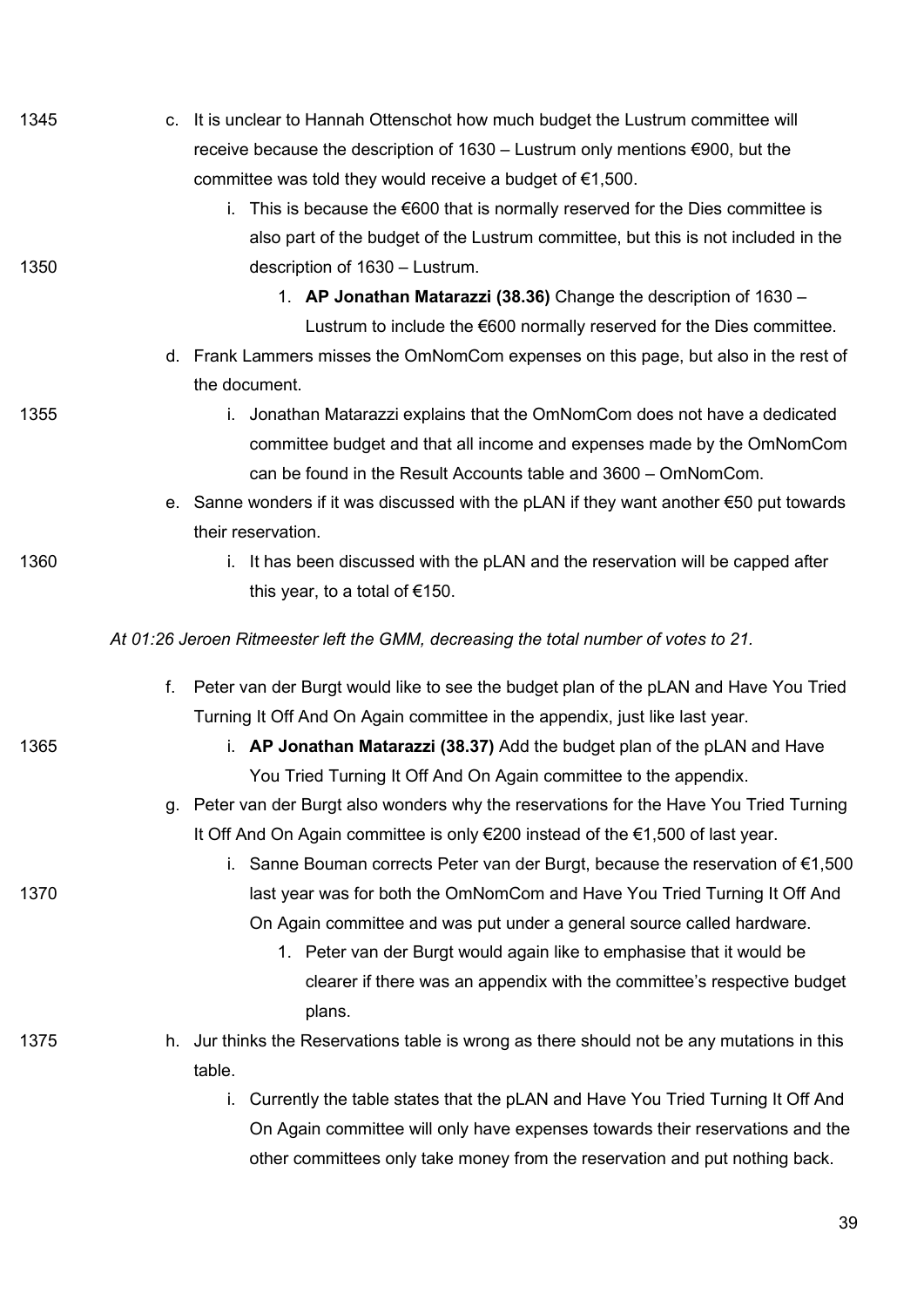c. It is unclear to Hannah Ottenschot how much budget the Lustrum committee will receive because the description of 1630 – Lustrum only mentions €900, but the committee was told they would receive a budget of €1,500.
    i. This is because the €600 that is normally reserved for the Dies committee is also part of the budget of the Lustrum committee, but this is not included in the description of 1630 – Lustrum.
        1. **AP Jonathan Matarazzi (38.36)** Change the description of 1630 – Lustrum to include the €600 normally reserved for the Dies committee.

d. Frank Lammers misses the OmNomCom expenses on this page, but also in the rest of the document.
    i. Jonathan Matarazzi explains that the OmNomCom does not have a dedicated committee budget and that all income and expenses made by the OmNomCom can be found in the Result Accounts table and 3600 – OmNomCom.

e. Sanne wonders if it was discussed with the pLAN if they want another €50 put towards their reservation.
    i. It has been discussed with the pLAN and the reservation will be capped after this year, to a total of €150.

*At 01:26 Jeroen Ritmeester left the GMM, decreasing the total number of votes to 21.*

f. Peter van der Burgt would like to see the budget plan of the pLAN and Have You Tried Turning It Off And On Again committee in the appendix, just like last year.
    i. **AP Jonathan Matarazzi (38.37)** Add the budget plan of the pLAN and Have You Tried Turning It Off And On Again committee to the appendix.

g. Peter van der Burgt also wonders why the reservations for the Have You Tried Turning It Off And On Again committee is only €200 instead of the €1,500 of last year.
    i. Sanne Bouman corrects Peter van der Burgt, because the reservation of €1,500 last year was for both the OmNomCom and Have You Tried Turning It Off And On Again committee and was put under a general source called hardware.
        1. Peter van der Burgt would again like to emphasise that it would be clearer if there was an appendix with the committee's respective budget plans.

h. Jur thinks the Reservations table is wrong as there should not be any mutations in this table.
    i. Currently the table states that the pLAN and Have You Tried Turning It Off And On Again committee will only have expenses towards their reservations and the other committees only take money from the reservation and put nothing back.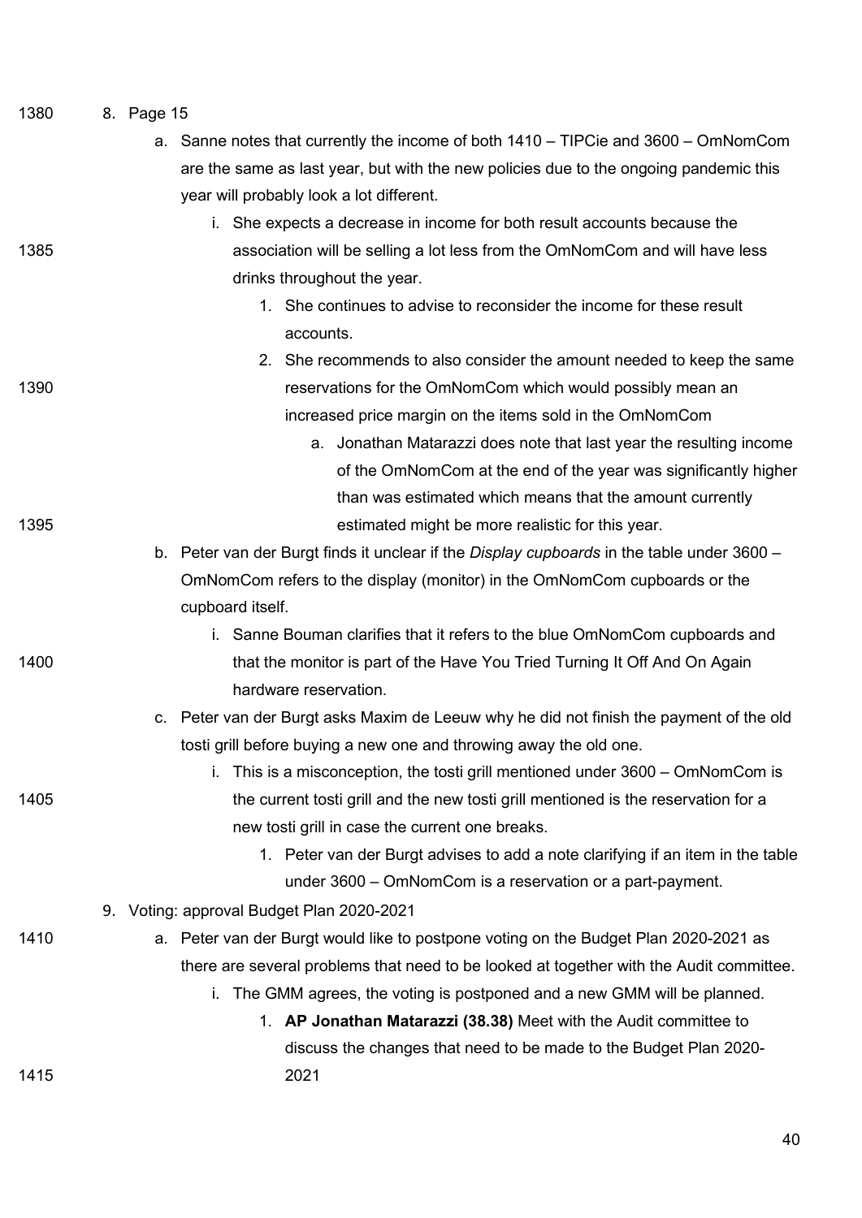8. Page 15
    a. Sanne notes that currently the income of both 1410 – TIPCie and 3600 – OmNomCom are the same as last year, but with the new policies due to the ongoing pandemic this year will probably look a lot different.
        i. She expects a decrease in income for both result accounts because the association will be selling a lot less from the OmNomCom and will have less drinks throughout the year.
            1. She continues to advise to reconsider the income for these result accounts.
            2. She recommends to also consider the amount needed to keep the same reservations for the OmNomCom which would possibly mean an increased price margin on the items sold in the OmNomCom
                a. Jonathan Matarazzi does note that last year the resulting income of the OmNomCom at the end of the year was significantly higher than was estimated which means that the amount currently estimated might be more realistic for this year.
    b. Peter van der Burgt finds it unclear if the *Display cupboards* in the table under 3600 – OmNomCom refers to the display (monitor) in the OmNomCom cupboards or the cupboard itself.
        i. Sanne Bouman clarifies that it refers to the blue OmNomCom cupboards and that the monitor is part of the Have You Tried Turning It Off And On Again hardware reservation.
    c. Peter van der Burgt asks Maxim de Leeuw why he did not finish the payment of the old tosti grill before buying a new one and throwing away the old one.
        i. This is a misconception, the tosti grill mentioned under 3600 – OmNomCom is the current tosti grill and the new tosti grill mentioned is the reservation for a new tosti grill in case the current one breaks.
            1. Peter van der Burgt advises to add a note clarifying if an item in the table under 3600 – OmNomCom is a reservation or a part-payment.
9. Voting: approval Budget Plan 2020-2021
    a. Peter van der Burgt would like to postpone voting on the Budget Plan 2020-2021 as there are several problems that need to be looked at together with the Audit committee.
        i. The GMM agrees, the voting is postponed and a new GMM will be planned.
            1. **AP Jonathan Matarazzi (38.38)** Meet with the Audit committee to discuss the changes that need to be made to the Budget Plan 2020-2021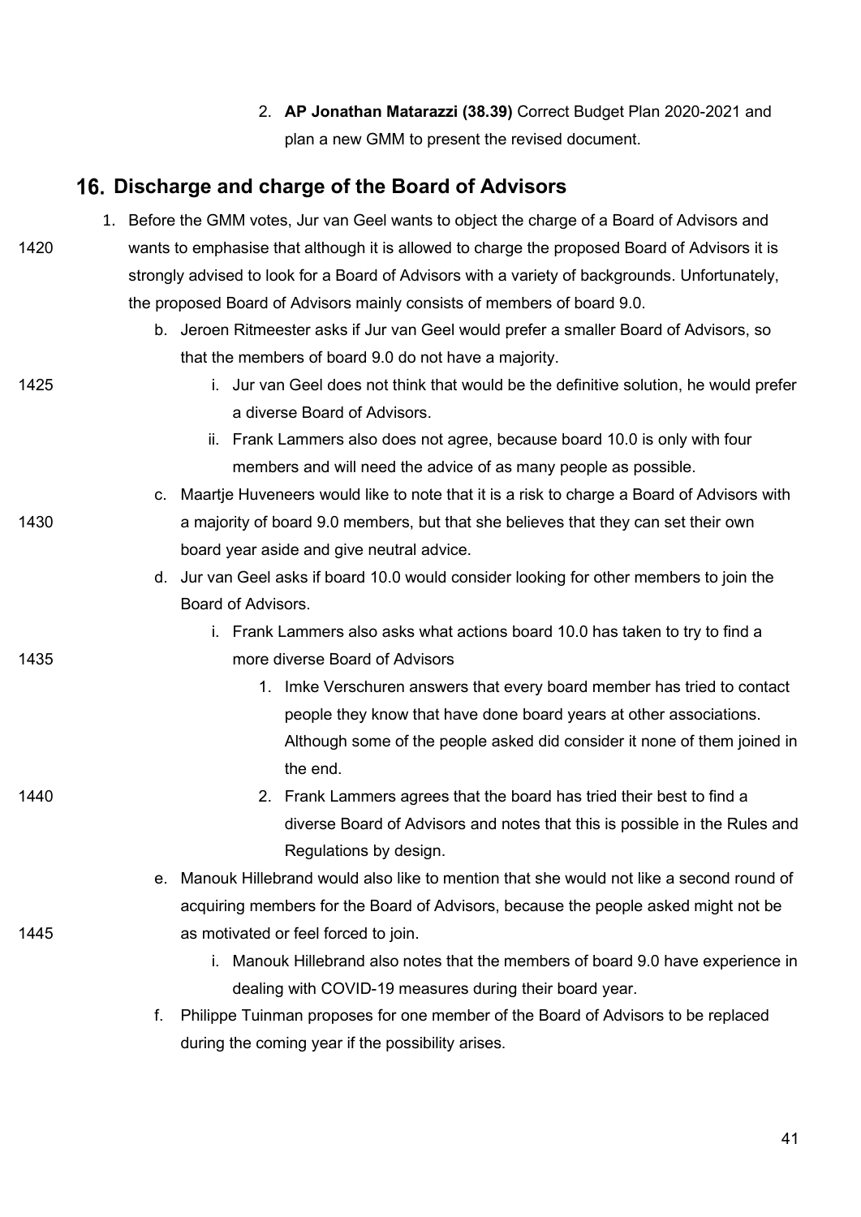2. **AP Jonathan Matarazzi (38.39)** Correct Budget Plan 2020-2021 and plan a new GMM to present the revised document.

## 16. Discharge and charge of the Board of Advisors

1. Before the GMM votes, Jur van Geel wants to object the charge of a Board of Advisors and wants to emphasise that although it is allowed to charge the proposed Board of Advisors it is strongly advised to look for a Board of Advisors with a variety of backgrounds. Unfortunately, the proposed Board of Advisors mainly consists of members of board 9.0.
   - b. Jeroen Ritmeester asks if Jur van Geel would prefer a smaller Board of Advisors, so that the members of board 9.0 do not have a majority.
     - i. Jur van Geel does not think that would be the definitive solution, he would prefer a diverse Board of Advisors.
     - ii. Frank Lammers also does not agree, because board 10.0 is only with four members and will need the advice of as many people as possible.
   - c. Maartje Huveneers would like to note that it is a risk to charge a Board of Advisors with a majority of board 9.0 members, but that she believes that they can set their own board year aside and give neutral advice.
   - d. Jur van Geel asks if board 10.0 would consider looking for other members to join the Board of Advisors.
     - i. Frank Lammers also asks what actions board 10.0 has taken to try to find a more diverse Board of Advisors
       1. Imke Verschuren answers that every board member has tried to contact people they know that have done board years at other associations. Although some of the people asked did consider it none of them joined in the end.
       2. Frank Lammers agrees that the board has tried their best to find a diverse Board of Advisors and notes that this is possible in the Rules and Regulations by design.
   - e. Manouk Hillebrand would also like to mention that she would not like a second round of acquiring members for the Board of Advisors, because the people asked might not be as motivated or feel forced to join.
     - i. Manouk Hillebrand also notes that the members of board 9.0 have experience in dealing with COVID-19 measures during their board year.
   - f. Philippe Tuinman proposes for one member of the Board of Advisors to be replaced during the coming year if the possibility arises.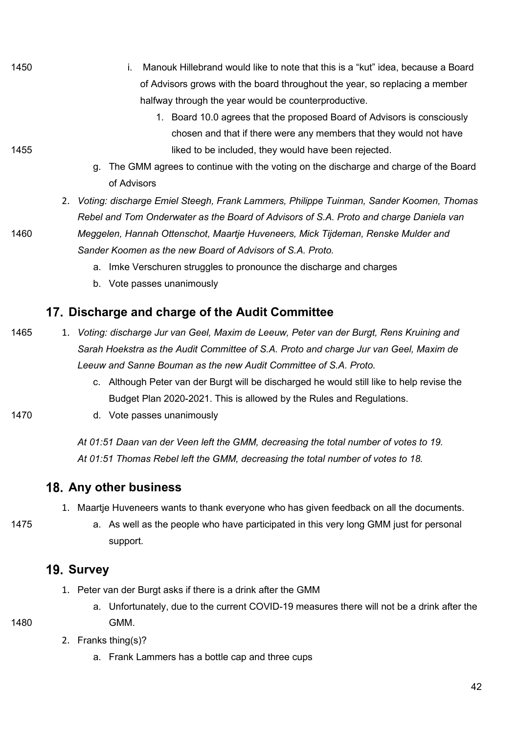i. Manouk Hillebrand would like to note that this is a "kut" idea, because a Board of Advisors grows with the board throughout the year, so replacing a member halfway through the year would be counterproductive.
   1. Board 10.0 agrees that the proposed Board of Advisors is consciously chosen and that if there were any members that they would not have liked to be included, they would have been rejected.

g. The GMM agrees to continue with the voting on the discharge and charge of the Board of Advisors

2. *Voting: discharge Emiel Steegh, Frank Lammers, Philippe Tuinman, Sander Koomen, Thomas Rebel and Tom Onderwater as the Board of Advisors of S.A. Proto and charge Daniela van Meggelen, Hannah Ottenschot, Maartje Huveneers, Mick Tijdeman, Renske Mulder and Sander Koomen as the new Board of Advisors of S.A. Proto.*
   a. Imke Verschuren struggles to pronounce the discharge and charges
   b. Vote passes unanimously

## 17. Discharge and charge of the Audit Committee

1. *Voting: discharge Jur van Geel, Maxim de Leeuw, Peter van der Burgt, Rens Kruining and Sarah Hoekstra as the Audit Committee of S.A. Proto and charge Jur van Geel, Maxim de Leeuw and Sanne Bouman as the new Audit Committee of S.A. Proto.*
   c. Although Peter van der Burgt will be discharged he would still like to help revise the Budget Plan 2020-2021. This is allowed by the Rules and Regulations.
   d. Vote passes unanimously

*At 01:51 Daan van der Veen left the GMM, decreasing the total number of votes to 19.*
*At 01:51 Thomas Rebel left the GMM, decreasing the total number of votes to 18.*

## 18. Any other business

1. Maartje Huveneers wants to thank everyone who has given feedback on all the documents.
   a. As well as the people who have participated in this very long GMM just for personal support.

## 19. Survey

1. Peter van der Burgt asks if there is a drink after the GMM
   a. Unfortunately, due to the current COVID-19 measures there will not be a drink after the GMM.
2. Franks thing(s)?
   a. Frank Lammers has a bottle cap and three cups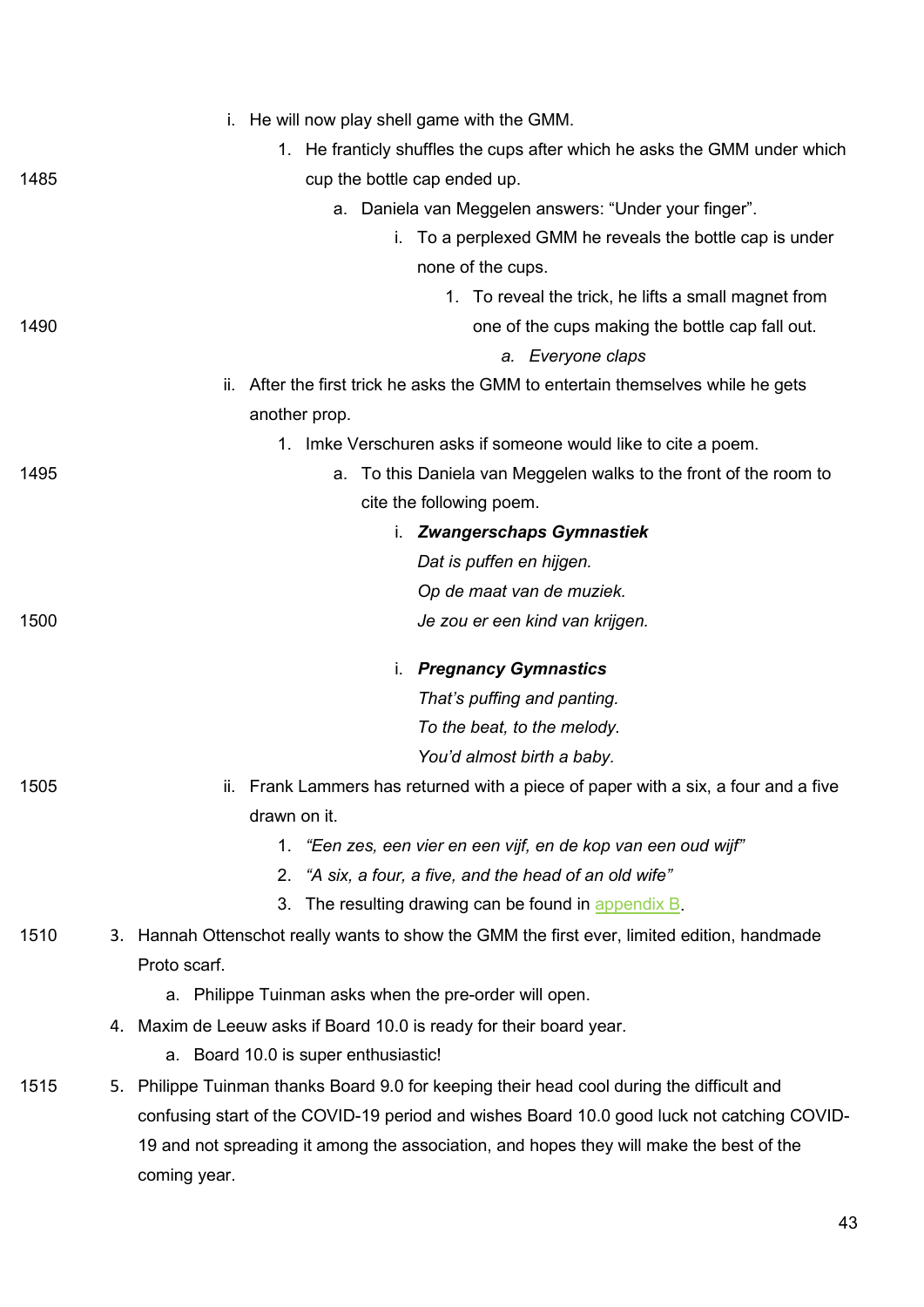i. He will now play shell game with the GMM.
    1. He franticly shuffles the cups after which he asks the GMM under which cup the bottle cap ended up.
        a. Daniela van Meggelen answers: "Under your finger".
            i. To a perplexed GMM he reveals the bottle cap is under none of the cups.
                1. To reveal the trick, he lifts a small magnet from one of the cups making the bottle cap fall out.
                    a. *Everyone claps*

ii. After the first trick he asks the GMM to entertain themselves while he gets another prop.
    1. Imke Verschuren asks if someone would like to cite a poem.
        a. To this Daniela van Meggelen walks to the front of the room to cite the following poem.
            i. ***Zwangerschaps Gymnastiek***
               *Dat is puffen en hijgen.*
               *Op de maat van de muziek.*
               *Je zou er een kind van krijgen.*

            i. ***Pregnancy Gymnastics***
               *That's puffing and panting.*
               *To the beat, to the melody.*
               *You'd almost birth a baby.*

ii. Frank Lammers has returned with a piece of paper with a six, a four and a five drawn on it.
    1. *"Een zes, een vier en een vijf, en de kop van een oud wijf"*
    2. *"A six, a four, a five, and the head of an old wife"*
    3. The resulting drawing can be found in appendix B.

3. Hannah Ottenschot really wants to show the GMM the first ever, limited edition, handmade Proto scarf.
    a. Philippe Tuinman asks when the pre-order will open.
4. Maxim de Leeuw asks if Board 10.0 is ready for their board year.
    a. Board 10.0 is super enthusiastic!
5. Philippe Tuinman thanks Board 9.0 for keeping their head cool during the difficult and confusing start of the COVID-19 period and wishes Board 10.0 good luck not catching COVID-19 and not spreading it among the association, and hopes they will make the best of the coming year.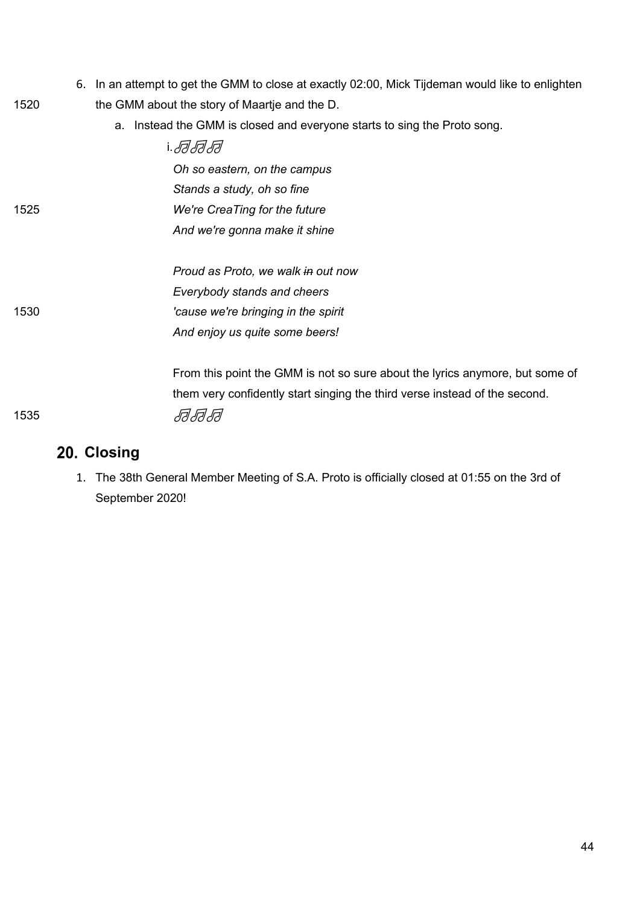6. In an attempt to get the GMM to close at exactly 02:00, Mick Tijdeman would like to enlighten the GMM about the story of Maartje and the D.
   a. Instead the GMM is closed and everyone starts to sing the Proto song.
      i. ♬♬♬

         *Oh so eastern, on the campus*
         *Stands a study, oh so fine*
         *We're CreaTing for the future*
         *And we're gonna make it shine*

         *Proud as Proto, we walk ~~in~~ out now*
         *Everybody stands and cheers*
         *'cause we're bringing in the spirit*
         *And enjoy us quite some beers!*

         From this point the GMM is not so sure about the lyrics anymore, but some of them very confidently start singing the third verse instead of the second.
         ♬♬♬

## 20. Closing

1. The 38th General Member Meeting of S.A. Proto is officially closed at 01:55 on the 3rd of September 2020!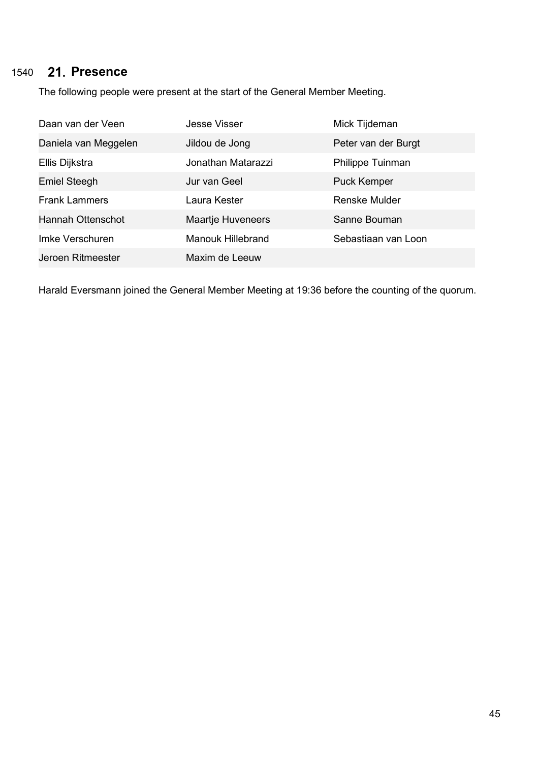## 21. Presence

The following people were present at the start of the General Member Meeting.

| | | |
|---|---|---|
| Daan van der Veen | Jesse Visser | Mick Tijdeman |
| Daniela van Meggelen | Jildou de Jong | Peter van der Burgt |
| Ellis Dijkstra | Jonathan Matarazzi | Philippe Tuinman |
| Emiel Steegh | Jur van Geel | Puck Kemper |
| Frank Lammers | Laura Kester | Renske Mulder |
| Hannah Ottenschot | Maartje Huveneers | Sanne Bouman |
| Imke Verschuren | Manouk Hillebrand | Sebastiaan van Loon |
| Jeroen Ritmeester | Maxim de Leeuw | |

Harald Eversmann joined the General Member Meeting at 19:36 before the counting of the quorum.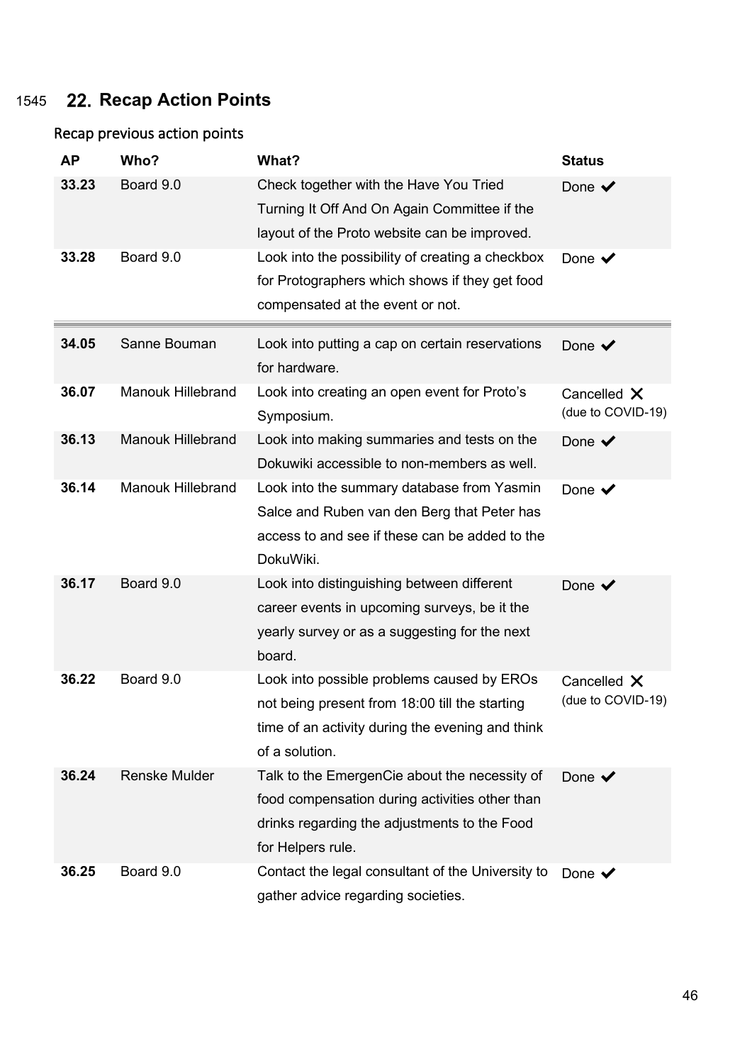## 22. Recap Action Points

### Recap previous action points

| AP | Who? | What? | Status |
|---|---|---|---|
| **33.23** | Board 9.0 | Check together with the Have You Tried Turning It Off And On Again Committee if the layout of the Proto website can be improved. | Done ✔ |
| **33.28** | Board 9.0 | Look into the possibility of creating a checkbox for Protographers which shows if they get food compensated at the event or not. | Done ✔ |
| **34.05** | Sanne Bouman | Look into putting a cap on certain reservations for hardware. | Done ✔ |
| **36.07** | Manouk Hillebrand | Look into creating an open event for Proto's Symposium. | Cancelled ✕ (due to COVID-19) |
| **36.13** | Manouk Hillebrand | Look into making summaries and tests on the Dokuwiki accessible to non-members as well. | Done ✔ |
| **36.14** | Manouk Hillebrand | Look into the summary database from Yasmin Salce and Ruben van den Berg that Peter has access to and see if these can be added to the DokuWiki. | Done ✔ |
| **36.17** | Board 9.0 | Look into distinguishing between different career events in upcoming surveys, be it the yearly survey or as a suggesting for the next board. | Done ✔ |
| **36.22** | Board 9.0 | Look into possible problems caused by EROs not being present from 18:00 till the starting time of an activity during the evening and think of a solution. | Cancelled ✕ (due to COVID-19) |
| **36.24** | Renske Mulder | Talk to the EmergenCie about the necessity of food compensation during activities other than drinks regarding the adjustments to the Food for Helpers rule. | Done ✔ |
| **36.25** | Board 9.0 | Contact the legal consultant of the University to gather advice regarding societies. | Done ✔ |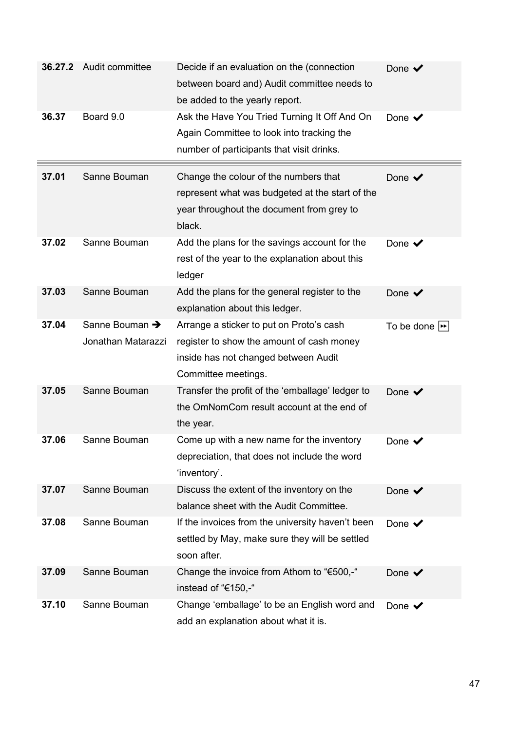| | | | |
|---|---|---|---|
| **36.27.2** | Audit committee | Decide if an evaluation on the (connection between board and) Audit committee needs to be added to the yearly report. | Done ✔ |
| **36.37** | Board 9.0 | Ask the Have You Tried Turning It Off And On Again Committee to look into tracking the number of participants that visit drinks. | Done ✔ |

| | | | |
|---|---|---|---|
| **37.01** | Sanne Bouman | Change the colour of the numbers that represent what was budgeted at the start of the year throughout the document from grey to black. | Done ✔ |
| **37.02** | Sanne Bouman | Add the plans for the savings account for the rest of the year to the explanation about this ledger | Done ✔ |
| **37.03** | Sanne Bouman | Add the plans for the general register to the explanation about this ledger. | Done ✔ |
| **37.04** | Sanne Bouman ➔ Jonathan Matarazzi | Arrange a sticker to put on Proto's cash register to show the amount of cash money inside has not changed between Audit Committee meetings. | To be done ⏩ |
| **37.05** | Sanne Bouman | Transfer the profit of the 'emballage' ledger to the OmNomCom result account at the end of the year. | Done ✔ |
| **37.06** | Sanne Bouman | Come up with a new name for the inventory depreciation, that does not include the word 'inventory'. | Done ✔ |
| **37.07** | Sanne Bouman | Discuss the extent of the inventory on the balance sheet with the Audit Committee. | Done ✔ |
| **37.08** | Sanne Bouman | If the invoices from the university haven't been settled by May, make sure they will be settled soon after. | Done ✔ |
| **37.09** | Sanne Bouman | Change the invoice from Athom to "€500,-" instead of "€150,-" | Done ✔ |
| **37.10** | Sanne Bouman | Change 'emballage' to be an English word and add an explanation about what it is. | Done ✔ |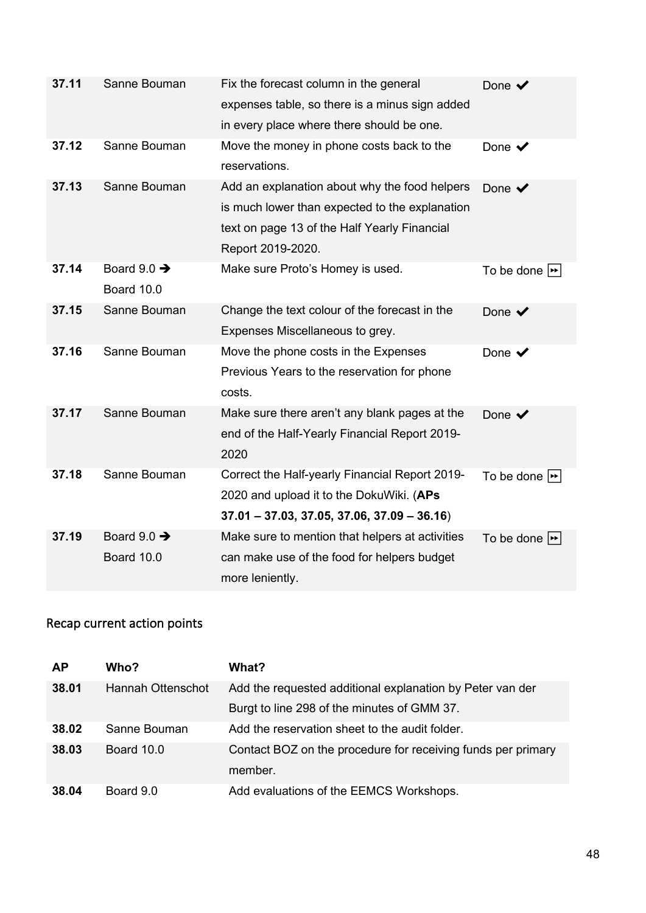| | | | |
|---|---|---|---|
| **37.11** | Sanne Bouman | Fix the forecast column in the general expenses table, so there is a minus sign added in every place where there should be one. | Done ✔ |
| **37.12** | Sanne Bouman | Move the money in phone costs back to the reservations. | Done ✔ |
| **37.13** | Sanne Bouman | Add an explanation about why the food helpers is much lower than expected to the explanation text on page 13 of the Half Yearly Financial Report 2019-2020. | Done ✔ |
| **37.14** | Board 9.0 ➔ Board 10.0 | Make sure Proto's Homey is used. | To be done ⏩ |
| **37.15** | Sanne Bouman | Change the text colour of the forecast in the Expenses Miscellaneous to grey. | Done ✔ |
| **37.16** | Sanne Bouman | Move the phone costs in the Expenses Previous Years to the reservation for phone costs. | Done ✔ |
| **37.17** | Sanne Bouman | Make sure there aren't any blank pages at the end of the Half-Yearly Financial Report 2019-2020 | Done ✔ |
| **37.18** | Sanne Bouman | Correct the Half-yearly Financial Report 2019-2020 and upload it to the DokuWiki. (**APs 37.01 – 37.03, 37.05, 37.06, 37.09 – 36.16**) | To be done ⏩ |
| **37.19** | Board 9.0 ➔ Board 10.0 | Make sure to mention that helpers at activities can make use of the food for helpers budget more leniently. | To be done ⏩ |

## Recap current action points

| AP | Who? | What? |
|---|---|---|
| **38.01** | Hannah Ottenschot | Add the requested additional explanation by Peter van der Burgt to line 298 of the minutes of GMM 37. |
| **38.02** | Sanne Bouman | Add the reservation sheet to the audit folder. |
| **38.03** | Board 10.0 | Contact BOZ on the procedure for receiving funds per primary member. |
| **38.04** | Board 9.0 | Add evaluations of the EEMCS Workshops. |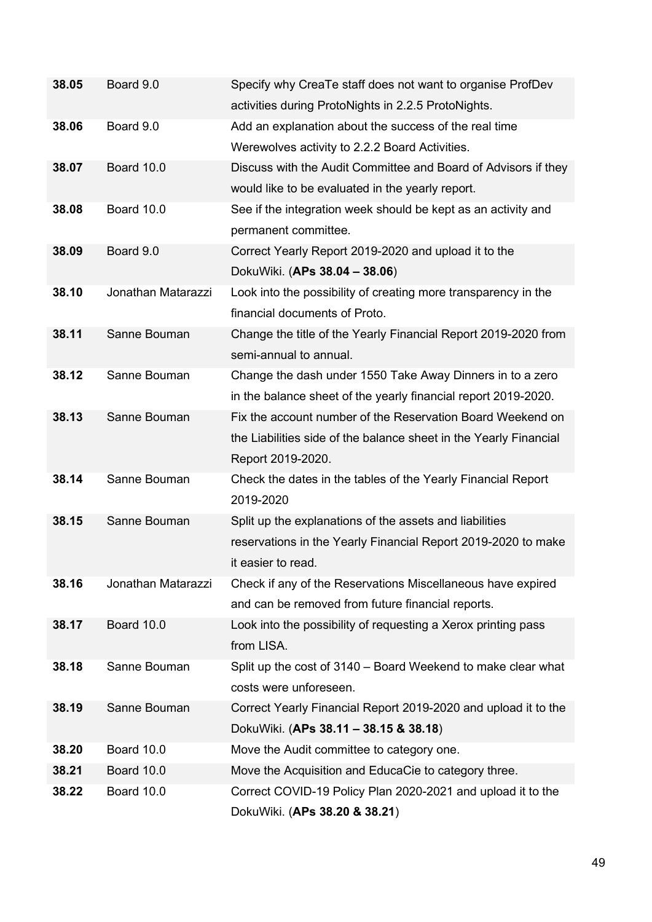| | | |
|---|---|---|
| **38.05** | Board 9.0 | Specify why CreaTe staff does not want to organise ProfDev activities during ProtoNights in 2.2.5 ProtoNights. |
| **38.06** | Board 9.0 | Add an explanation about the success of the real time Werewolves activity to 2.2.2 Board Activities. |
| **38.07** | Board 10.0 | Discuss with the Audit Committee and Board of Advisors if they would like to be evaluated in the yearly report. |
| **38.08** | Board 10.0 | See if the integration week should be kept as an activity and permanent committee. |
| **38.09** | Board 9.0 | Correct Yearly Report 2019-2020 and upload it to the DokuWiki. (**APs 38.04 – 38.06**) |
| **38.10** | Jonathan Matarazzi | Look into the possibility of creating more transparency in the financial documents of Proto. |
| **38.11** | Sanne Bouman | Change the title of the Yearly Financial Report 2019-2020 from semi-annual to annual. |
| **38.12** | Sanne Bouman | Change the dash under 1550 Take Away Dinners in to a zero in the balance sheet of the yearly financial report 2019-2020. |
| **38.13** | Sanne Bouman | Fix the account number of the Reservation Board Weekend on the Liabilities side of the balance sheet in the Yearly Financial Report 2019-2020. |
| **38.14** | Sanne Bouman | Check the dates in the tables of the Yearly Financial Report 2019-2020 |
| **38.15** | Sanne Bouman | Split up the explanations of the assets and liabilities reservations in the Yearly Financial Report 2019-2020 to make it easier to read. |
| **38.16** | Jonathan Matarazzi | Check if any of the Reservations Miscellaneous have expired and can be removed from future financial reports. |
| **38.17** | Board 10.0 | Look into the possibility of requesting a Xerox printing pass from LISA. |
| **38.18** | Sanne Bouman | Split up the cost of 3140 – Board Weekend to make clear what costs were unforeseen. |
| **38.19** | Sanne Bouman | Correct Yearly Financial Report 2019-2020 and upload it to the DokuWiki. (**APs 38.11 – 38.15 & 38.18**) |
| **38.20** | Board 10.0 | Move the Audit committee to category one. |
| **38.21** | Board 10.0 | Move the Acquisition and EducaCie to category three. |
| **38.22** | Board 10.0 | Correct COVID-19 Policy Plan 2020-2021 and upload it to the DokuWiki. (**APs 38.20 & 38.21**) |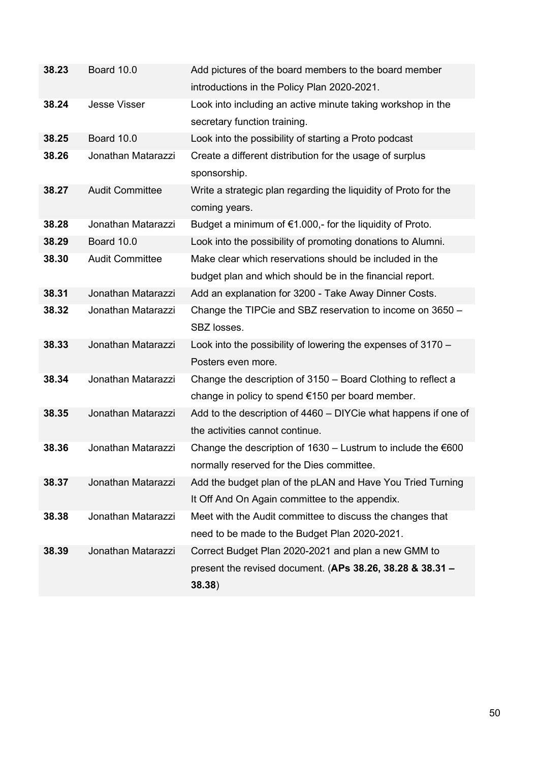| | | |
|---|---|---|
| **38.23** | Board 10.0 | Add pictures of the board members to the board member introductions in the Policy Plan 2020-2021. |
| **38.24** | Jesse Visser | Look into including an active minute taking workshop in the secretary function training. |
| **38.25** | Board 10.0 | Look into the possibility of starting a Proto podcast |
| **38.26** | Jonathan Matarazzi | Create a different distribution for the usage of surplus sponsorship. |
| **38.27** | Audit Committee | Write a strategic plan regarding the liquidity of Proto for the coming years. |
| **38.28** | Jonathan Matarazzi | Budget a minimum of €1.000,- for the liquidity of Proto. |
| **38.29** | Board 10.0 | Look into the possibility of promoting donations to Alumni. |
| **38.30** | Audit Committee | Make clear which reservations should be included in the budget plan and which should be in the financial report. |
| **38.31** | Jonathan Matarazzi | Add an explanation for 3200 - Take Away Dinner Costs. |
| **38.32** | Jonathan Matarazzi | Change the TIPCie and SBZ reservation to income on 3650 – SBZ losses. |
| **38.33** | Jonathan Matarazzi | Look into the possibility of lowering the expenses of 3170 – Posters even more. |
| **38.34** | Jonathan Matarazzi | Change the description of 3150 – Board Clothing to reflect a change in policy to spend €150 per board member. |
| **38.35** | Jonathan Matarazzi | Add to the description of 4460 – DIYCie what happens if one of the activities cannot continue. |
| **38.36** | Jonathan Matarazzi | Change the description of 1630 – Lustrum to include the €600 normally reserved for the Dies committee. |
| **38.37** | Jonathan Matarazzi | Add the budget plan of the pLAN and Have You Tried Turning It Off And On Again committee to the appendix. |
| **38.38** | Jonathan Matarazzi | Meet with the Audit committee to discuss the changes that need to be made to the Budget Plan 2020-2021. |
| **38.39** | Jonathan Matarazzi | Correct Budget Plan 2020-2021 and plan a new GMM to present the revised document. (**APs 38.26, 38.28 & 38.31 – 38.38**) |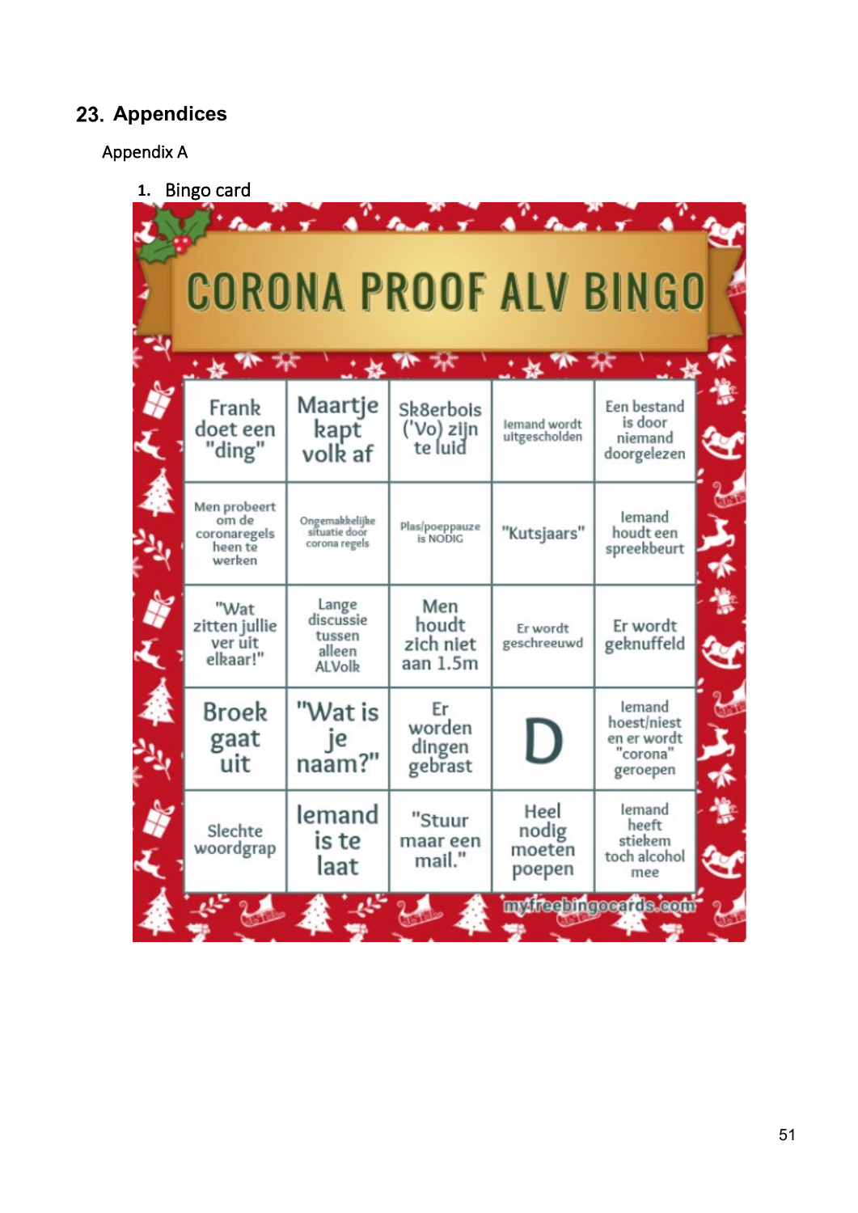## 23. Appendices

### Appendix A

1. Bingo card

# CORONA PROOF ALV BINGO

| | | | | |
|---|---|---|---|---|
| Frank doet een "ding" | Maartje kapt volk af | Sk8erbois ('Vo) zijn te luid | Iemand wordt uitgescholden | Een bestand is door niemand doorgelezen |
| Men probeert om de coronaregels heen te werken | Ongemakkelijke situatie door corona regels | Plas/poeppauze is NODIG | "Kutsjaars" | Iemand houdt een spreekbeurt |
| "Wat zitten jullie ver uit elkaar!" | Lange discussie tussen alleen ALVolk | Men houdt zich niet aan 1.5m | Er wordt geschreeuwd | Er wordt geknuffeld |
| Broek gaat uit | "Wat is je naam?" | Er worden dingen gebrast | D | Iemand hoest/niest en er wordt "corona" geroepen |
| Slechte woordgrap | Iemand is te laat | "Stuur maar een mail." | Heel nodig moeten poepen | Iemand heeft stiekem toch alcohol mee |

myfreebingocards.com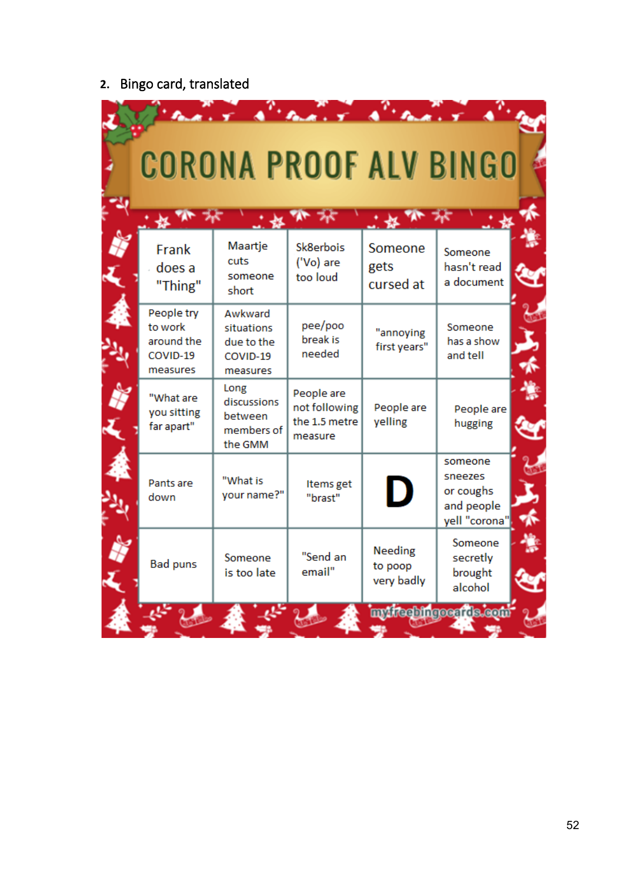2. Bingo card, translated

# CORONA PROOF ALV BINGO

| | | | | |
|---|---|---|---|---|
| Frank does a "Thing" | Maartje cuts someone short | Sk8erbois ('Vo) are too loud | Someone gets cursed at | Someone hasn't read a document |
| People try to work around the COVID-19 measures | Awkward situations due to the COVID-19 measures | pee/poo break is needed | "annoying first years" | Someone has a show and tell |
| "What are you sitting far apart" | Long discussions between members of the GMM | People are not following the 1.5 metre measure | People are yelling | People are hugging |
| Pants are down | "What is your name?" | Items get "brast" | D | someone sneezes or coughs and people yell "corona" |
| Bad puns | Someone is too late | "Send an email" | Needing to poop very badly | Someone secretly brought alcohol |

myfreebingocards.com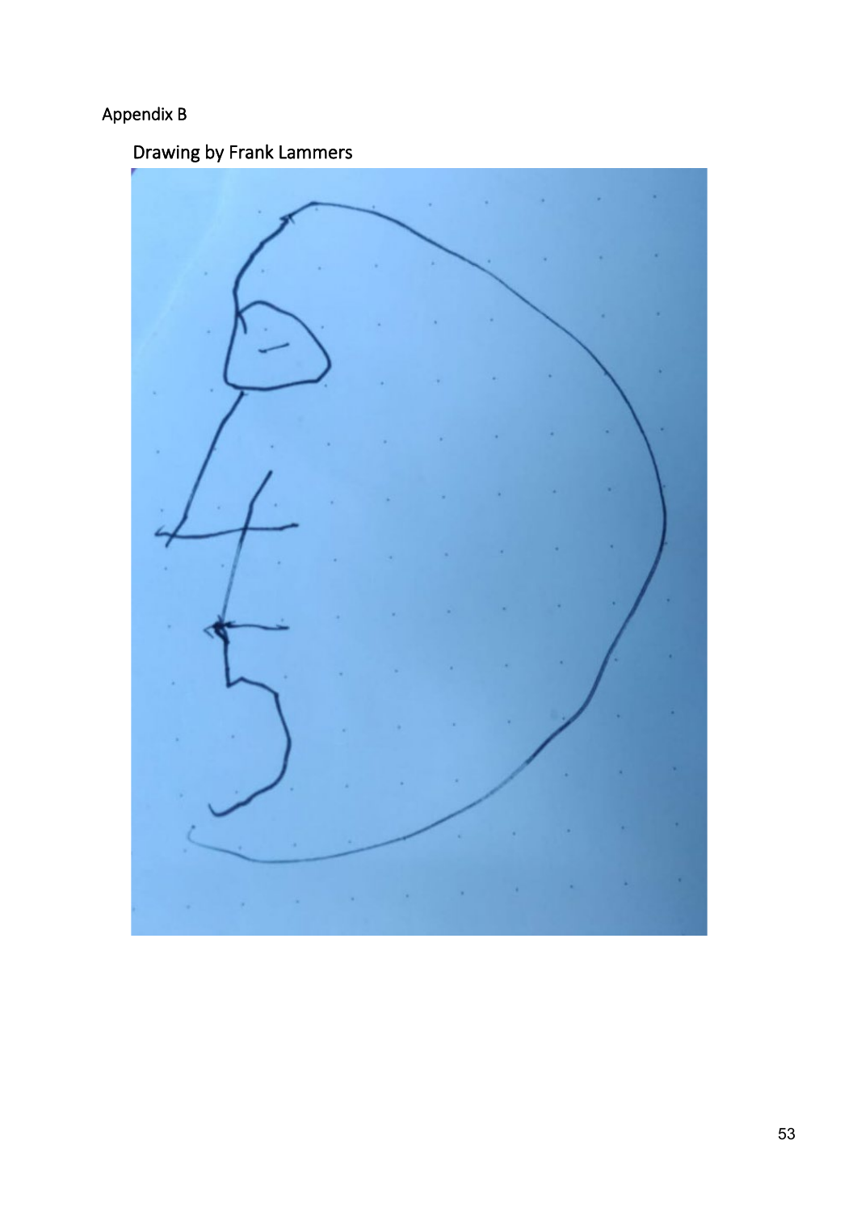Appendix B

Drawing by Frank Lammers